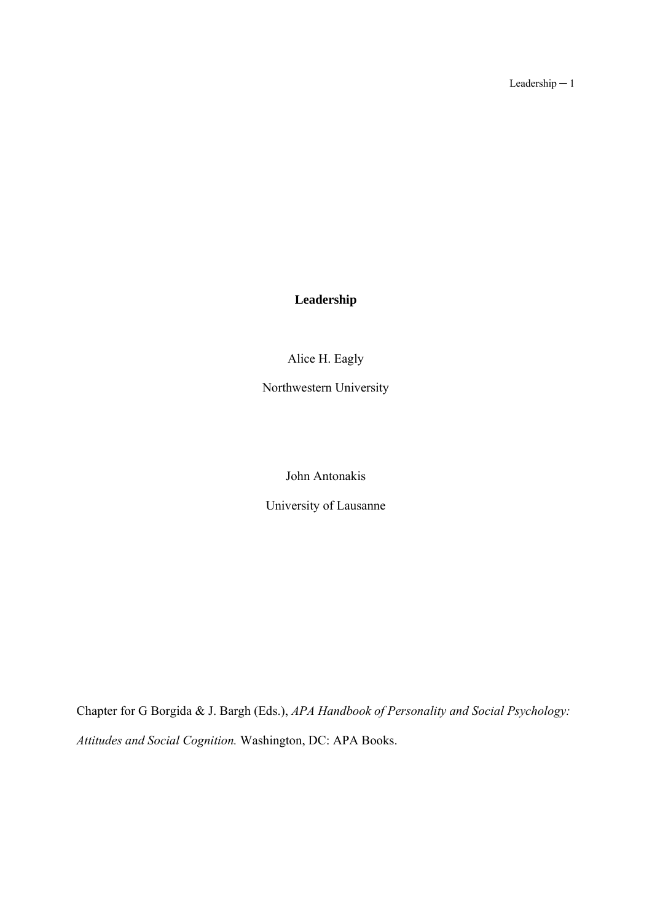# Leadership

Alice H. Eagly

Northwestern University

John Antonakis

University of Lausanne

Chapter for G Borgida & J. Bargh (Eds.), *APA Handbook of Personality and Social Psychology: Attitudes and Social Cognition.* Washington, DC: APA Books.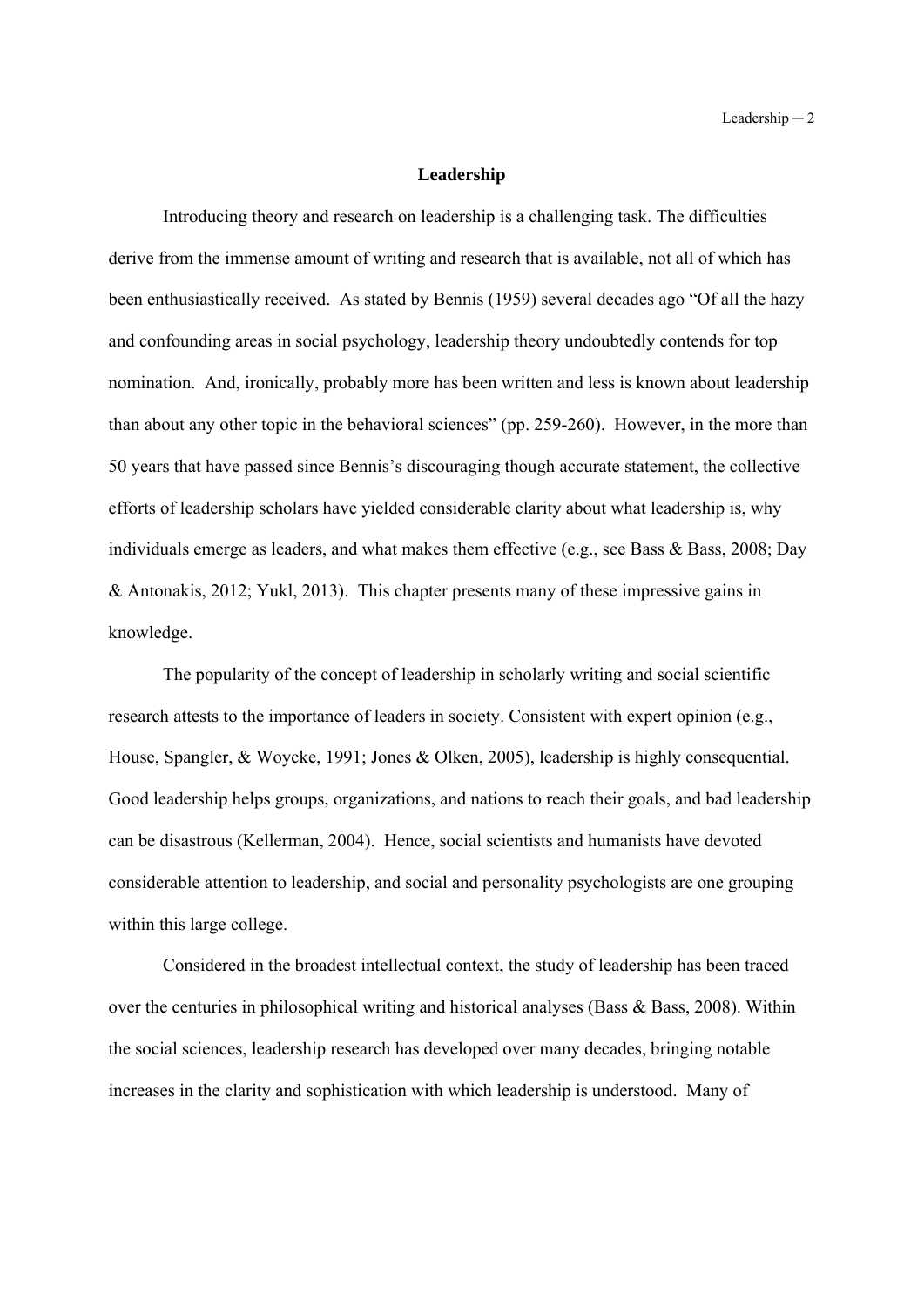# Leadership

Introducing theory and research on leadership is a challenging task. The difficulties derive from the immense amount of writing and research that is available, not all of which has been enthusiastically received. As stated by Bennis (1959) several decades ago "Of all the hazy and confounding areas in social psychology, leadership theory undoubtedly contends for top nomination. And, ironically, probably more has been written and less is known about leadership than about any other topic in the behavioral sciences" (pp. 259-260). However, in the more than 50 years that have passed since Bennis's discouraging though accurate statement, the collective efforts of leadership scholars have yielded considerable clarity about what leadership is, why individuals emerge as leaders, and what makes them effective (e.g., see Bass & Bass, 2008; Day & Antonakis, 2012; Yukl, 2013). This chapter presents many of these impressive gains in knowledge.

The popularity of the concept of leadership in scholarly writing and social scientific research attests to the importance of leaders in society. Consistent with expert opinion (e.g., House, Spangler, & Woycke, 1991; Jones & Olken, 2005), leadership is highly consequential. Good leadership helps groups, organizations, and nations to reach their goals, and bad leadership can be disastrous (Kellerman, 2004). Hence, social scientists and humanists have devoted considerable attention to leadership, and social and personality psychologists are one grouping within this large college.

Considered in the broadest intellectual context, the study of leadership has been traced over the centuries in philosophical writing and historical analyses (Bass & Bass, 2008). Within the social sciences, leadership research has developed over many decades, bringing notable increases in the clarity and sophistication with which leadership is understood. Many of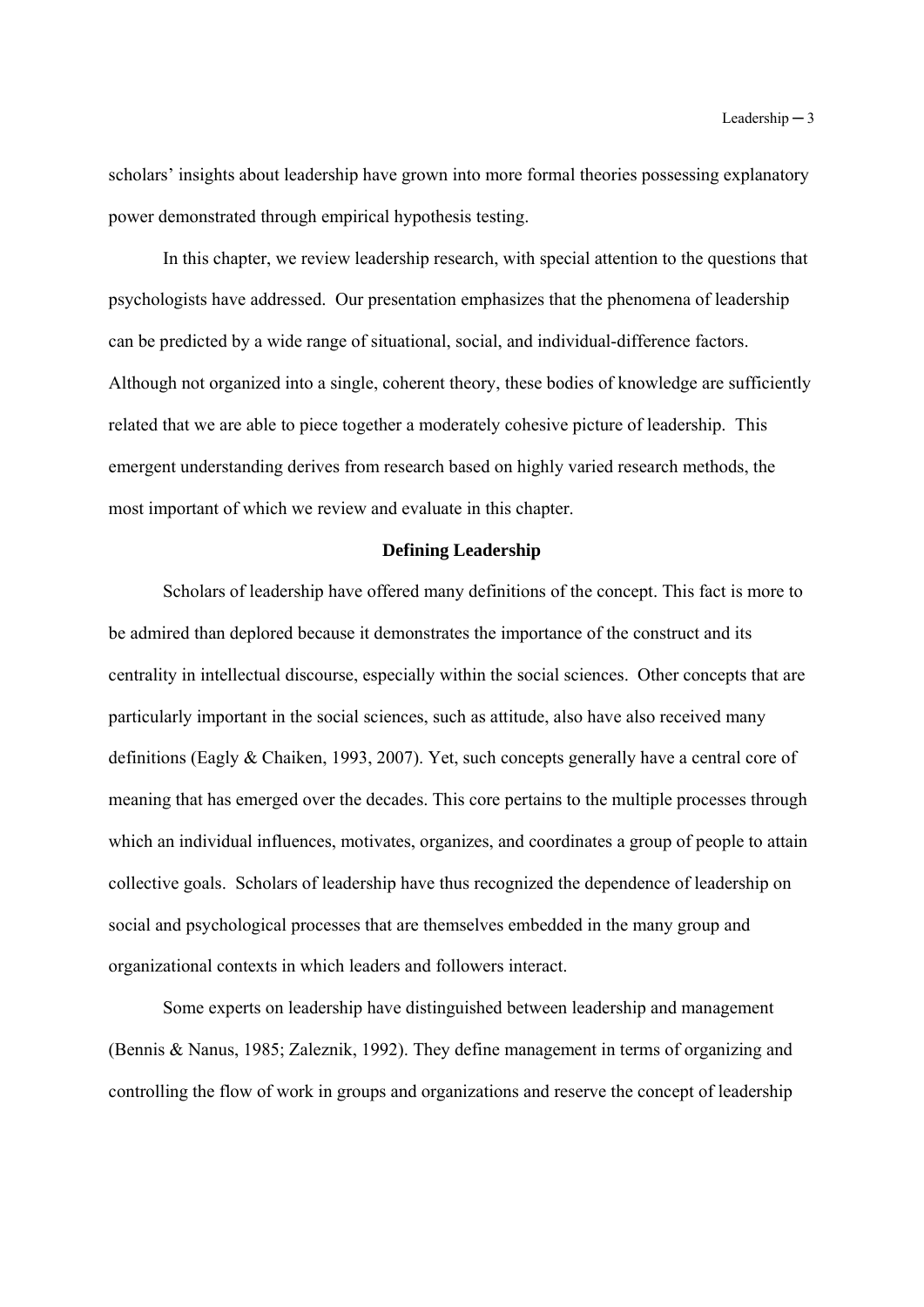scholars' insights about leadership have grown into more formal theories possessing explanatory power demonstrated through empirical hypothesis testing.

In this chapter, we review leadership research, with special attention to the questions that psychologists have addressed. Our presentation emphasizes that the phenomena of leadership can be predicted by a wide range of situational, social, and individual-difference factors. Although not organized into a single, coherent theory, these bodies of knowledge are sufficiently related that we are able to piece together a moderately cohesive picture of leadership. This emergent understanding derives from research based on highly varied research methods, the most important of which we review and evaluate in this chapter.

## Defining Leadership

Scholars of leadership have offered many definitions of the concept. This fact is more to be admired than deplored because it demonstrates the importance of the construct and its centrality in intellectual discourse, especially within the social sciences. Other concepts that are particularly important in the social sciences, such as attitude, also have also received many definitions (Eagly & Chaiken, 1993, 2007). Yet, such concepts generally have a central core of meaning that has emerged over the decades. This core pertains to the multiple processes through which an individual influences, motivates, organizes, and coordinates a group of people to attain collective goals. Scholars of leadership have thus recognized the dependence of leadership on social and psychological processes that are themselves embedded in the many group and organizational contexts in which leaders and followers interact.

Some experts on leadership have distinguished between leadership and management (Bennis & Nanus, 1985; Zaleznik, 1992). They define management in terms of organizing and controlling the flow of work in groups and organizations and reserve the concept of leadership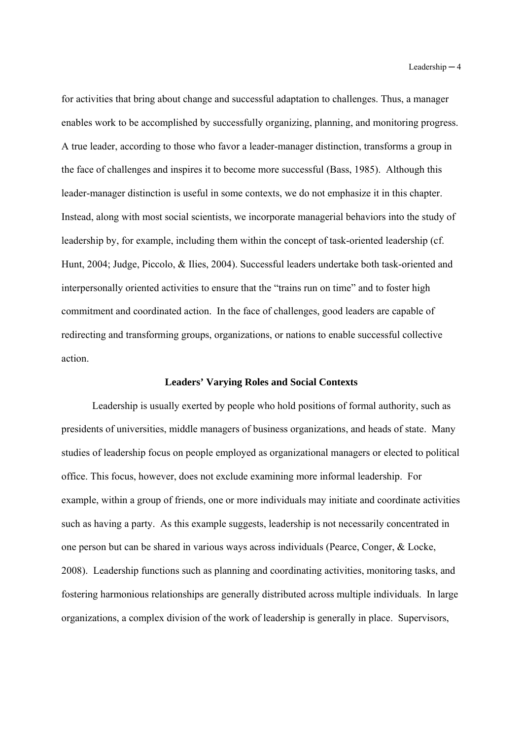for activities that bring about change and successful adaptation to challenges. Thus, a manager enables work to be accomplished by successfully organizing, planning, and monitoring progress. A true leader, according to those who favor a leader-manager distinction, transforms a group in the face of challenges and inspires it to become more successful (Bass, 1985). Although this leader-manager distinction is useful in some contexts, we do not emphasize it in this chapter. Instead, along with most social scientists, we incorporate managerial behaviors into the study of leadership by, for example, including them within the concept of task-oriented leadership (cf. Hunt, 2004; Judge, Piccolo, & Ilies, 2004). Successful leaders undertake both task-oriented and interpersonally oriented activities to ensure that the "trains run on time" and to foster high commitment and coordinated action. In the face of challenges, good leaders are capable of redirecting and transforming groups, organizations, or nations to enable successful collective action.

## Leaders' Varying Roles and Social Contexts

Leadership is usually exerted by people who hold positions of formal authority, such as presidents of universities, middle managers of business organizations, and heads of state. Many studies of leadership focus on people employed as organizational managers or elected to political office. This focus, however, does not exclude examining more informal leadership. For example, within a group of friends, one or more individuals may initiate and coordinate activities such as having a party. As this example suggests, leadership is not necessarily concentrated in one person but can be shared in various ways across individuals (Pearce, Conger, & Locke, 2008). Leadership functions such as planning and coordinating activities, monitoring tasks, and fostering harmonious relationships are generally distributed across multiple individuals. In large organizations, a complex division of the work of leadership is generally in place. Supervisors,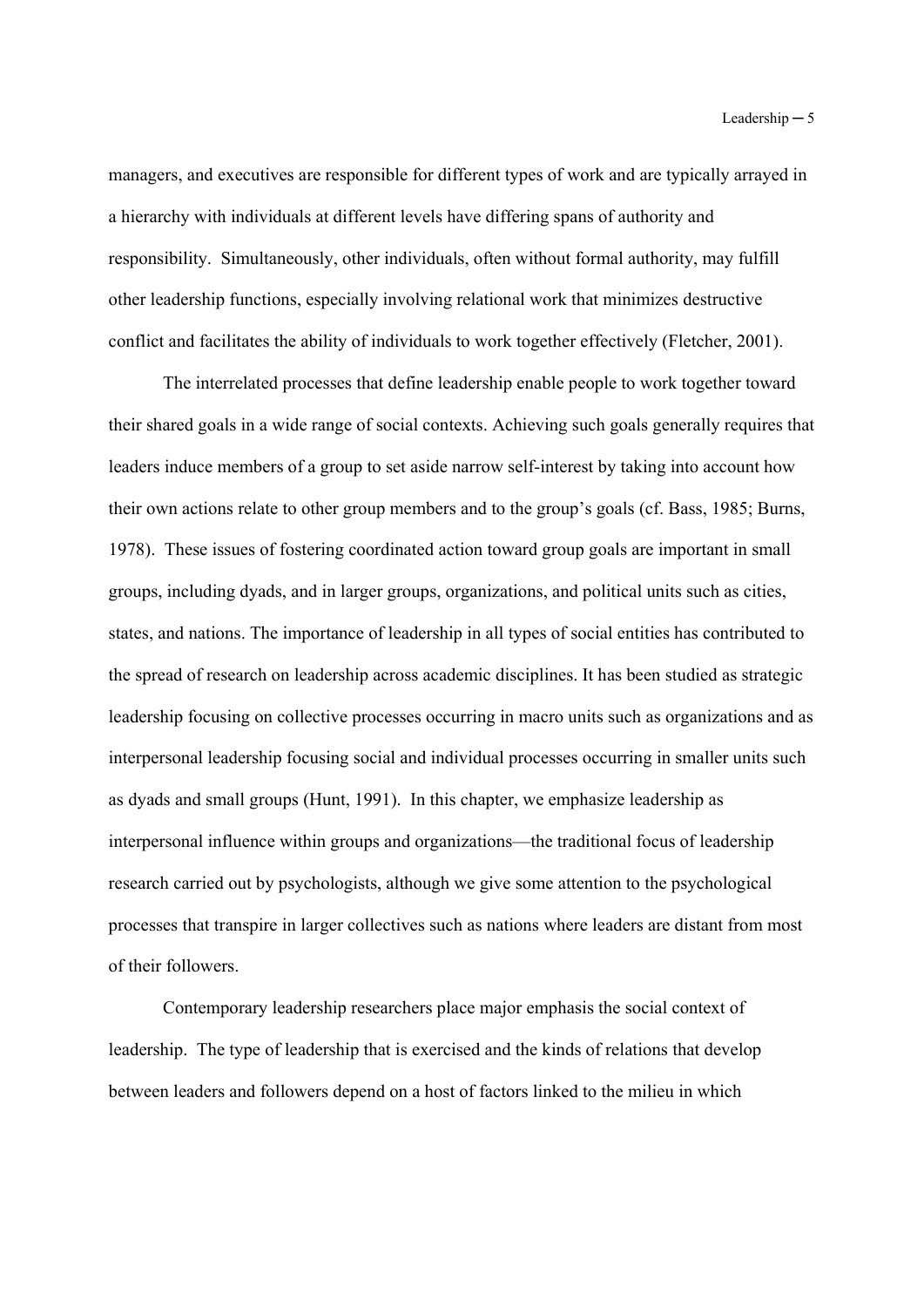managers, and executives are responsible for different types of work and are typically arrayed in a hierarchy with individuals at different levels have differing spans of authority and responsibility. Simultaneously, other individuals, often without formal authority, may fulfill other leadership functions, especially involving relational work that minimizes destructive conflict and facilitates the ability of individuals to work together effectively (Fletcher, 2001).

The interrelated processes that define leadership enable people to work together toward their shared goals in a wide range of social contexts. Achieving such goals generally requires that leaders induce members of a group to set aside narrow self-interest by taking into account how their own actions relate to other group members and to the group's goals (cf. Bass, 1985; Burns, 1978). These issues of fostering coordinated action toward group goals are important in small groups, including dyads, and in larger groups, organizations, and political units such as cities, states, and nations. The importance of leadership in all types of social entities has contributed to the spread of research on leadership across academic disciplines. It has been studied as strategic leadership focusing on collective processes occurring in macro units such as organizations and as interpersonal leadership focusing social and individual processes occurring in smaller units such as dyads and small groups (Hunt, 1991). In this chapter, we emphasize leadership as interpersonal influence within groups and organizations—the traditional focus of leadership research carried out by psychologists, although we give some attention to the psychological processes that transpire in larger collectives such as nations where leaders are distant from most of their followers.

Contemporary leadership researchers place major emphasis the social context of leadership. The type of leadership that is exercised and the kinds of relations that develop between leaders and followers depend on a host of factors linked to the milieu in which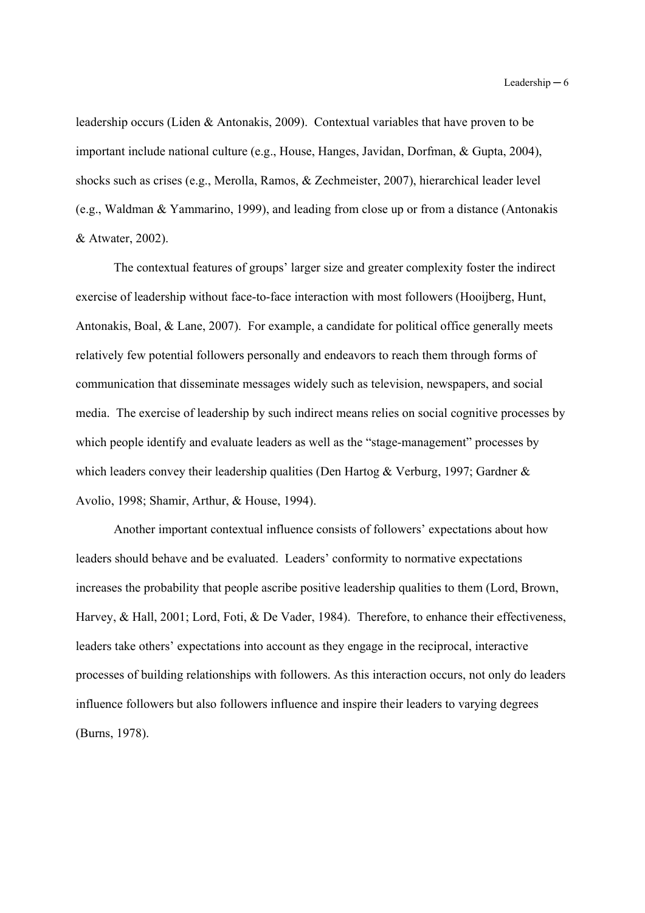leadership occurs (Liden & Antonakis, 2009). Contextual variables that have proven to be important include national culture (e.g., House, Hanges, Javidan, Dorfman, & Gupta, 2004), shocks such as crises (e.g., Merolla, Ramos, & Zechmeister, 2007), hierarchical leader level (e.g., Waldman & Yammarino, 1999), and leading from close up or from a distance (Antonakis & Atwater, 2002).

The contextual features of groups' larger size and greater complexity foster the indirect exercise of leadership without face-to-face interaction with most followers (Hooijberg, Hunt, Antonakis, Boal, & Lane, 2007). For example, a candidate for political office generally meets relatively few potential followers personally and endeavors to reach them through forms of communication that disseminate messages widely such as television, newspapers, and social media. The exercise of leadership by such indirect means relies on social cognitive processes by which people identify and evaluate leaders as well as the "stage-management" processes by which leaders convey their leadership qualities (Den Hartog & Verburg, 1997; Gardner & Avolio, 1998; Shamir, Arthur, & House, 1994).

Another important contextual influence consists of followers' expectations about how leaders should behave and be evaluated. Leaders' conformity to normative expectations increases the probability that people ascribe positive leadership qualities to them (Lord, Brown, Harvey, & Hall, 2001; Lord, Foti, & De Vader, 1984). Therefore, to enhance their effectiveness, leaders take others' expectations into account as they engage in the reciprocal, interactive processes of building relationships with followers. As this interaction occurs, not only do leaders influence followers but also followers influence and inspire their leaders to varying degrees (Burns, 1978).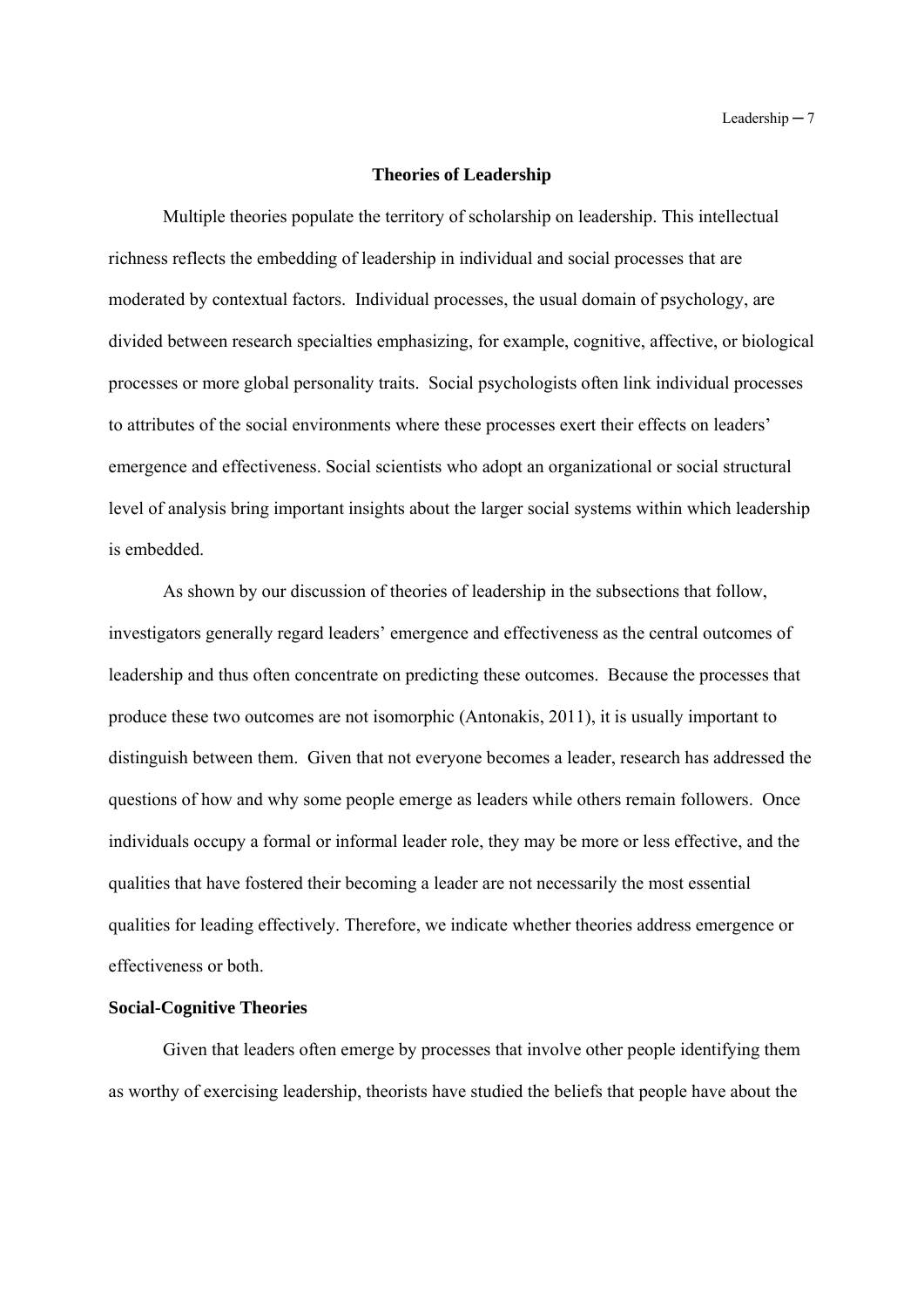## Theories of Leadership

Multiple theories populate the territory of scholarship on leadership. This intellectual richness reflects the embedding of leadership in individual and social processes that are moderated by contextual factors. Individual processes, the usual domain of psychology, are divided between research specialties emphasizing, for example, cognitive, affective, or biological processes or more global personality traits. Social psychologists often link individual processes to attributes of the social environments where these processes exert their effects on leaders' emergence and effectiveness. Social scientists who adopt an organizational or social structural level of analysis bring important insights about the larger social systems within which leadership is embedded.

As shown by our discussion of theories of leadership in the subsections that follow, investigators generally regard leaders' emergence and effectiveness as the central outcomes of leadership and thus often concentrate on predicting these outcomes. Because the processes that produce these two outcomes are not isomorphic (Antonakis, 2011), it is usually important to distinguish between them. Given that not everyone becomes a leader, research has addressed the questions of how and why some people emerge as leaders while others remain followers. Once individuals occupy a formal or informal leader role, they may be more or less effective, and the qualities that have fostered their becoming a leader are not necessarily the most essential qualities for leading effectively. Therefore, we indicate whether theories address emergence or effectiveness or both.

### Social-Cognitive Theories

Given that leaders often emerge by processes that involve other people identifying them as worthy of exercising leadership, theorists have studied the beliefs that people have about the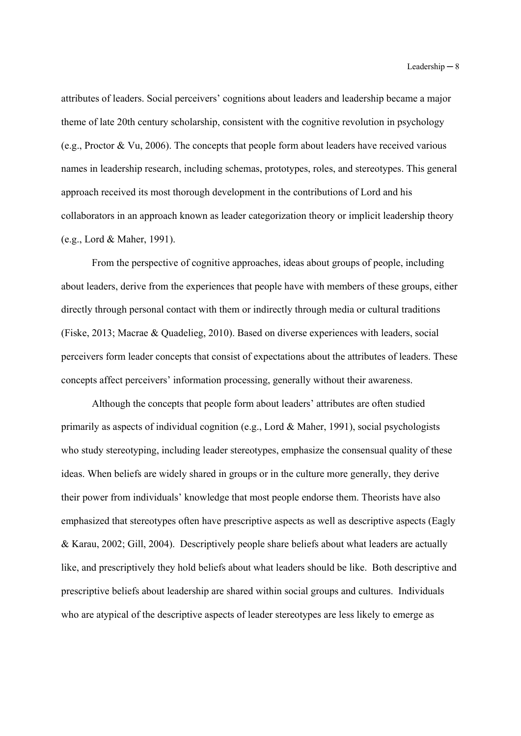attributes of leaders. Social perceivers' cognitions about leaders and leadership became a major theme of late 20th century scholarship, consistent with the cognitive revolution in psychology (e.g., Proctor & Vu, 2006). The concepts that people form about leaders have received various names in leadership research, including schemas, prototypes, roles, and stereotypes. This general approach received its most thorough development in the contributions of Lord and his collaborators in an approach known as leader categorization theory or implicit leadership theory (e.g., Lord & Maher, 1991).

From the perspective of cognitive approaches, ideas about groups of people, including about leaders, derive from the experiences that people have with members of these groups, either directly through personal contact with them or indirectly through media or cultural traditions (Fiske, 2013; Macrae & Quadelieg, 2010). Based on diverse experiences with leaders, social perceivers form leader concepts that consist of expectations about the attributes of leaders. These concepts affect perceivers' information processing, generally without their awareness.

Although the concepts that people form about leaders' attributes are often studied primarily as aspects of individual cognition (e.g., Lord & Maher, 1991), social psychologists who study stereotyping, including leader stereotypes, emphasize the consensual quality of these ideas. When beliefs are widely shared in groups or in the culture more generally, they derive their power from individuals' knowledge that most people endorse them. Theorists have also emphasized that stereotypes often have prescriptive aspects as well as descriptive aspects (Eagly & Karau, 2002; Gill, 2004). Descriptively people share beliefs about what leaders are actually like, and prescriptively they hold beliefs about what leaders should be like. Both descriptive and prescriptive beliefs about leadership are shared within social groups and cultures. Individuals who are atypical of the descriptive aspects of leader stereotypes are less likely to emerge as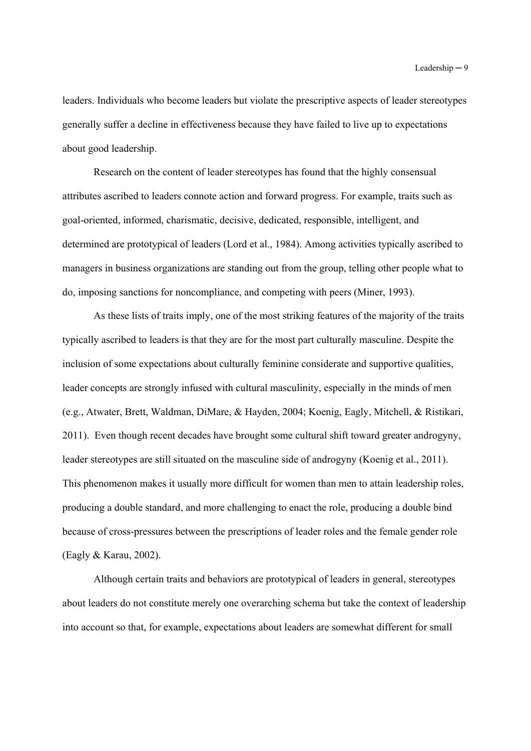leaders. Individuals who become leaders but violate the prescriptive aspects of leader stereotypes generally suffer a decline in effectiveness because they have failed to live up to expectations about good leadership.

Research on the content of leader stereotypes has found that the highly consensual attributes ascribed to leaders connote action and forward progress. For example, traits such as goal-oriented, informed, charismatic, decisive, dedicated, responsible, intelligent, and determined are prototypical of leaders (Lord et al., 1984). Among activities typically ascribed to managers in business organizations are standing out from the group, telling other people what to do, imposing sanctions for noncompliance, and competing with peers (Miner, 1993).

As these lists of traits imply, one of the most striking features of the majority of the traits typically ascribed to leaders is that they are for the most part culturally masculine. Despite the inclusion of some expectations about culturally feminine considerate and supportive qualities, leader concepts are strongly infused with cultural masculinity, especially in the minds of men (e.g., Atwater, Brett, Waldman, DiMare, & Hayden, 2004; Koenig, Eagly, Mitchell, & Ristikari, 2011). Even though recent decades have brought some cultural shift toward greater androgyny, leader stereotypes are still situated on the masculine side of androgyny (Koenig et al., 2011). This phenomenon makes it usually more difficult for women than men to attain leadership roles, producing a double standard, and more challenging to enact the role, producing a double bind because of cross-pressures between the prescriptions of leader roles and the female gender role (Eagly & Karau, 2002).

Although certain traits and behaviors are prototypical of leaders in general, stereotypes about leaders do not constitute merely one overarching schema but take the context of leadership into account so that, for example, expectations about leaders are somewhat different for small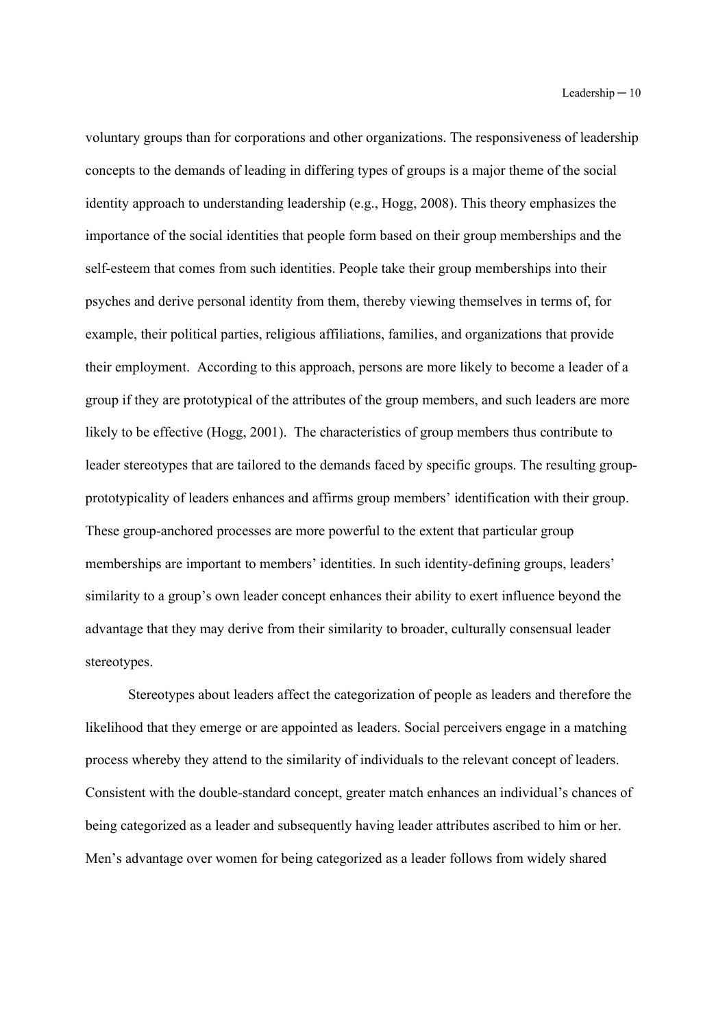voluntary groups than for corporations and other organizations. The responsiveness of leadership concepts to the demands of leading in differing types of groups is a major theme of the social identity approach to understanding leadership (e.g., Hogg, 2008). This theory emphasizes the importance of the social identities that people form based on their group memberships and the self-esteem that comes from such identities. People take their group memberships into their psyches and derive personal identity from them, thereby viewing themselves in terms of, for example, their political parties, religious affiliations, families, and organizations that provide their employment. According to this approach, persons are more likely to become a leader of a group if they are prototypical of the attributes of the group members, and such leaders are more likely to be effective (Hogg, 2001). The characteristics of group members thus contribute to leader stereotypes that are tailored to the demands faced by specific groups. The resulting group-prototypicality of leaders enhances and affirms group members' identification with their group. These group-anchored processes are more powerful to the extent that particular group memberships are important to members' identities. In such identity-defining groups, leaders' similarity to a group's own leader concept enhances their ability to exert influence beyond the advantage that they may derive from their similarity to broader, culturally consensual leader stereotypes.

Stereotypes about leaders affect the categorization of people as leaders and therefore the likelihood that they emerge or are appointed as leaders. Social perceivers engage in a matching process whereby they attend to the similarity of individuals to the relevant concept of leaders. Consistent with the double-standard concept, greater match enhances an individual's chances of being categorized as a leader and subsequently having leader attributes ascribed to him or her. Men's advantage over women for being categorized as a leader follows from widely shared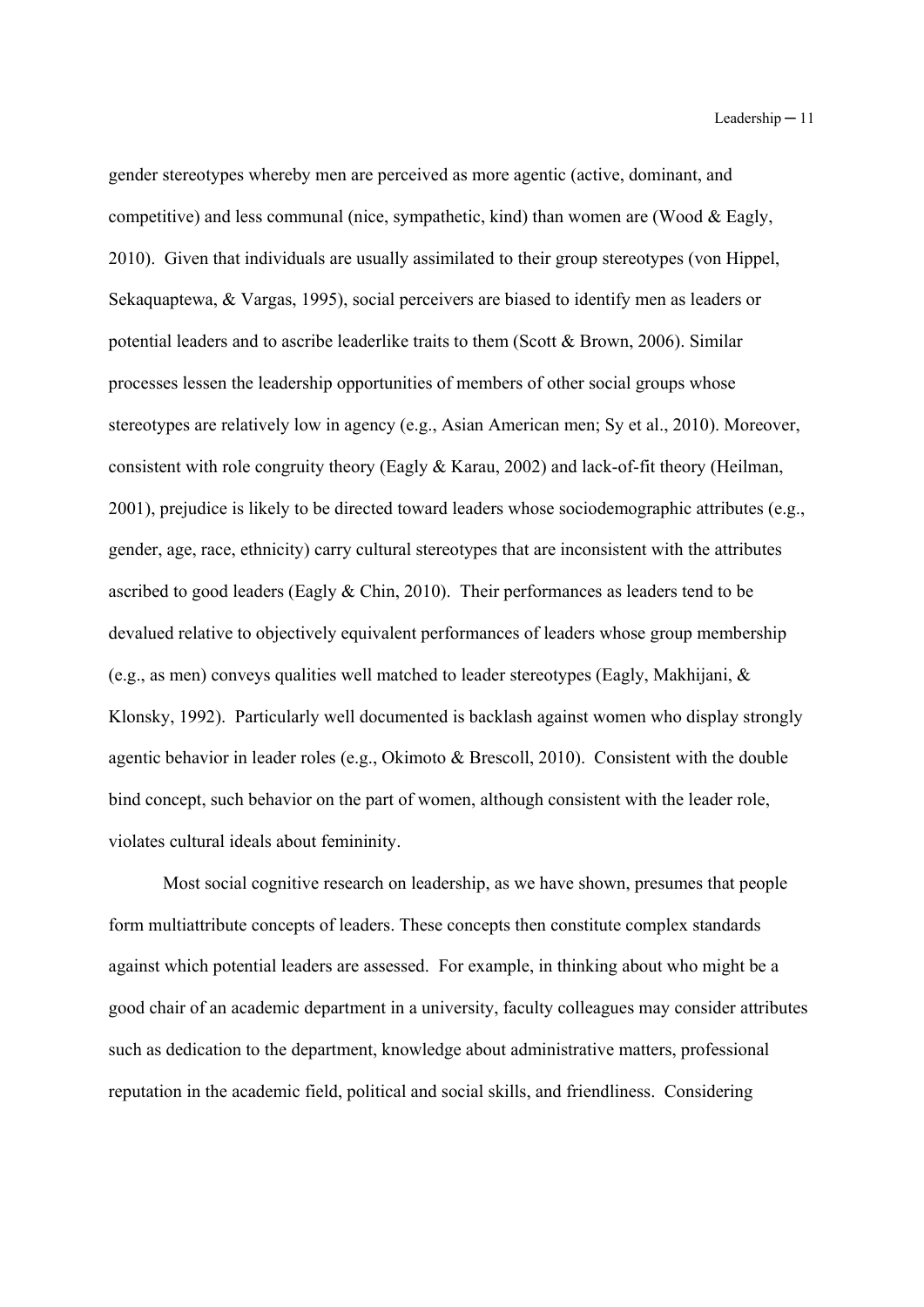gender stereotypes whereby men are perceived as more agentic (active, dominant, and competitive) and less communal (nice, sympathetic, kind) than women are (Wood & Eagly, 2010). Given that individuals are usually assimilated to their group stereotypes (von Hippel, Sekaquaptewa, & Vargas, 1995), social perceivers are biased to identify men as leaders or potential leaders and to ascribe leaderlike traits to them (Scott & Brown, 2006). Similar processes lessen the leadership opportunities of members of other social groups whose stereotypes are relatively low in agency (e.g., Asian American men; Sy et al., 2010). Moreover, consistent with role congruity theory (Eagly & Karau, 2002) and lack-of-fit theory (Heilman, 2001), prejudice is likely to be directed toward leaders whose sociodemographic attributes (e.g., gender, age, race, ethnicity) carry cultural stereotypes that are inconsistent with the attributes ascribed to good leaders (Eagly & Chin, 2010). Their performances as leaders tend to be devalued relative to objectively equivalent performances of leaders whose group membership (e.g., as men) conveys qualities well matched to leader stereotypes (Eagly, Makhijani, & Klonsky, 1992). Particularly well documented is backlash against women who display strongly agentic behavior in leader roles (e.g., Okimoto & Brescoll, 2010). Consistent with the double bind concept, such behavior on the part of women, although consistent with the leader role, violates cultural ideals about femininity.

Most social cognitive research on leadership, as we have shown, presumes that people form multiattribute concepts of leaders. These concepts then constitute complex standards against which potential leaders are assessed. For example, in thinking about who might be a good chair of an academic department in a university, faculty colleagues may consider attributes such as dedication to the department, knowledge about administrative matters, professional reputation in the academic field, political and social skills, and friendliness. Considering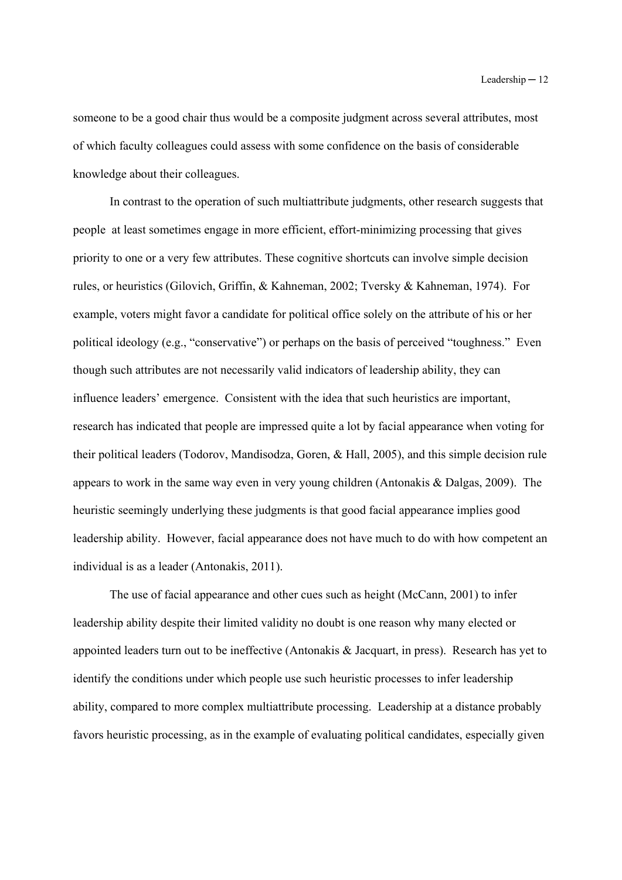someone to be a good chair thus would be a composite judgment across several attributes, most of which faculty colleagues could assess with some confidence on the basis of considerable knowledge about their colleagues.

In contrast to the operation of such multiattribute judgments, other research suggests that people at least sometimes engage in more efficient, effort-minimizing processing that gives priority to one or a very few attributes. These cognitive shortcuts can involve simple decision rules, or heuristics (Gilovich, Griffin, & Kahneman, 2002; Tversky & Kahneman, 1974). For example, voters might favor a candidate for political office solely on the attribute of his or her political ideology (e.g., "conservative") or perhaps on the basis of perceived "toughness." Even though such attributes are not necessarily valid indicators of leadership ability, they can influence leaders' emergence. Consistent with the idea that such heuristics are important, research has indicated that people are impressed quite a lot by facial appearance when voting for their political leaders (Todorov, Mandisodza, Goren, & Hall, 2005), and this simple decision rule appears to work in the same way even in very young children (Antonakis & Dalgas, 2009). The heuristic seemingly underlying these judgments is that good facial appearance implies good leadership ability. However, facial appearance does not have much to do with how competent an individual is as a leader (Antonakis, 2011).

The use of facial appearance and other cues such as height (McCann, 2001) to infer leadership ability despite their limited validity no doubt is one reason why many elected or appointed leaders turn out to be ineffective (Antonakis & Jacquart, in press). Research has yet to identify the conditions under which people use such heuristic processes to infer leadership ability, compared to more complex multiattribute processing. Leadership at a distance probably favors heuristic processing, as in the example of evaluating political candidates, especially given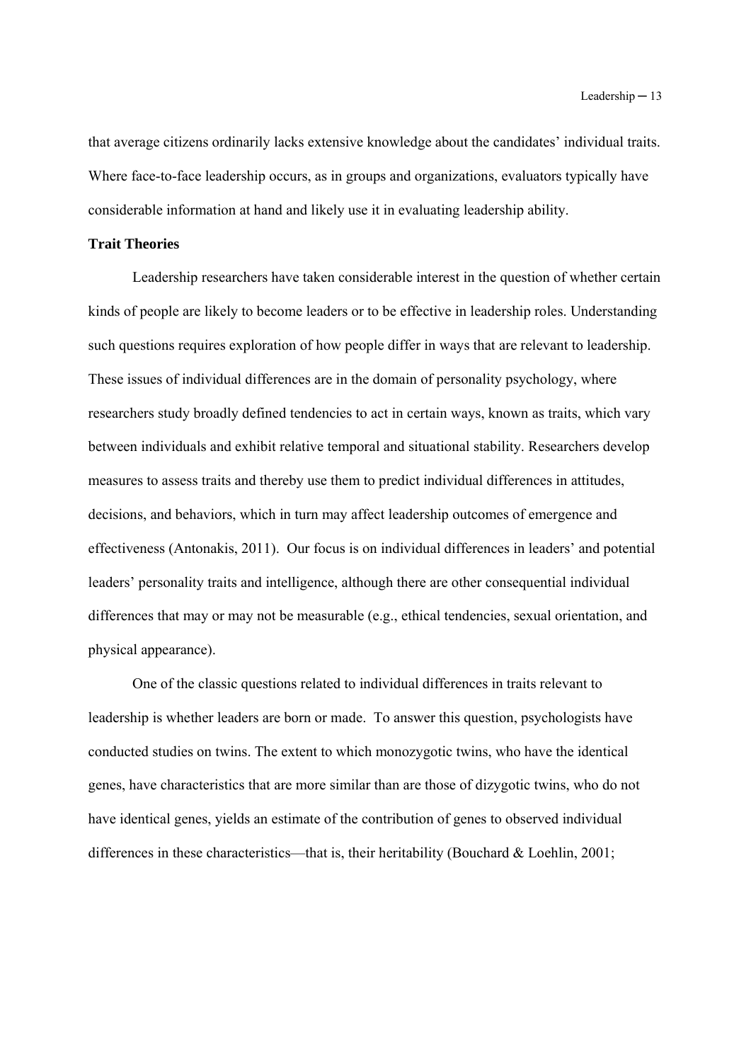that average citizens ordinarily lacks extensive knowledge about the candidates' individual traits. Where face-to-face leadership occurs, as in groups and organizations, evaluators typically have considerable information at hand and likely use it in evaluating leadership ability.

**Trait Theories**

Leadership researchers have taken considerable interest in the question of whether certain kinds of people are likely to become leaders or to be effective in leadership roles. Understanding such questions requires exploration of how people differ in ways that are relevant to leadership. These issues of individual differences are in the domain of personality psychology, where researchers study broadly defined tendencies to act in certain ways, known as traits, which vary between individuals and exhibit relative temporal and situational stability. Researchers develop measures to assess traits and thereby use them to predict individual differences in attitudes, decisions, and behaviors, which in turn may affect leadership outcomes of emergence and effectiveness (Antonakis, 2011). Our focus is on individual differences in leaders' and potential leaders' personality traits and intelligence, although there are other consequential individual differences that may or may not be measurable (e.g., ethical tendencies, sexual orientation, and physical appearance).

One of the classic questions related to individual differences in traits relevant to leadership is whether leaders are born or made. To answer this question, psychologists have conducted studies on twins. The extent to which monozygotic twins, who have the identical genes, have characteristics that are more similar than are those of dizygotic twins, who do not have identical genes, yields an estimate of the contribution of genes to observed individual differences in these characteristics—that is, their heritability (Bouchard & Loehlin, 2001;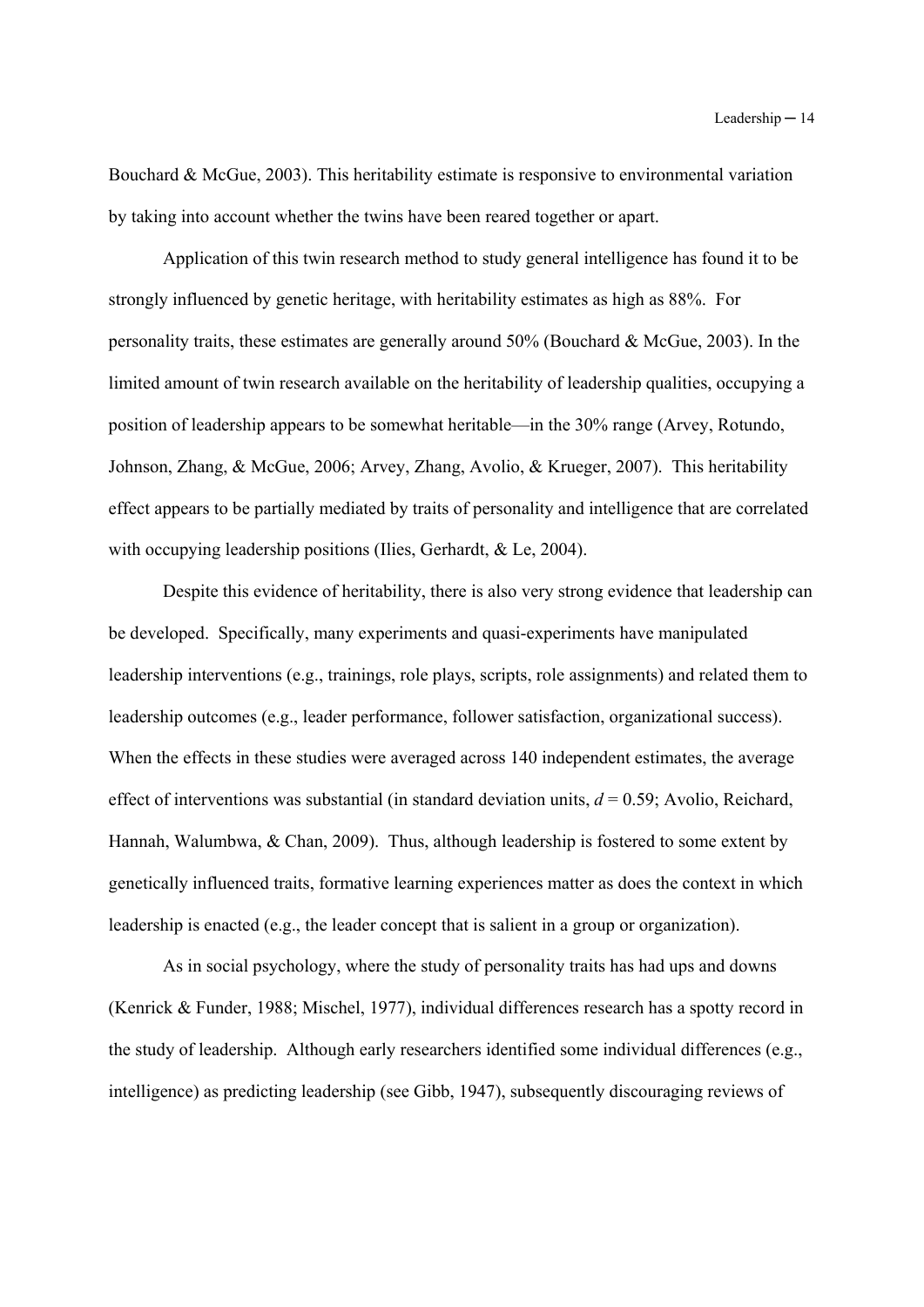Bouchard & McGue, 2003). This heritability estimate is responsive to environmental variation by taking into account whether the twins have been reared together or apart.

Application of this twin research method to study general intelligence has found it to be strongly influenced by genetic heritage, with heritability estimates as high as 88%. For personality traits, these estimates are generally around 50% (Bouchard & McGue, 2003). In the limited amount of twin research available on the heritability of leadership qualities, occupying a position of leadership appears to be somewhat heritable—in the 30% range (Arvey, Rotundo, Johnson, Zhang, & McGue, 2006; Arvey, Zhang, Avolio, & Krueger, 2007). This heritability effect appears to be partially mediated by traits of personality and intelligence that are correlated with occupying leadership positions (Ilies, Gerhardt, & Le, 2004).

Despite this evidence of heritability, there is also very strong evidence that leadership can be developed. Specifically, many experiments and quasi-experiments have manipulated leadership interventions (e.g., trainings, role plays, scripts, role assignments) and related them to leadership outcomes (e.g., leader performance, follower satisfaction, organizational success). When the effects in these studies were averaged across 140 independent estimates, the average effect of interventions was substantial (in standard deviation units, $d = 0.59$; Avolio, Reichard, Hannah, Walumbwa, & Chan, 2009). Thus, although leadership is fostered to some extent by genetically influenced traits, formative learning experiences matter as does the context in which leadership is enacted (e.g., the leader concept that is salient in a group or organization).

As in social psychology, where the study of personality traits has had ups and downs (Kenrick & Funder, 1988; Mischel, 1977), individual differences research has a spotty record in the study of leadership. Although early researchers identified some individual differences (e.g., intelligence) as predicting leadership (see Gibb, 1947), subsequently discouraging reviews of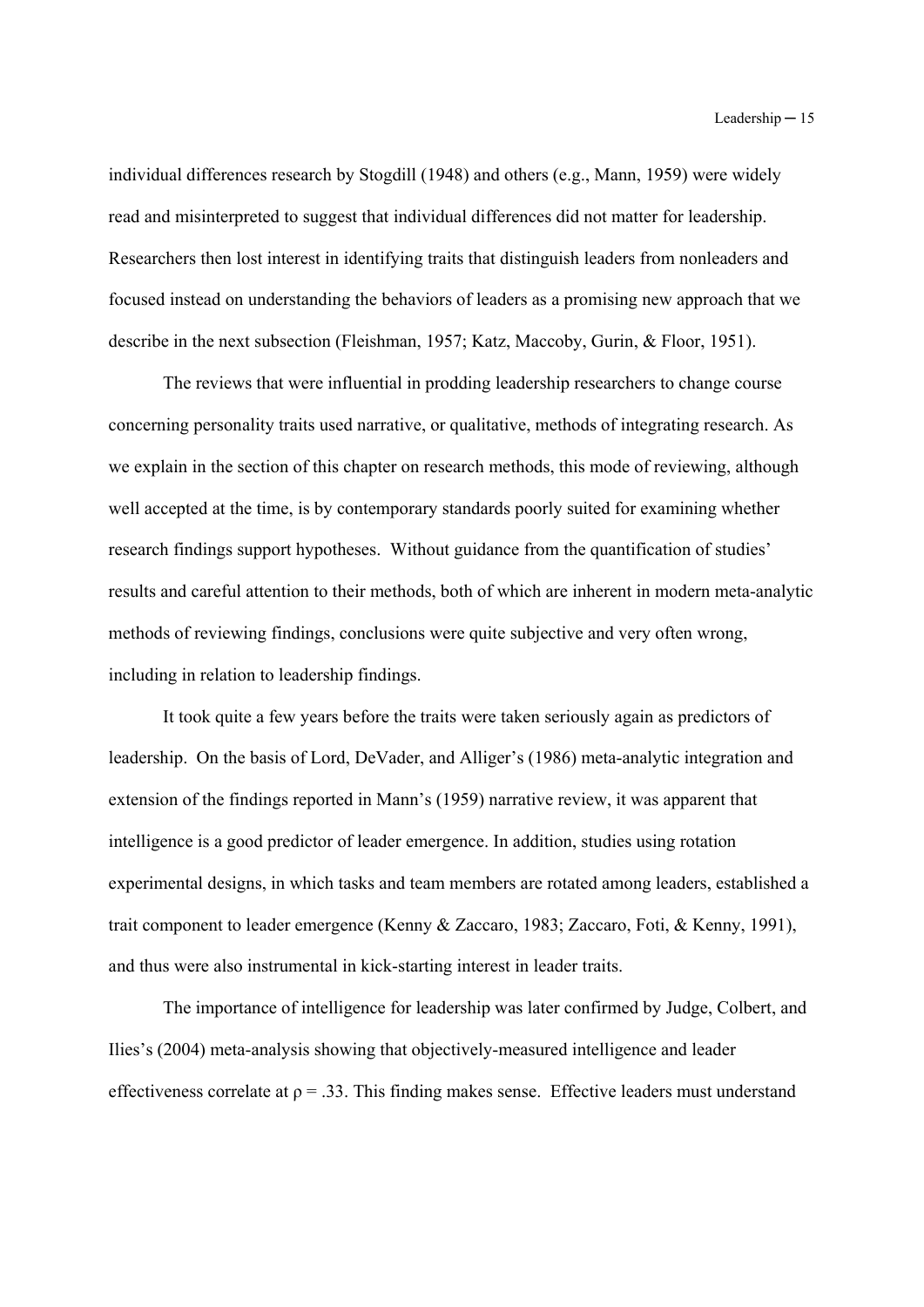individual differences research by Stogdill (1948) and others (e.g., Mann, 1959) were widely read and misinterpreted to suggest that individual differences did not matter for leadership. Researchers then lost interest in identifying traits that distinguish leaders from nonleaders and focused instead on understanding the behaviors of leaders as a promising new approach that we describe in the next subsection (Fleishman, 1957; Katz, Maccoby, Gurin, & Floor, 1951).

The reviews that were influential in prodding leadership researchers to change course concerning personality traits used narrative, or qualitative, methods of integrating research. As we explain in the section of this chapter on research methods, this mode of reviewing, although well accepted at the time, is by contemporary standards poorly suited for examining whether research findings support hypotheses. Without guidance from the quantification of studies' results and careful attention to their methods, both of which are inherent in modern meta-analytic methods of reviewing findings, conclusions were quite subjective and very often wrong, including in relation to leadership findings.

It took quite a few years before the traits were taken seriously again as predictors of leadership. On the basis of Lord, DeVader, and Alliger's (1986) meta-analytic integration and extension of the findings reported in Mann's (1959) narrative review, it was apparent that intelligence is a good predictor of leader emergence. In addition, studies using rotation experimental designs, in which tasks and team members are rotated among leaders, established a trait component to leader emergence (Kenny & Zaccaro, 1983; Zaccaro, Foti, & Kenny, 1991), and thus were also instrumental in kick-starting interest in leader traits.

The importance of intelligence for leadership was later confirmed by Judge, Colbert, and Ilies's (2004) meta-analysis showing that objectively-measured intelligence and leader effectiveness correlate at $\rho = .33$. This finding makes sense. Effective leaders must understand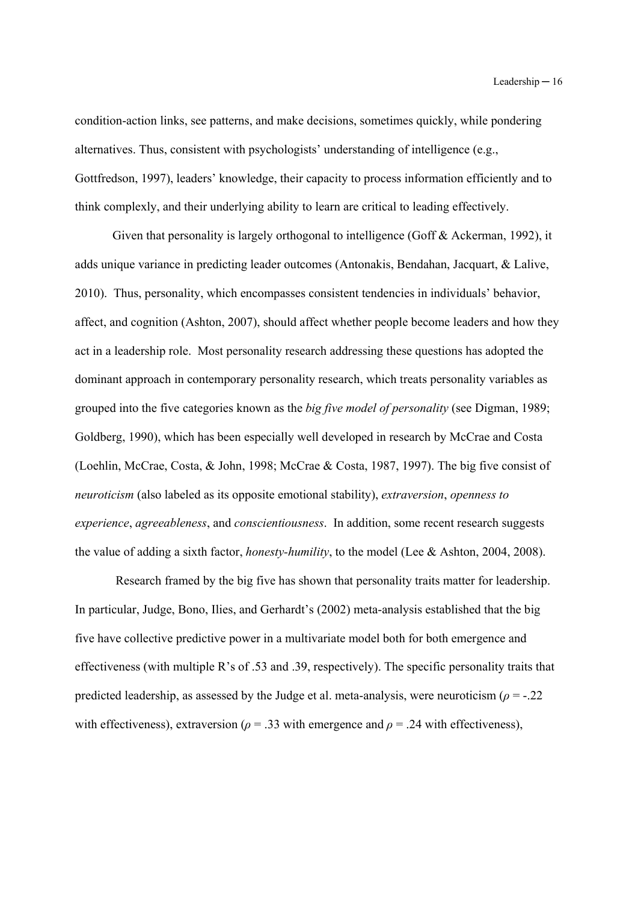condition-action links, see patterns, and make decisions, sometimes quickly, while pondering alternatives. Thus, consistent with psychologists' understanding of intelligence (e.g., Gottfredson, 1997), leaders' knowledge, their capacity to process information efficiently and to think complexly, and their underlying ability to learn are critical to leading effectively.

Given that personality is largely orthogonal to intelligence (Goff & Ackerman, 1992), it adds unique variance in predicting leader outcomes (Antonakis, Bendahan, Jacquart, & Lalive, 2010). Thus, personality, which encompasses consistent tendencies in individuals' behavior, affect, and cognition (Ashton, 2007), should affect whether people become leaders and how they act in a leadership role. Most personality research addressing these questions has adopted the dominant approach in contemporary personality research, which treats personality variables as grouped into the five categories known as the *big five model of personality* (see Digman, 1989; Goldberg, 1990), which has been especially well developed in research by McCrae and Costa (Loehlin, McCrae, Costa, & John, 1998; McCrae & Costa, 1987, 1997). The big five consist of *neuroticism* (also labeled as its opposite emotional stability), *extraversion*, *openness to experience*, *agreeableness*, and *conscientiousness*. In addition, some recent research suggests the value of adding a sixth factor, *honesty-humility*, to the model (Lee & Ashton, 2004, 2008).

Research framed by the big five has shown that personality traits matter for leadership. In particular, Judge, Bono, Ilies, and Gerhardt's (2002) meta-analysis established that the big five have collective predictive power in a multivariate model both for both emergence and effectiveness (with multiple R's of .53 and .39, respectively). The specific personality traits that predicted leadership, as assessed by the Judge et al. meta-analysis, were neuroticism ($\rho$ = -.22 with effectiveness), extraversion ($\rho$ = .33 with emergence and $\rho$ = .24 with effectiveness),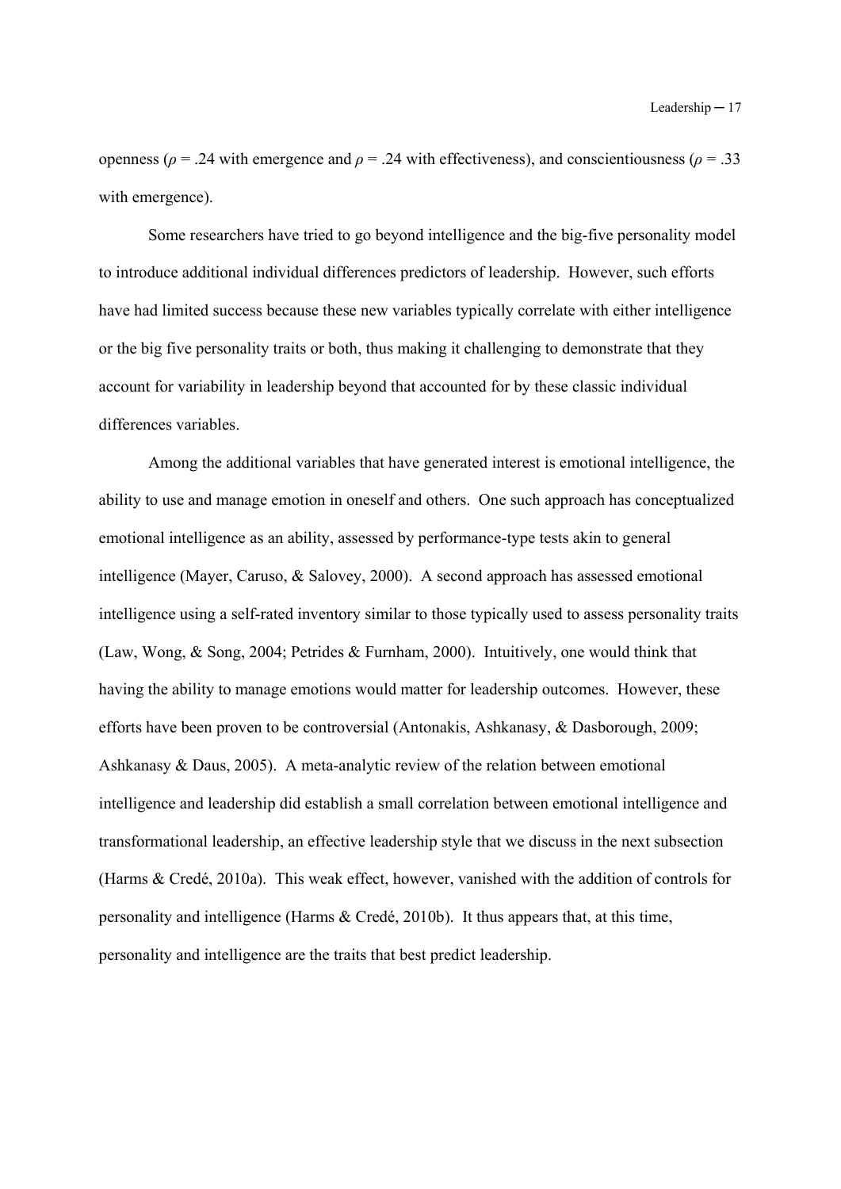openness ($\rho = .24$ with emergence and $\rho = .24$ with effectiveness), and conscientiousness ($\rho = .33$ with emergence).

Some researchers have tried to go beyond intelligence and the big-five personality model to introduce additional individual differences predictors of leadership. However, such efforts have had limited success because these new variables typically correlate with either intelligence or the big five personality traits or both, thus making it challenging to demonstrate that they account for variability in leadership beyond that accounted for by these classic individual differences variables.

Among the additional variables that have generated interest is emotional intelligence, the ability to use and manage emotion in oneself and others. One such approach has conceptualized emotional intelligence as an ability, assessed by performance-type tests akin to general intelligence (Mayer, Caruso, & Salovey, 2000). A second approach has assessed emotional intelligence using a self-rated inventory similar to those typically used to assess personality traits (Law, Wong, & Song, 2004; Petrides & Furnham, 2000). Intuitively, one would think that having the ability to manage emotions would matter for leadership outcomes. However, these efforts have been proven to be controversial (Antonakis, Ashkanasy, & Dasborough, 2009; Ashkanasy & Daus, 2005). A meta-analytic review of the relation between emotional intelligence and leadership did establish a small correlation between emotional intelligence and transformational leadership, an effective leadership style that we discuss in the next subsection (Harms & Credé, 2010a). This weak effect, however, vanished with the addition of controls for personality and intelligence (Harms & Credé, 2010b). It thus appears that, at this time, personality and intelligence are the traits that best predict leadership.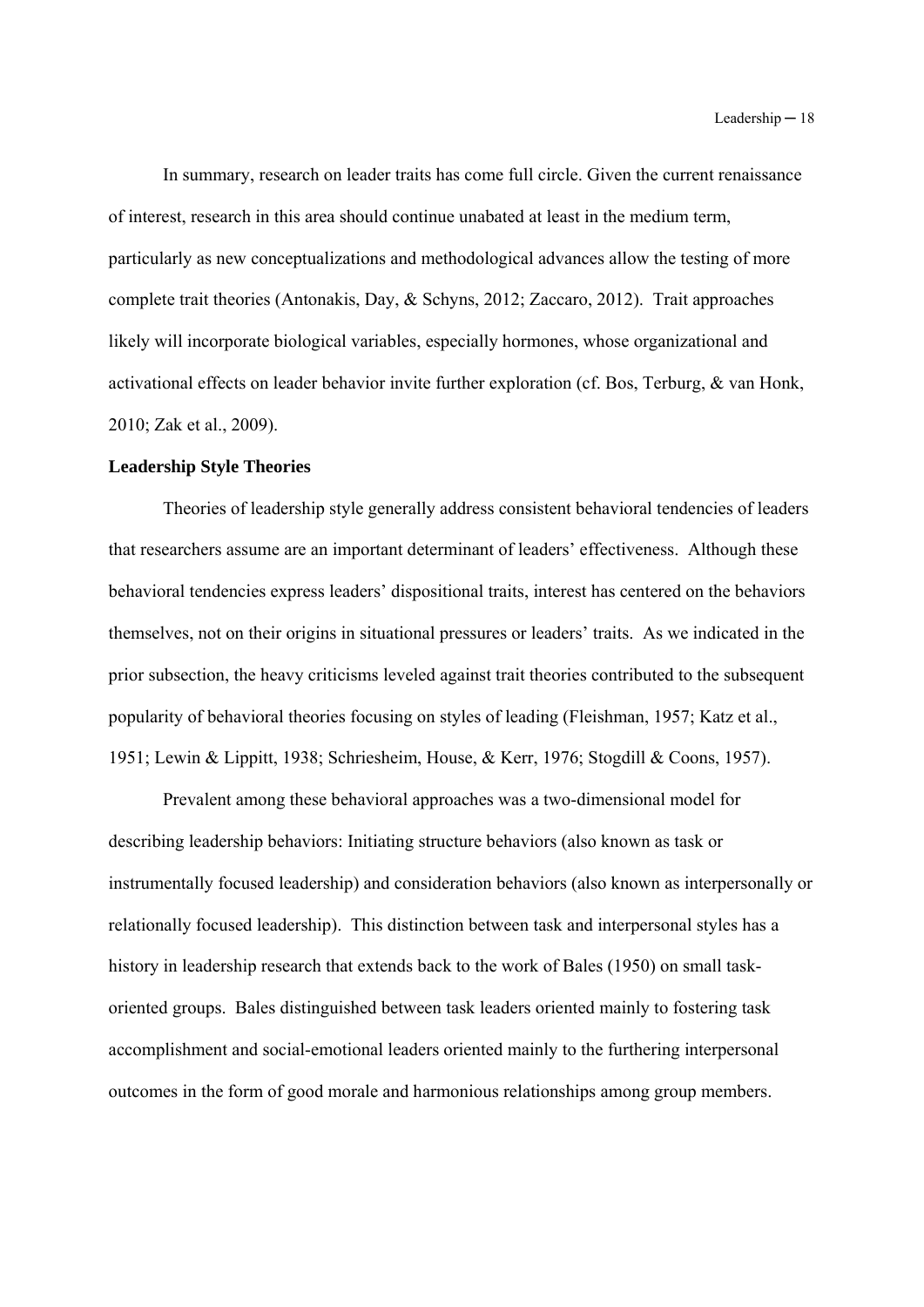In summary, research on leader traits has come full circle. Given the current renaissance of interest, research in this area should continue unabated at least in the medium term, particularly as new conceptualizations and methodological advances allow the testing of more complete trait theories (Antonakis, Day, & Schyns, 2012; Zaccaro, 2012). Trait approaches likely will incorporate biological variables, especially hormones, whose organizational and activational effects on leader behavior invite further exploration (cf. Bos, Terburg, & van Honk, 2010; Zak et al., 2009).

**Leadership Style Theories**

Theories of leadership style generally address consistent behavioral tendencies of leaders that researchers assume are an important determinant of leaders' effectiveness. Although these behavioral tendencies express leaders' dispositional traits, interest has centered on the behaviors themselves, not on their origins in situational pressures or leaders' traits. As we indicated in the prior subsection, the heavy criticisms leveled against trait theories contributed to the subsequent popularity of behavioral theories focusing on styles of leading (Fleishman, 1957; Katz et al., 1951; Lewin & Lippitt, 1938; Schriesheim, House, & Kerr, 1976; Stogdill & Coons, 1957).

Prevalent among these behavioral approaches was a two-dimensional model for describing leadership behaviors: Initiating structure behaviors (also known as task or instrumentally focused leadership) and consideration behaviors (also known as interpersonally or relationally focused leadership). This distinction between task and interpersonal styles has a history in leadership research that extends back to the work of Bales (1950) on small task-oriented groups. Bales distinguished between task leaders oriented mainly to fostering task accomplishment and social-emotional leaders oriented mainly to the furthering interpersonal outcomes in the form of good morale and harmonious relationships among group members.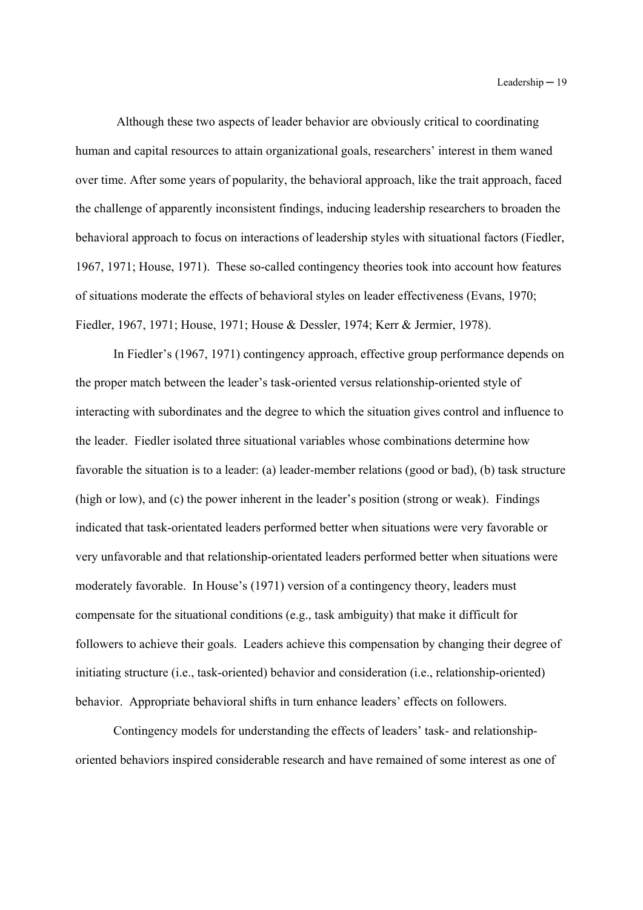Although these two aspects of leader behavior are obviously critical to coordinating human and capital resources to attain organizational goals, researchers' interest in them waned over time. After some years of popularity, the behavioral approach, like the trait approach, faced the challenge of apparently inconsistent findings, inducing leadership researchers to broaden the behavioral approach to focus on interactions of leadership styles with situational factors (Fiedler, 1967, 1971; House, 1971). These so-called contingency theories took into account how features of situations moderate the effects of behavioral styles on leader effectiveness (Evans, 1970; Fiedler, 1967, 1971; House, 1971; House & Dessler, 1974; Kerr & Jermier, 1978).

In Fiedler's (1967, 1971) contingency approach, effective group performance depends on the proper match between the leader's task-oriented versus relationship-oriented style of interacting with subordinates and the degree to which the situation gives control and influence to the leader. Fiedler isolated three situational variables whose combinations determine how favorable the situation is to a leader: (a) leader-member relations (good or bad), (b) task structure (high or low), and (c) the power inherent in the leader's position (strong or weak). Findings indicated that task-orientated leaders performed better when situations were very favorable or very unfavorable and that relationship-orientated leaders performed better when situations were moderately favorable. In House's (1971) version of a contingency theory, leaders must compensate for the situational conditions (e.g., task ambiguity) that make it difficult for followers to achieve their goals. Leaders achieve this compensation by changing their degree of initiating structure (i.e., task-oriented) behavior and consideration (i.e., relationship-oriented) behavior. Appropriate behavioral shifts in turn enhance leaders' effects on followers.

Contingency models for understanding the effects of leaders' task- and relationship-oriented behaviors inspired considerable research and have remained of some interest as one of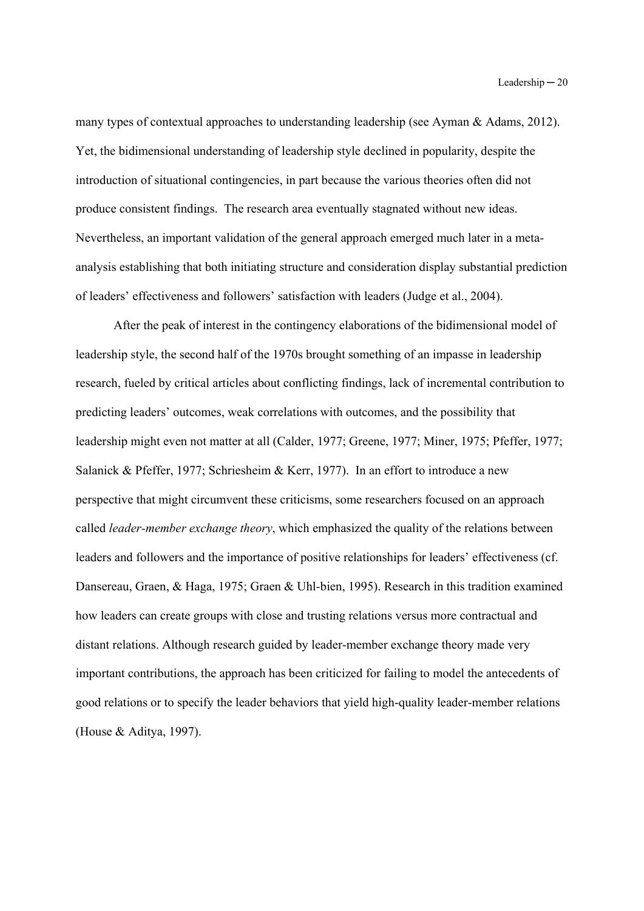many types of contextual approaches to understanding leadership (see Ayman & Adams, 2012). Yet, the bidimensional understanding of leadership style declined in popularity, despite the introduction of situational contingencies, in part because the various theories often did not produce consistent findings. The research area eventually stagnated without new ideas. Nevertheless, an important validation of the general approach emerged much later in a meta-analysis establishing that both initiating structure and consideration display substantial prediction of leaders' effectiveness and followers' satisfaction with leaders (Judge et al., 2004).

After the peak of interest in the contingency elaborations of the bidimensional model of leadership style, the second half of the 1970s brought something of an impasse in leadership research, fueled by critical articles about conflicting findings, lack of incremental contribution to predicting leaders' outcomes, weak correlations with outcomes, and the possibility that leadership might even not matter at all (Calder, 1977; Greene, 1977; Miner, 1975; Pfeffer, 1977; Salanick & Pfeffer, 1977; Schriesheim & Kerr, 1977). In an effort to introduce a new perspective that might circumvent these criticisms, some researchers focused on an approach called *leader-member exchange theory*, which emphasized the quality of the relations between leaders and followers and the importance of positive relationships for leaders' effectiveness (cf. Dansereau, Graen, & Haga, 1975; Graen & Uhl-bien, 1995). Research in this tradition examined how leaders can create groups with close and trusting relations versus more contractual and distant relations. Although research guided by leader-member exchange theory made very important contributions, the approach has been criticized for failing to model the antecedents of good relations or to specify the leader behaviors that yield high-quality leader-member relations (House & Aditya, 1997).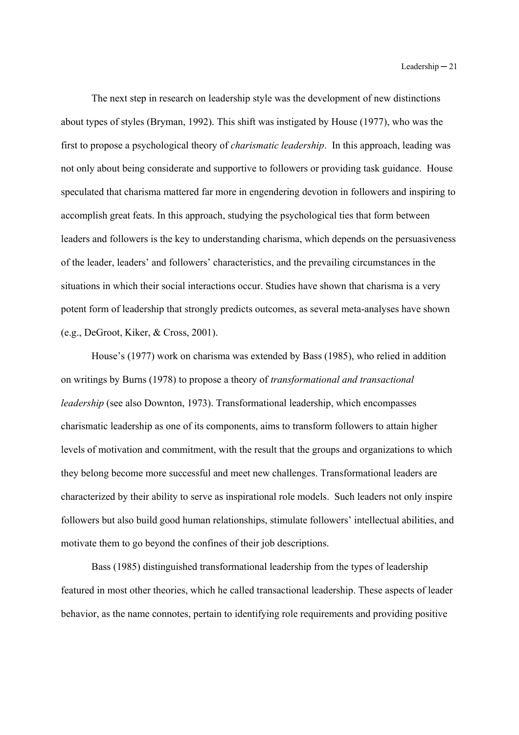The next step in research on leadership style was the development of new distinctions about types of styles (Bryman, 1992). This shift was instigated by House (1977), who was the first to propose a psychological theory of *charismatic leadership*. In this approach, leading was not only about being considerate and supportive to followers or providing task guidance. House speculated that charisma mattered far more in engendering devotion in followers and inspiring to accomplish great feats. In this approach, studying the psychological ties that form between leaders and followers is the key to understanding charisma, which depends on the persuasiveness of the leader, leaders' and followers' characteristics, and the prevailing circumstances in the situations in which their social interactions occur. Studies have shown that charisma is a very potent form of leadership that strongly predicts outcomes, as several meta-analyses have shown (e.g., DeGroot, Kiker, & Cross, 2001).

House's (1977) work on charisma was extended by Bass (1985), who relied in addition on writings by Burns (1978) to propose a theory of *transformational and transactional leadership* (see also Downton, 1973). Transformational leadership, which encompasses charismatic leadership as one of its components, aims to transform followers to attain higher levels of motivation and commitment, with the result that the groups and organizations to which they belong become more successful and meet new challenges. Transformational leaders are characterized by their ability to serve as inspirational role models. Such leaders not only inspire followers but also build good human relationships, stimulate followers' intellectual abilities, and motivate them to go beyond the confines of their job descriptions.

Bass (1985) distinguished transformational leadership from the types of leadership featured in most other theories, which he called transactional leadership. These aspects of leader behavior, as the name connotes, pertain to identifying role requirements and providing positive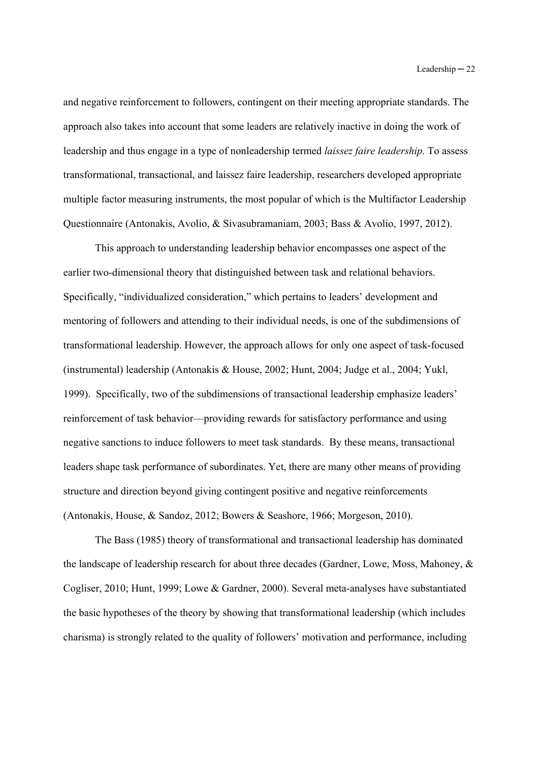and negative reinforcement to followers, contingent on their meeting appropriate standards. The approach also takes into account that some leaders are relatively inactive in doing the work of leadership and thus engage in a type of nonleadership termed *laissez faire leadership.* To assess transformational, transactional, and laissez faire leadership, researchers developed appropriate multiple factor measuring instruments, the most popular of which is the Multifactor Leadership Questionnaire (Antonakis, Avolio, & Sivasubramaniam, 2003; Bass & Avolio, 1997, 2012).

This approach to understanding leadership behavior encompasses one aspect of the earlier two-dimensional theory that distinguished between task and relational behaviors. Specifically, "individualized consideration," which pertains to leaders' development and mentoring of followers and attending to their individual needs, is one of the subdimensions of transformational leadership. However, the approach allows for only one aspect of task-focused (instrumental) leadership (Antonakis & House, 2002; Hunt, 2004; Judge et al., 2004; Yukl, 1999). Specifically, two of the subdimensions of transactional leadership emphasize leaders' reinforcement of task behavior—providing rewards for satisfactory performance and using negative sanctions to induce followers to meet task standards. By these means, transactional leaders shape task performance of subordinates. Yet, there are many other means of providing structure and direction beyond giving contingent positive and negative reinforcements (Antonakis, House, & Sandoz, 2012; Bowers & Seashore, 1966; Morgeson, 2010).

The Bass (1985) theory of transformational and transactional leadership has dominated the landscape of leadership research for about three decades (Gardner, Lowe, Moss, Mahoney, & Cogliser, 2010; Hunt, 1999; Lowe & Gardner, 2000). Several meta-analyses have substantiated the basic hypotheses of the theory by showing that transformational leadership (which includes charisma) is strongly related to the quality of followers' motivation and performance, including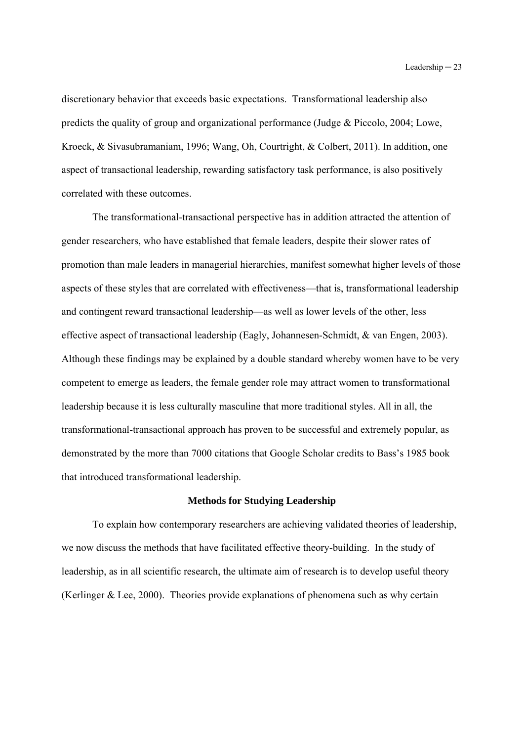discretionary behavior that exceeds basic expectations. Transformational leadership also predicts the quality of group and organizational performance (Judge & Piccolo, 2004; Lowe, Kroeck, & Sivasubramaniam, 1996; Wang, Oh, Courtright, & Colbert, 2011). In addition, one aspect of transactional leadership, rewarding satisfactory task performance, is also positively correlated with these outcomes.

The transformational-transactional perspective has in addition attracted the attention of gender researchers, who have established that female leaders, despite their slower rates of promotion than male leaders in managerial hierarchies, manifest somewhat higher levels of those aspects of these styles that are correlated with effectiveness—that is, transformational leadership and contingent reward transactional leadership—as well as lower levels of the other, less effective aspect of transactional leadership (Eagly, Johannesen-Schmidt, & van Engen, 2003). Although these findings may be explained by a double standard whereby women have to be very competent to emerge as leaders, the female gender role may attract women to transformational leadership because it is less culturally masculine that more traditional styles. All in all, the transformational-transactional approach has proven to be successful and extremely popular, as demonstrated by the more than 7000 citations that Google Scholar credits to Bass's 1985 book that introduced transformational leadership.

## Methods for Studying Leadership

To explain how contemporary researchers are achieving validated theories of leadership, we now discuss the methods that have facilitated effective theory-building. In the study of leadership, as in all scientific research, the ultimate aim of research is to develop useful theory (Kerlinger & Lee, 2000). Theories provide explanations of phenomena such as why certain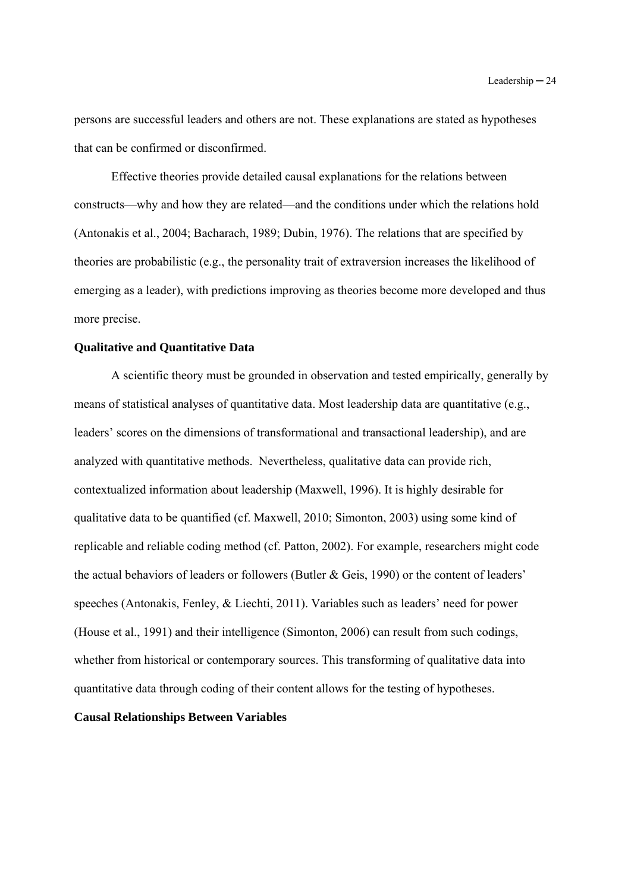persons are successful leaders and others are not. These explanations are stated as hypotheses that can be confirmed or disconfirmed.

Effective theories provide detailed causal explanations for the relations between constructs—why and how they are related—and the conditions under which the relations hold (Antonakis et al., 2004; Bacharach, 1989; Dubin, 1976). The relations that are specified by theories are probabilistic (e.g., the personality trait of extraversion increases the likelihood of emerging as a leader), with predictions improving as theories become more developed and thus more precise.

**Qualitative and Quantitative Data**

A scientific theory must be grounded in observation and tested empirically, generally by means of statistical analyses of quantitative data. Most leadership data are quantitative (e.g., leaders' scores on the dimensions of transformational and transactional leadership), and are analyzed with quantitative methods. Nevertheless, qualitative data can provide rich, contextualized information about leadership (Maxwell, 1996). It is highly desirable for qualitative data to be quantified (cf. Maxwell, 2010; Simonton, 2003) using some kind of replicable and reliable coding method (cf. Patton, 2002). For example, researchers might code the actual behaviors of leaders or followers (Butler & Geis, 1990) or the content of leaders' speeches (Antonakis, Fenley, & Liechti, 2011). Variables such as leaders' need for power (House et al., 1991) and their intelligence (Simonton, 2006) can result from such codings, whether from historical or contemporary sources. This transforming of qualitative data into quantitative data through coding of their content allows for the testing of hypotheses.

**Causal Relationships Between Variables**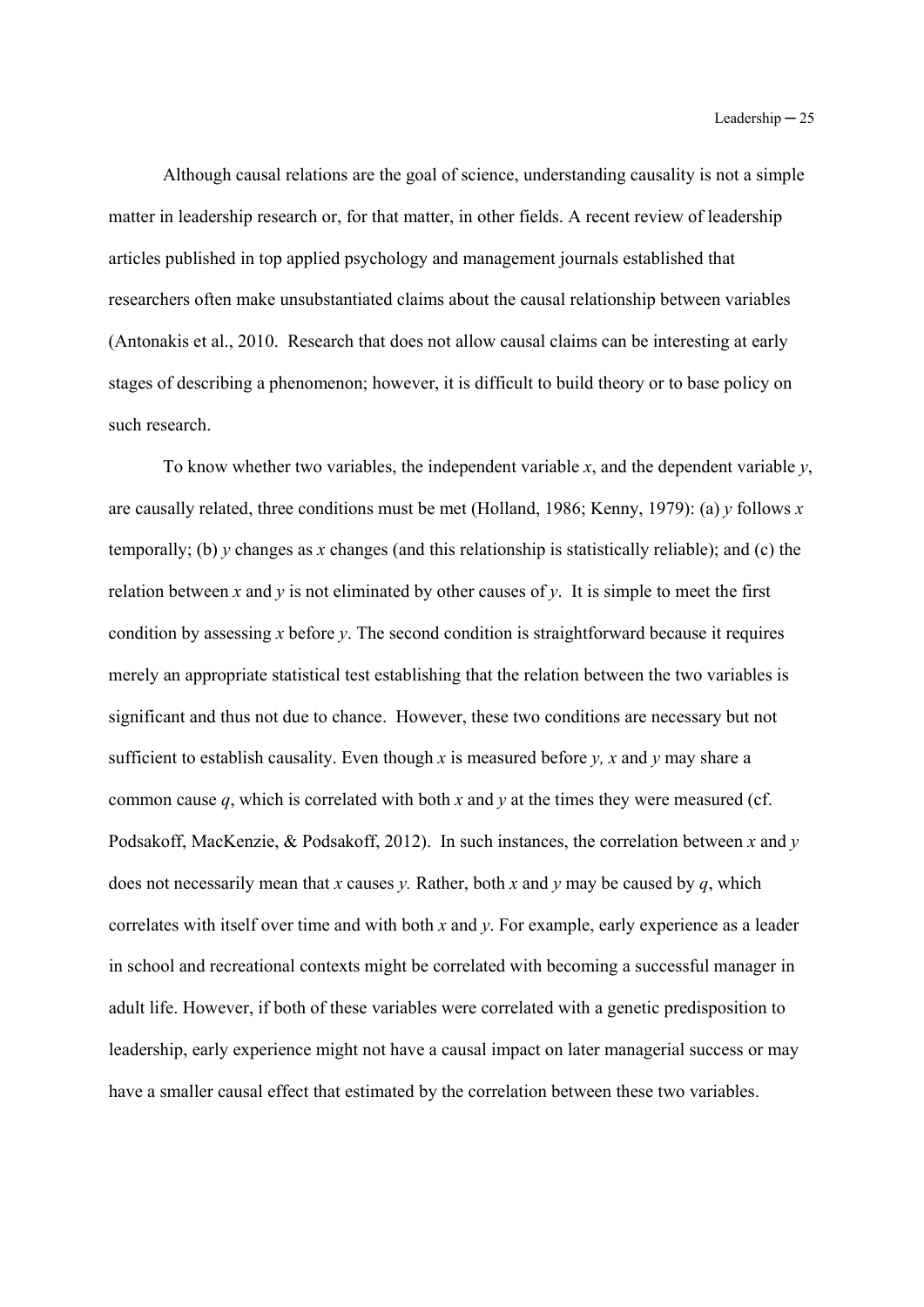Although causal relations are the goal of science, understanding causality is not a simple matter in leadership research or, for that matter, in other fields. A recent review of leadership articles published in top applied psychology and management journals established that researchers often make unsubstantiated claims about the causal relationship between variables (Antonakis et al., 2010. Research that does not allow causal claims can be interesting at early stages of describing a phenomenon; however, it is difficult to build theory or to base policy on such research.

To know whether two variables, the independent variable $x$, and the dependent variable $y$, are causally related, three conditions must be met (Holland, 1986; Kenny, 1979): (a) $y$ follows $x$ temporally; (b) $y$ changes as $x$ changes (and this relationship is statistically reliable); and (c) the relation between $x$ and $y$ is not eliminated by other causes of $y$. It is simple to meet the first condition by assessing $x$ before $y$. The second condition is straightforward because it requires merely an appropriate statistical test establishing that the relation between the two variables is significant and thus not due to chance. However, these two conditions are necessary but not sufficient to establish causality. Even though $x$ is measured before $y$, $x$ and $y$ may share a common cause $q$, which is correlated with both $x$ and $y$ at the times they were measured (cf. Podsakoff, MacKenzie, & Podsakoff, 2012). In such instances, the correlation between $x$ and $y$ does not necessarily mean that $x$ causes $y$. Rather, both $x$ and $y$ may be caused by $q$, which correlates with itself over time and with both $x$ and $y$. For example, early experience as a leader in school and recreational contexts might be correlated with becoming a successful manager in adult life. However, if both of these variables were correlated with a genetic predisposition to leadership, early experience might not have a causal impact on later managerial success or may have a smaller causal effect that estimated by the correlation between these two variables.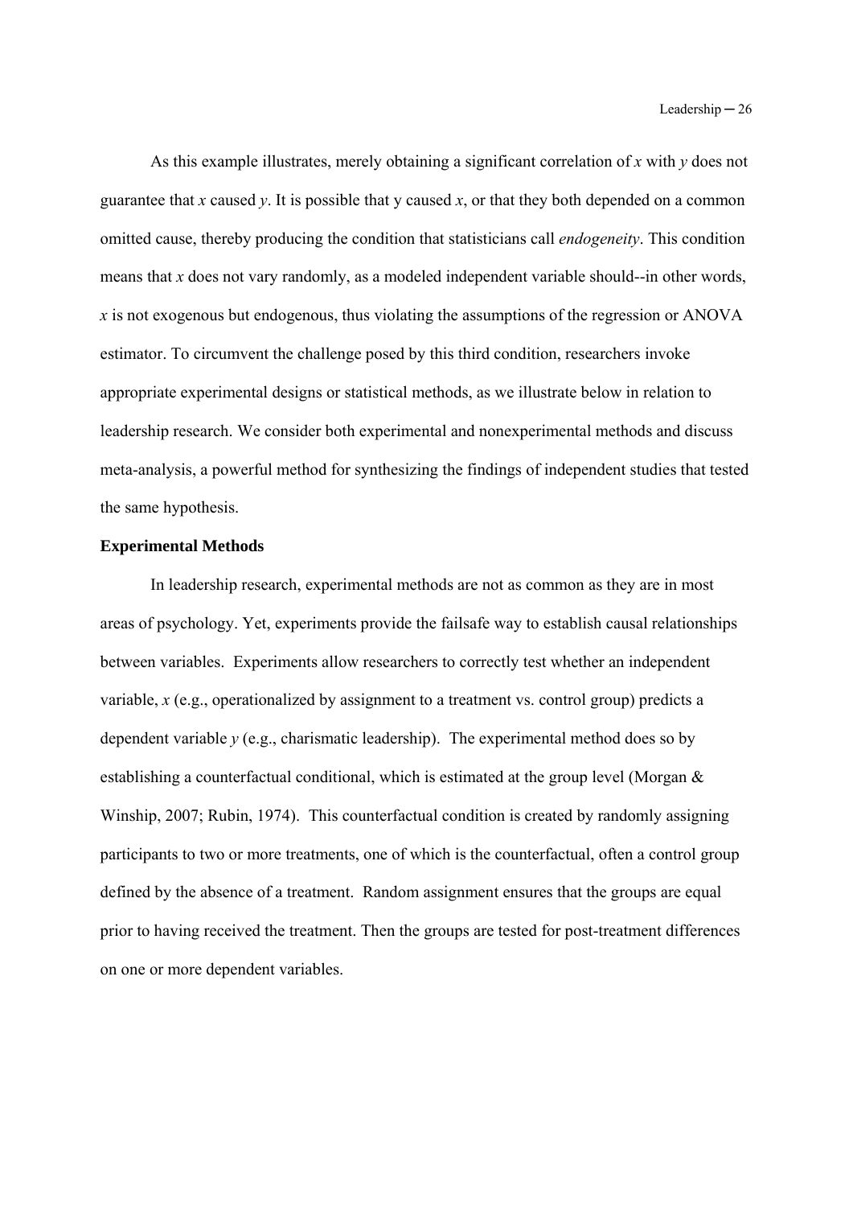As this example illustrates, merely obtaining a significant correlation of $x$ with $y$ does not guarantee that $x$ caused $y$. It is possible that y caused $x$, or that they both depended on a common omitted cause, thereby producing the condition that statisticians call *endogeneity*. This condition means that $x$ does not vary randomly, as a modeled independent variable should--in other words, $x$ is not exogenous but endogenous, thus violating the assumptions of the regression or ANOVA estimator. To circumvent the challenge posed by this third condition, researchers invoke appropriate experimental designs or statistical methods, as we illustrate below in relation to leadership research. We consider both experimental and nonexperimental methods and discuss meta-analysis, a powerful method for synthesizing the findings of independent studies that tested the same hypothesis.

**Experimental Methods**

In leadership research, experimental methods are not as common as they are in most areas of psychology. Yet, experiments provide the failsafe way to establish causal relationships between variables. Experiments allow researchers to correctly test whether an independent variable, $x$ (e.g., operationalized by assignment to a treatment vs. control group) predicts a dependent variable $y$ (e.g., charismatic leadership). The experimental method does so by establishing a counterfactual conditional, which is estimated at the group level (Morgan & Winship, 2007; Rubin, 1974). This counterfactual condition is created by randomly assigning participants to two or more treatments, one of which is the counterfactual, often a control group defined by the absence of a treatment. Random assignment ensures that the groups are equal prior to having received the treatment. Then the groups are tested for post-treatment differences on one or more dependent variables.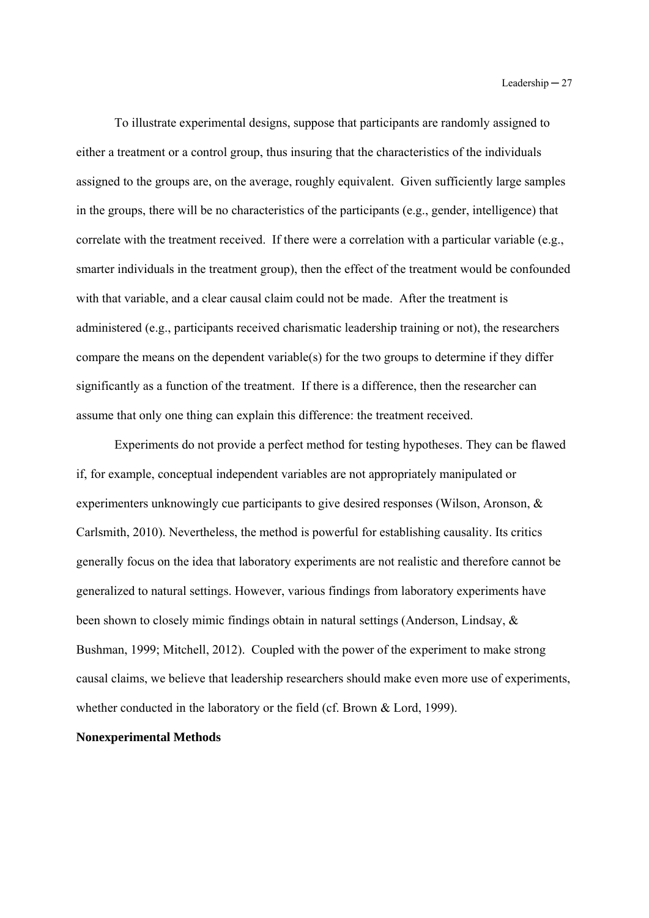To illustrate experimental designs, suppose that participants are randomly assigned to either a treatment or a control group, thus insuring that the characteristics of the individuals assigned to the groups are, on the average, roughly equivalent. Given sufficiently large samples in the groups, there will be no characteristics of the participants (e.g., gender, intelligence) that correlate with the treatment received. If there were a correlation with a particular variable (e.g., smarter individuals in the treatment group), then the effect of the treatment would be confounded with that variable, and a clear causal claim could not be made. After the treatment is administered (e.g., participants received charismatic leadership training or not), the researchers compare the means on the dependent variable(s) for the two groups to determine if they differ significantly as a function of the treatment. If there is a difference, then the researcher can assume that only one thing can explain this difference: the treatment received.

Experiments do not provide a perfect method for testing hypotheses. They can be flawed if, for example, conceptual independent variables are not appropriately manipulated or experimenters unknowingly cue participants to give desired responses (Wilson, Aronson, & Carlsmith, 2010). Nevertheless, the method is powerful for establishing causality. Its critics generally focus on the idea that laboratory experiments are not realistic and therefore cannot be generalized to natural settings. However, various findings from laboratory experiments have been shown to closely mimic findings obtain in natural settings (Anderson, Lindsay, & Bushman, 1999; Mitchell, 2012). Coupled with the power of the experiment to make strong causal claims, we believe that leadership researchers should make even more use of experiments, whether conducted in the laboratory or the field (cf. Brown & Lord, 1999).

**Nonexperimental Methods**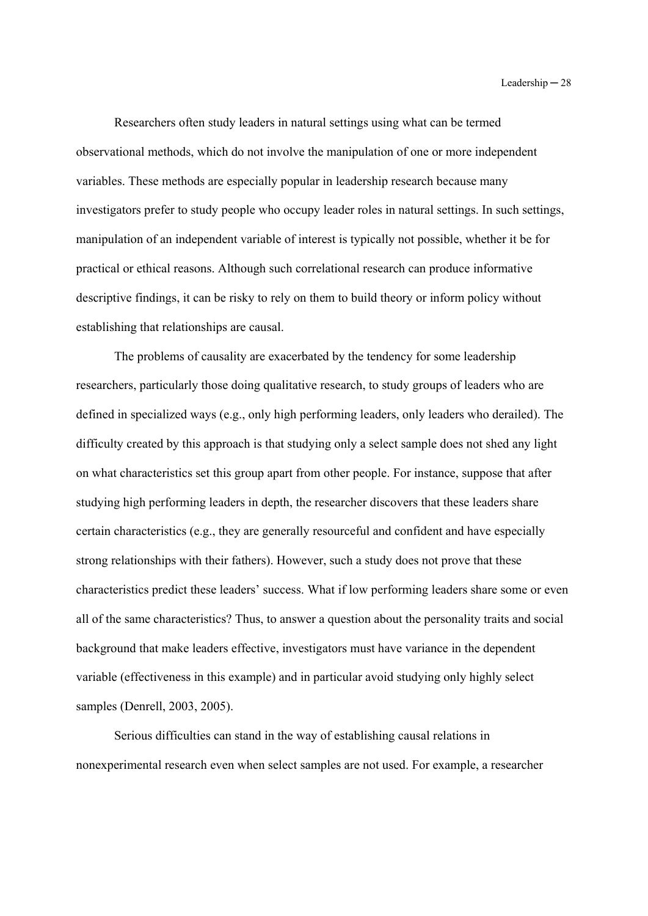Researchers often study leaders in natural settings using what can be termed observational methods, which do not involve the manipulation of one or more independent variables. These methods are especially popular in leadership research because many investigators prefer to study people who occupy leader roles in natural settings. In such settings, manipulation of an independent variable of interest is typically not possible, whether it be for practical or ethical reasons. Although such correlational research can produce informative descriptive findings, it can be risky to rely on them to build theory or inform policy without establishing that relationships are causal.

The problems of causality are exacerbated by the tendency for some leadership researchers, particularly those doing qualitative research, to study groups of leaders who are defined in specialized ways (e.g., only high performing leaders, only leaders who derailed). The difficulty created by this approach is that studying only a select sample does not shed any light on what characteristics set this group apart from other people. For instance, suppose that after studying high performing leaders in depth, the researcher discovers that these leaders share certain characteristics (e.g., they are generally resourceful and confident and have especially strong relationships with their fathers). However, such a study does not prove that these characteristics predict these leaders' success. What if low performing leaders share some or even all of the same characteristics? Thus, to answer a question about the personality traits and social background that make leaders effective, investigators must have variance in the dependent variable (effectiveness in this example) and in particular avoid studying only highly select samples (Denrell, 2003, 2005).

Serious difficulties can stand in the way of establishing causal relations in nonexperimental research even when select samples are not used. For example, a researcher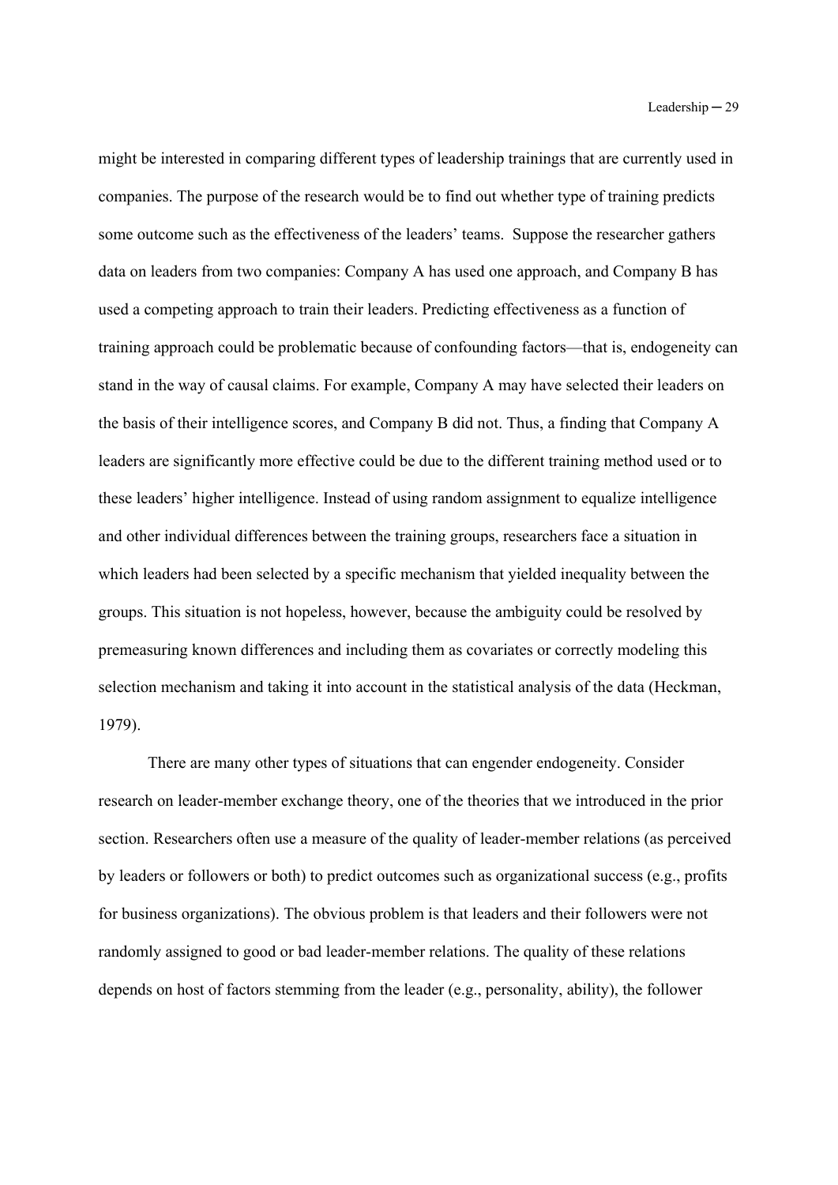might be interested in comparing different types of leadership trainings that are currently used in companies. The purpose of the research would be to find out whether type of training predicts some outcome such as the effectiveness of the leaders' teams. Suppose the researcher gathers data on leaders from two companies: Company A has used one approach, and Company B has used a competing approach to train their leaders. Predicting effectiveness as a function of training approach could be problematic because of confounding factors—that is, endogeneity can stand in the way of causal claims. For example, Company A may have selected their leaders on the basis of their intelligence scores, and Company B did not. Thus, a finding that Company A leaders are significantly more effective could be due to the different training method used or to these leaders' higher intelligence. Instead of using random assignment to equalize intelligence and other individual differences between the training groups, researchers face a situation in which leaders had been selected by a specific mechanism that yielded inequality between the groups. This situation is not hopeless, however, because the ambiguity could be resolved by premeasuring known differences and including them as covariates or correctly modeling this selection mechanism and taking it into account in the statistical analysis of the data (Heckman, 1979).

There are many other types of situations that can engender endogeneity. Consider research on leader-member exchange theory, one of the theories that we introduced in the prior section. Researchers often use a measure of the quality of leader-member relations (as perceived by leaders or followers or both) to predict outcomes such as organizational success (e.g., profits for business organizations). The obvious problem is that leaders and their followers were not randomly assigned to good or bad leader-member relations. The quality of these relations depends on host of factors stemming from the leader (e.g., personality, ability), the follower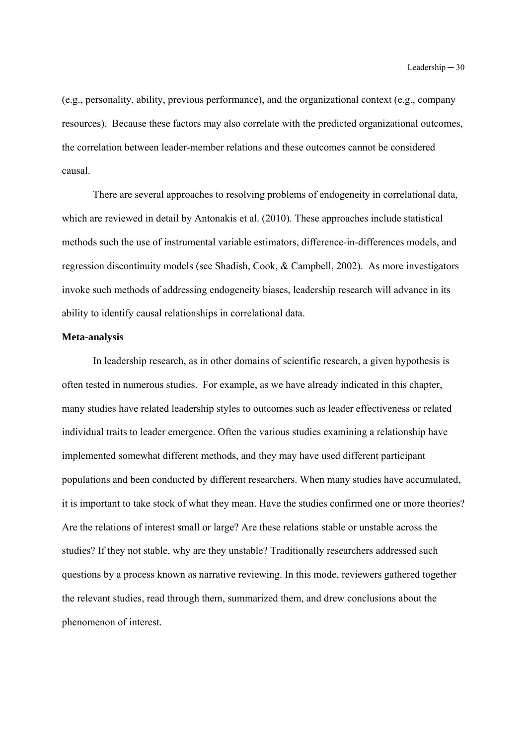(e.g., personality, ability, previous performance), and the organizational context (e.g., company resources). Because these factors may also correlate with the predicted organizational outcomes, the correlation between leader-member relations and these outcomes cannot be considered causal.

There are several approaches to resolving problems of endogeneity in correlational data, which are reviewed in detail by Antonakis et al. (2010). These approaches include statistical methods such the use of instrumental variable estimators, difference-in-differences models, and regression discontinuity models (see Shadish, Cook, & Campbell, 2002). As more investigators invoke such methods of addressing endogeneity biases, leadership research will advance in its ability to identify causal relationships in correlational data.

**Meta-analysis**

In leadership research, as in other domains of scientific research, a given hypothesis is often tested in numerous studies. For example, as we have already indicated in this chapter, many studies have related leadership styles to outcomes such as leader effectiveness or related individual traits to leader emergence. Often the various studies examining a relationship have implemented somewhat different methods, and they may have used different participant populations and been conducted by different researchers. When many studies have accumulated, it is important to take stock of what they mean. Have the studies confirmed one or more theories? Are the relations of interest small or large? Are these relations stable or unstable across the studies? If they not stable, why are they unstable? Traditionally researchers addressed such questions by a process known as narrative reviewing. In this mode, reviewers gathered together the relevant studies, read through them, summarized them, and drew conclusions about the phenomenon of interest.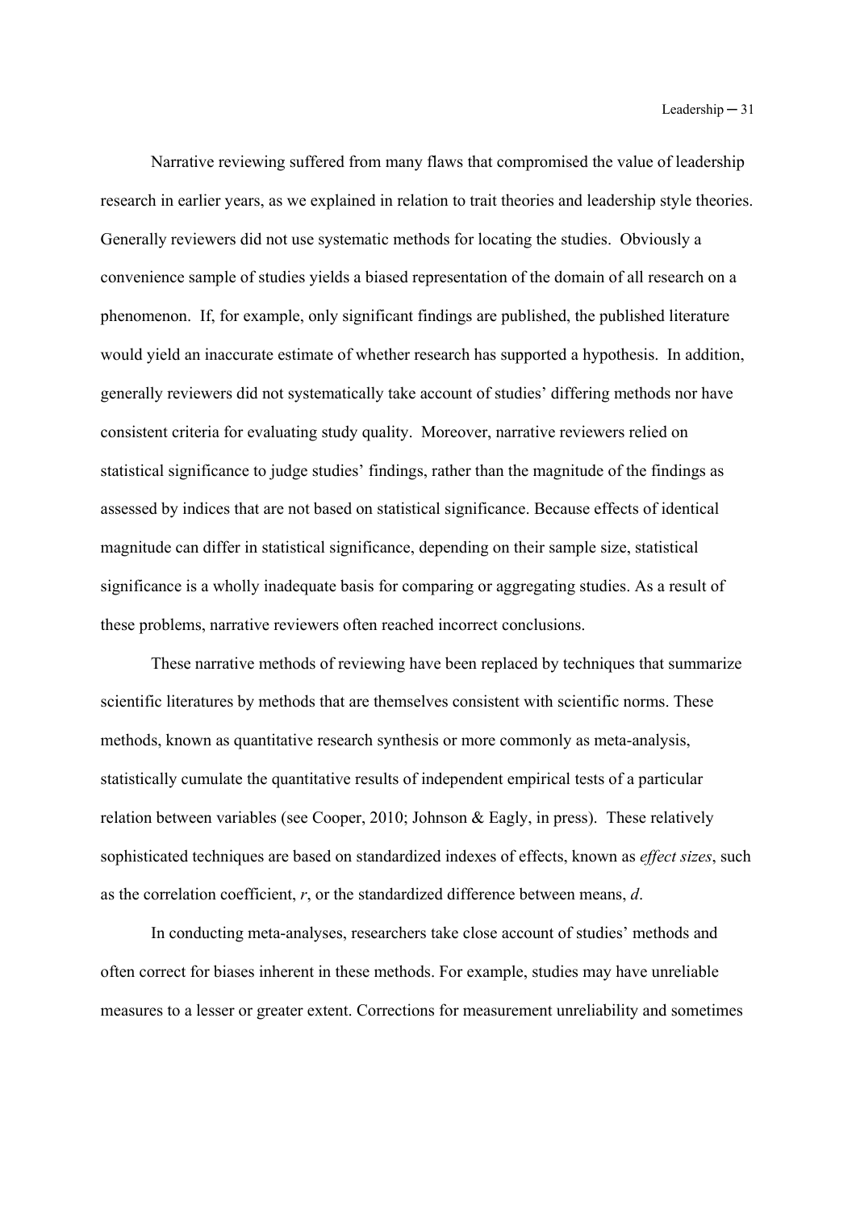Narrative reviewing suffered from many flaws that compromised the value of leadership research in earlier years, as we explained in relation to trait theories and leadership style theories. Generally reviewers did not use systematic methods for locating the studies. Obviously a convenience sample of studies yields a biased representation of the domain of all research on a phenomenon. If, for example, only significant findings are published, the published literature would yield an inaccurate estimate of whether research has supported a hypothesis. In addition, generally reviewers did not systematically take account of studies' differing methods nor have consistent criteria for evaluating study quality. Moreover, narrative reviewers relied on statistical significance to judge studies' findings, rather than the magnitude of the findings as assessed by indices that are not based on statistical significance. Because effects of identical magnitude can differ in statistical significance, depending on their sample size, statistical significance is a wholly inadequate basis for comparing or aggregating studies. As a result of these problems, narrative reviewers often reached incorrect conclusions.

These narrative methods of reviewing have been replaced by techniques that summarize scientific literatures by methods that are themselves consistent with scientific norms. These methods, known as quantitative research synthesis or more commonly as meta-analysis, statistically cumulate the quantitative results of independent empirical tests of a particular relation between variables (see Cooper, 2010; Johnson & Eagly, in press). These relatively sophisticated techniques are based on standardized indexes of effects, known as *effect sizes*, such as the correlation coefficient, $r$, or the standardized difference between means, $d$.

In conducting meta-analyses, researchers take close account of studies' methods and often correct for biases inherent in these methods. For example, studies may have unreliable measures to a lesser or greater extent. Corrections for measurement unreliability and sometimes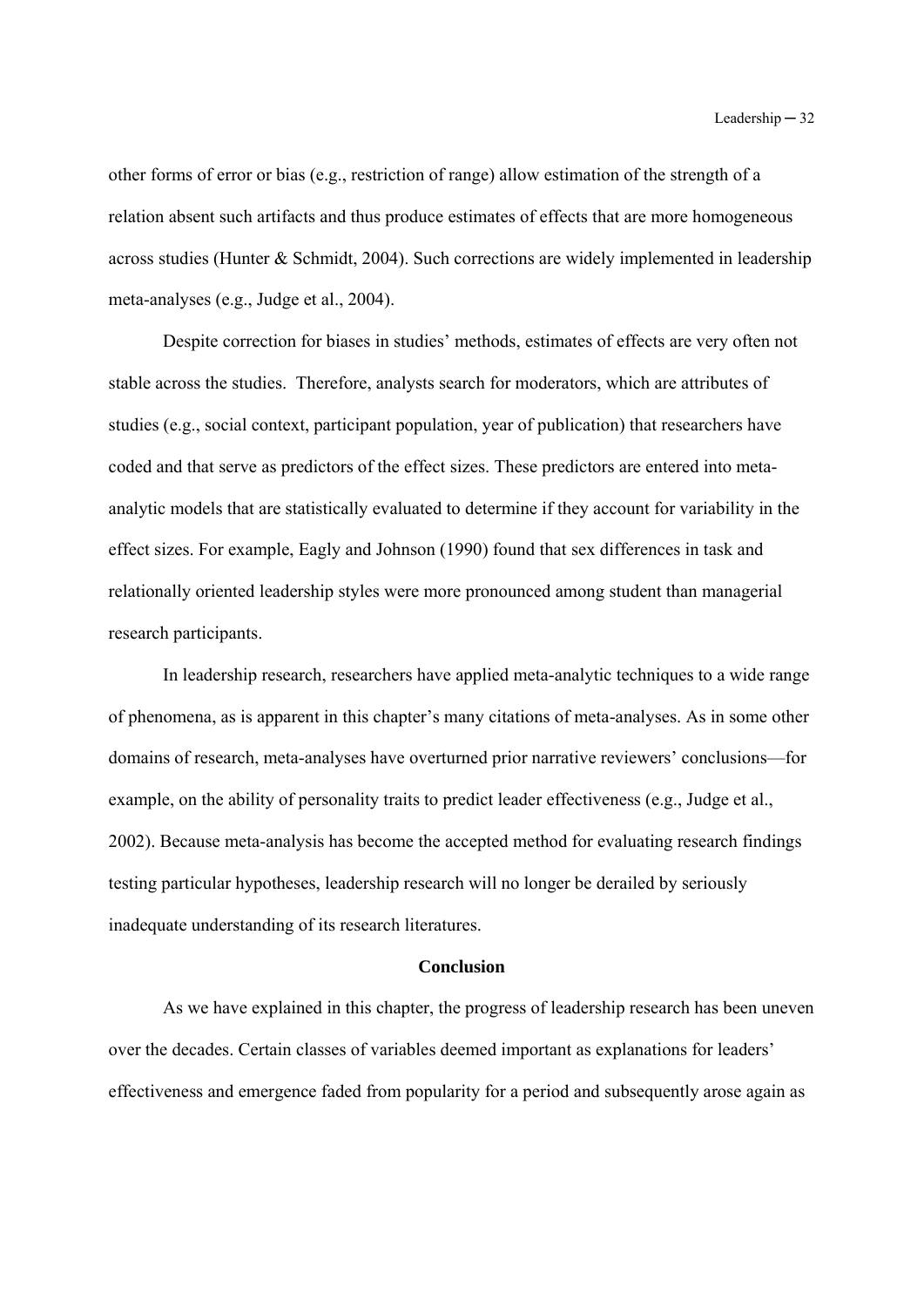other forms of error or bias (e.g., restriction of range) allow estimation of the strength of a relation absent such artifacts and thus produce estimates of effects that are more homogeneous across studies (Hunter & Schmidt, 2004). Such corrections are widely implemented in leadership meta-analyses (e.g., Judge et al., 2004).

Despite correction for biases in studies' methods, estimates of effects are very often not stable across the studies. Therefore, analysts search for moderators, which are attributes of studies (e.g., social context, participant population, year of publication) that researchers have coded and that serve as predictors of the effect sizes. These predictors are entered into meta-analytic models that are statistically evaluated to determine if they account for variability in the effect sizes. For example, Eagly and Johnson (1990) found that sex differences in task and relationally oriented leadership styles were more pronounced among student than managerial research participants.

In leadership research, researchers have applied meta-analytic techniques to a wide range of phenomena, as is apparent in this chapter's many citations of meta-analyses. As in some other domains of research, meta-analyses have overturned prior narrative reviewers' conclusions—for example, on the ability of personality traits to predict leader effectiveness (e.g., Judge et al., 2002). Because meta-analysis has become the accepted method for evaluating research findings testing particular hypotheses, leadership research will no longer be derailed by seriously inadequate understanding of its research literatures.

## Conclusion

As we have explained in this chapter, the progress of leadership research has been uneven over the decades. Certain classes of variables deemed important as explanations for leaders' effectiveness and emergence faded from popularity for a period and subsequently arose again as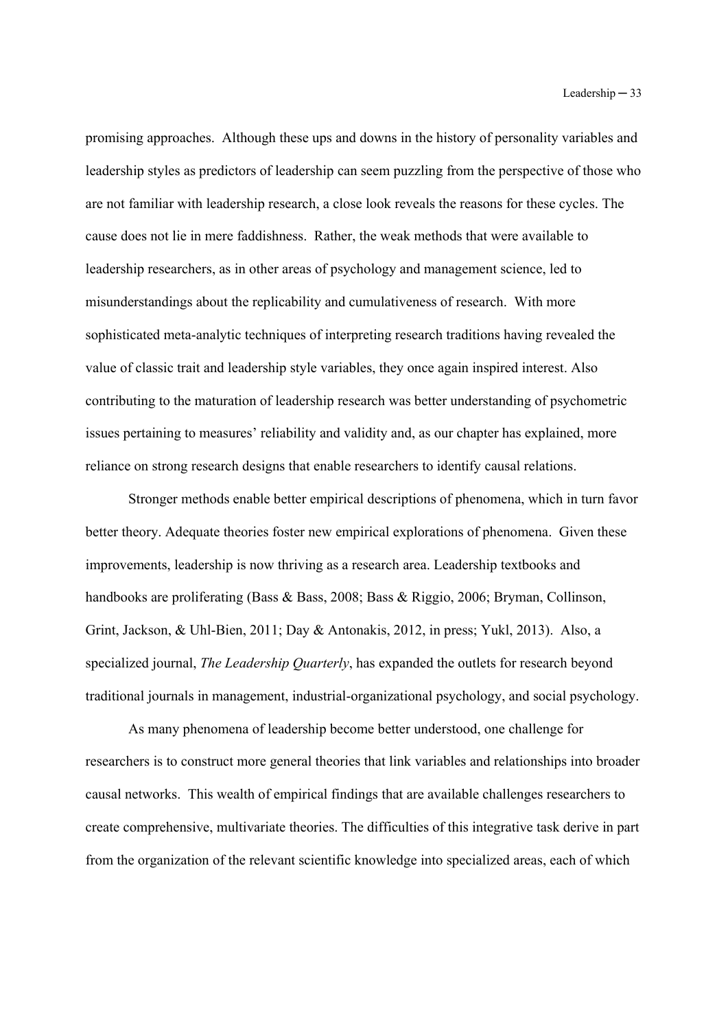promising approaches. Although these ups and downs in the history of personality variables and leadership styles as predictors of leadership can seem puzzling from the perspective of those who are not familiar with leadership research, a close look reveals the reasons for these cycles. The cause does not lie in mere faddishness. Rather, the weak methods that were available to leadership researchers, as in other areas of psychology and management science, led to misunderstandings about the replicability and cumulativeness of research. With more sophisticated meta-analytic techniques of interpreting research traditions having revealed the value of classic trait and leadership style variables, they once again inspired interest. Also contributing to the maturation of leadership research was better understanding of psychometric issues pertaining to measures' reliability and validity and, as our chapter has explained, more reliance on strong research designs that enable researchers to identify causal relations.

Stronger methods enable better empirical descriptions of phenomena, which in turn favor better theory. Adequate theories foster new empirical explorations of phenomena. Given these improvements, leadership is now thriving as a research area. Leadership textbooks and handbooks are proliferating (Bass & Bass, 2008; Bass & Riggio, 2006; Bryman, Collinson, Grint, Jackson, & Uhl-Bien, 2011; Day & Antonakis, 2012, in press; Yukl, 2013). Also, a specialized journal, *The Leadership Quarterly*, has expanded the outlets for research beyond traditional journals in management, industrial-organizational psychology, and social psychology.

As many phenomena of leadership become better understood, one challenge for researchers is to construct more general theories that link variables and relationships into broader causal networks. This wealth of empirical findings that are available challenges researchers to create comprehensive, multivariate theories. The difficulties of this integrative task derive in part from the organization of the relevant scientific knowledge into specialized areas, each of which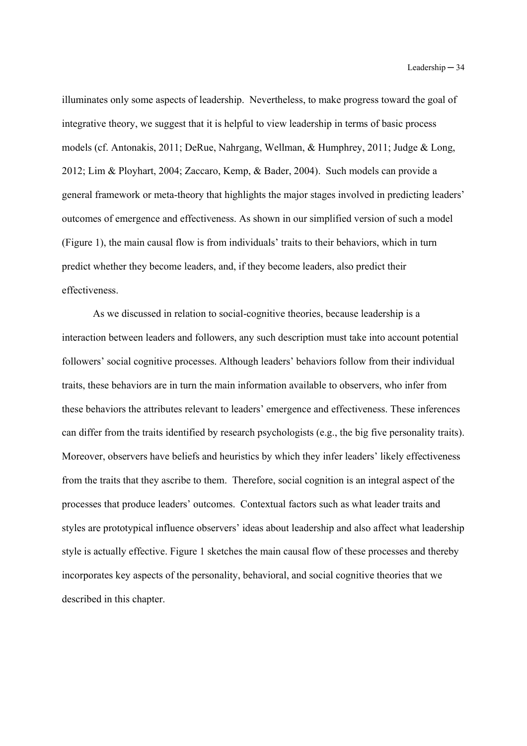illuminates only some aspects of leadership. Nevertheless, to make progress toward the goal of integrative theory, we suggest that it is helpful to view leadership in terms of basic process models (cf. Antonakis, 2011; DeRue, Nahrgang, Wellman, & Humphrey, 2011; Judge & Long, 2012; Lim & Ployhart, 2004; Zaccaro, Kemp, & Bader, 2004). Such models can provide a general framework or meta-theory that highlights the major stages involved in predicting leaders' outcomes of emergence and effectiveness. As shown in our simplified version of such a model (Figure 1), the main causal flow is from individuals' traits to their behaviors, which in turn predict whether they become leaders, and, if they become leaders, also predict their effectiveness.

As we discussed in relation to social-cognitive theories, because leadership is a interaction between leaders and followers, any such description must take into account potential followers' social cognitive processes. Although leaders' behaviors follow from their individual traits, these behaviors are in turn the main information available to observers, who infer from these behaviors the attributes relevant to leaders' emergence and effectiveness. These inferences can differ from the traits identified by research psychologists (e.g., the big five personality traits). Moreover, observers have beliefs and heuristics by which they infer leaders' likely effectiveness from the traits that they ascribe to them. Therefore, social cognition is an integral aspect of the processes that produce leaders' outcomes. Contextual factors such as what leader traits and styles are prototypical influence observers' ideas about leadership and also affect what leadership style is actually effective. Figure 1 sketches the main causal flow of these processes and thereby incorporates key aspects of the personality, behavioral, and social cognitive theories that we described in this chapter.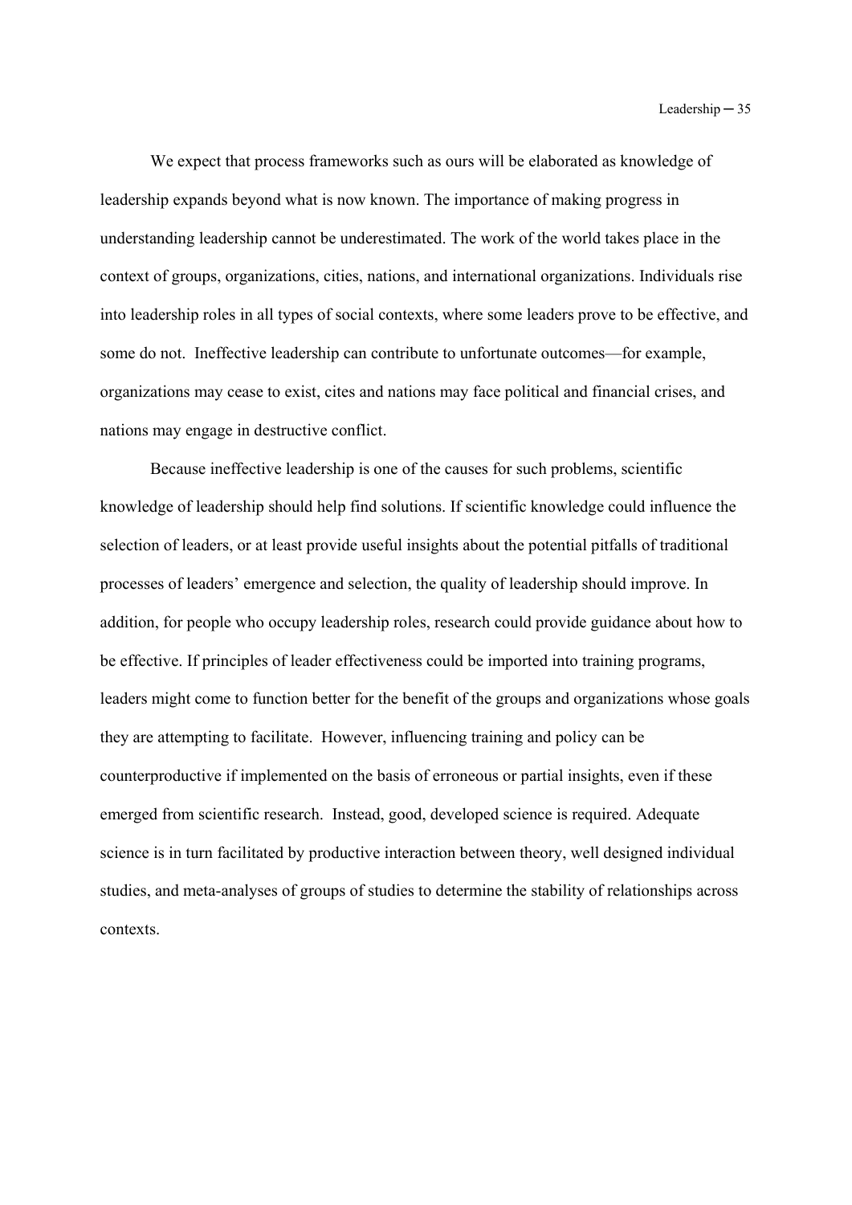We expect that process frameworks such as ours will be elaborated as knowledge of leadership expands beyond what is now known. The importance of making progress in understanding leadership cannot be underestimated. The work of the world takes place in the context of groups, organizations, cities, nations, and international organizations. Individuals rise into leadership roles in all types of social contexts, where some leaders prove to be effective, and some do not. Ineffective leadership can contribute to unfortunate outcomes—for example, organizations may cease to exist, cites and nations may face political and financial crises, and nations may engage in destructive conflict.

Because ineffective leadership is one of the causes for such problems, scientific knowledge of leadership should help find solutions. If scientific knowledge could influence the selection of leaders, or at least provide useful insights about the potential pitfalls of traditional processes of leaders' emergence and selection, the quality of leadership should improve. In addition, for people who occupy leadership roles, research could provide guidance about how to be effective. If principles of leader effectiveness could be imported into training programs, leaders might come to function better for the benefit of the groups and organizations whose goals they are attempting to facilitate. However, influencing training and policy can be counterproductive if implemented on the basis of erroneous or partial insights, even if these emerged from scientific research. Instead, good, developed science is required. Adequate science is in turn facilitated by productive interaction between theory, well designed individual studies, and meta-analyses of groups of studies to determine the stability of relationships across contexts.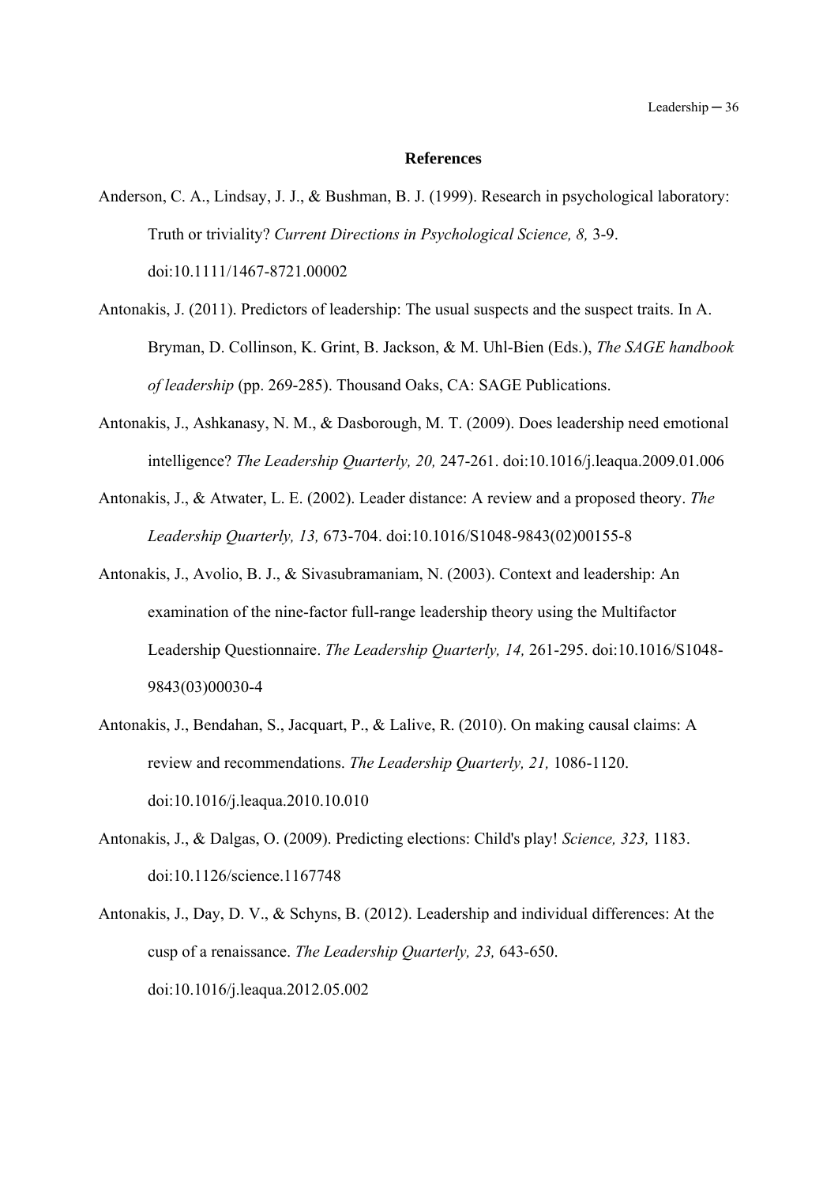## References

Anderson, C. A., Lindsay, J. J., & Bushman, B. J. (1999). Research in psychological laboratory: Truth or triviality? *Current Directions in Psychological Science, 8,* 3-9. doi:10.1111/1467-8721.00002

Antonakis, J. (2011). Predictors of leadership: The usual suspects and the suspect traits. In A. Bryman, D. Collinson, K. Grint, B. Jackson, & M. Uhl-Bien (Eds.), *The SAGE handbook of leadership* (pp. 269-285). Thousand Oaks, CA: SAGE Publications.

Antonakis, J., Ashkanasy, N. M., & Dasborough, M. T. (2009). Does leadership need emotional intelligence? *The Leadership Quarterly, 20,* 247-261. doi:10.1016/j.leaqua.2009.01.006

Antonakis, J., & Atwater, L. E. (2002). Leader distance: A review and a proposed theory. *The Leadership Quarterly, 13,* 673-704. doi:10.1016/S1048-9843(02)00155-8

Antonakis, J., Avolio, B. J., & Sivasubramaniam, N. (2003). Context and leadership: An examination of the nine-factor full-range leadership theory using the Multifactor Leadership Questionnaire. *The Leadership Quarterly, 14,* 261-295. doi:10.1016/S1048-9843(03)00030-4

Antonakis, J., Bendahan, S., Jacquart, P., & Lalive, R. (2010). On making causal claims: A review and recommendations. *The Leadership Quarterly, 21,* 1086-1120. doi:10.1016/j.leaqua.2010.10.010

Antonakis, J., & Dalgas, O. (2009). Predicting elections: Child's play! *Science, 323,* 1183. doi:10.1126/science.1167748

Antonakis, J., Day, D. V., & Schyns, B. (2012). Leadership and individual differences: At the cusp of a renaissance. *The Leadership Quarterly, 23,* 643-650. doi:10.1016/j.leaqua.2012.05.002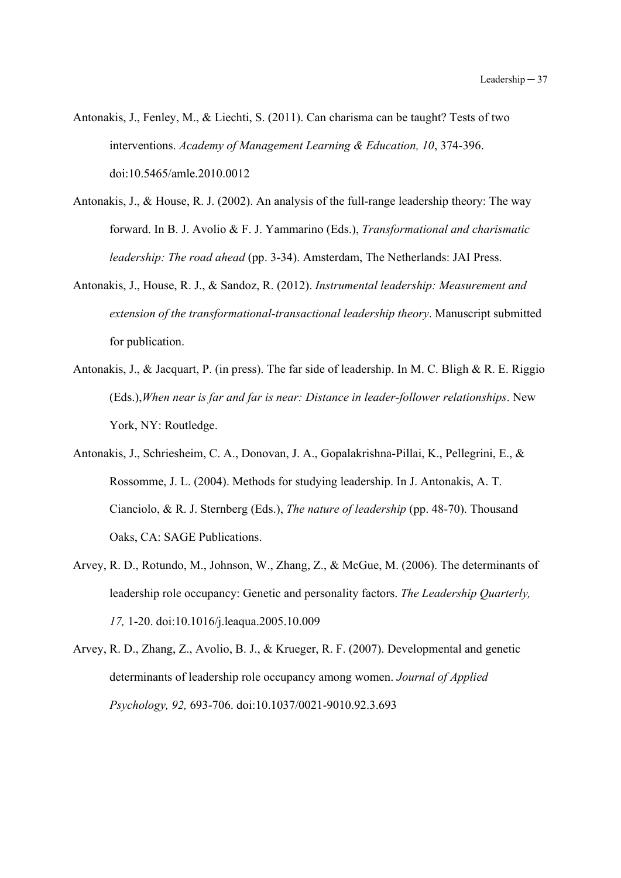Antonakis, J., Fenley, M., & Liechti, S. (2011). Can charisma can be taught? Tests of two interventions. *Academy of Management Learning & Education, 10*, 374-396. doi:10.5465/amle.2010.0012

Antonakis, J., & House, R. J. (2002). An analysis of the full-range leadership theory: The way forward. In B. J. Avolio & F. J. Yammarino (Eds.), *Transformational and charismatic leadership: The road ahead* (pp. 3-34). Amsterdam, The Netherlands: JAI Press.

Antonakis, J., House, R. J., & Sandoz, R. (2012). *Instrumental leadership: Measurement and extension of the transformational-transactional leadership theory*. Manuscript submitted for publication.

Antonakis, J., & Jacquart, P. (in press). The far side of leadership. In M. C. Bligh & R. E. Riggio (Eds.),*When near is far and far is near: Distance in leader-follower relationships*. New York, NY: Routledge.

Antonakis, J., Schriesheim, C. A., Donovan, J. A., Gopalakrishna-Pillai, K., Pellegrini, E., & Rossomme, J. L. (2004). Methods for studying leadership. In J. Antonakis, A. T. Cianciolo, & R. J. Sternberg (Eds.), *The nature of leadership* (pp. 48-70). Thousand Oaks, CA: SAGE Publications.

Arvey, R. D., Rotundo, M., Johnson, W., Zhang, Z., & McGue, M. (2006). The determinants of leadership role occupancy: Genetic and personality factors. *The Leadership Quarterly, 17,* 1-20. doi:10.1016/j.leaqua.2005.10.009

Arvey, R. D., Zhang, Z., Avolio, B. J., & Krueger, R. F. (2007). Developmental and genetic determinants of leadership role occupancy among women. *Journal of Applied Psychology, 92,* 693-706. doi:10.1037/0021-9010.92.3.693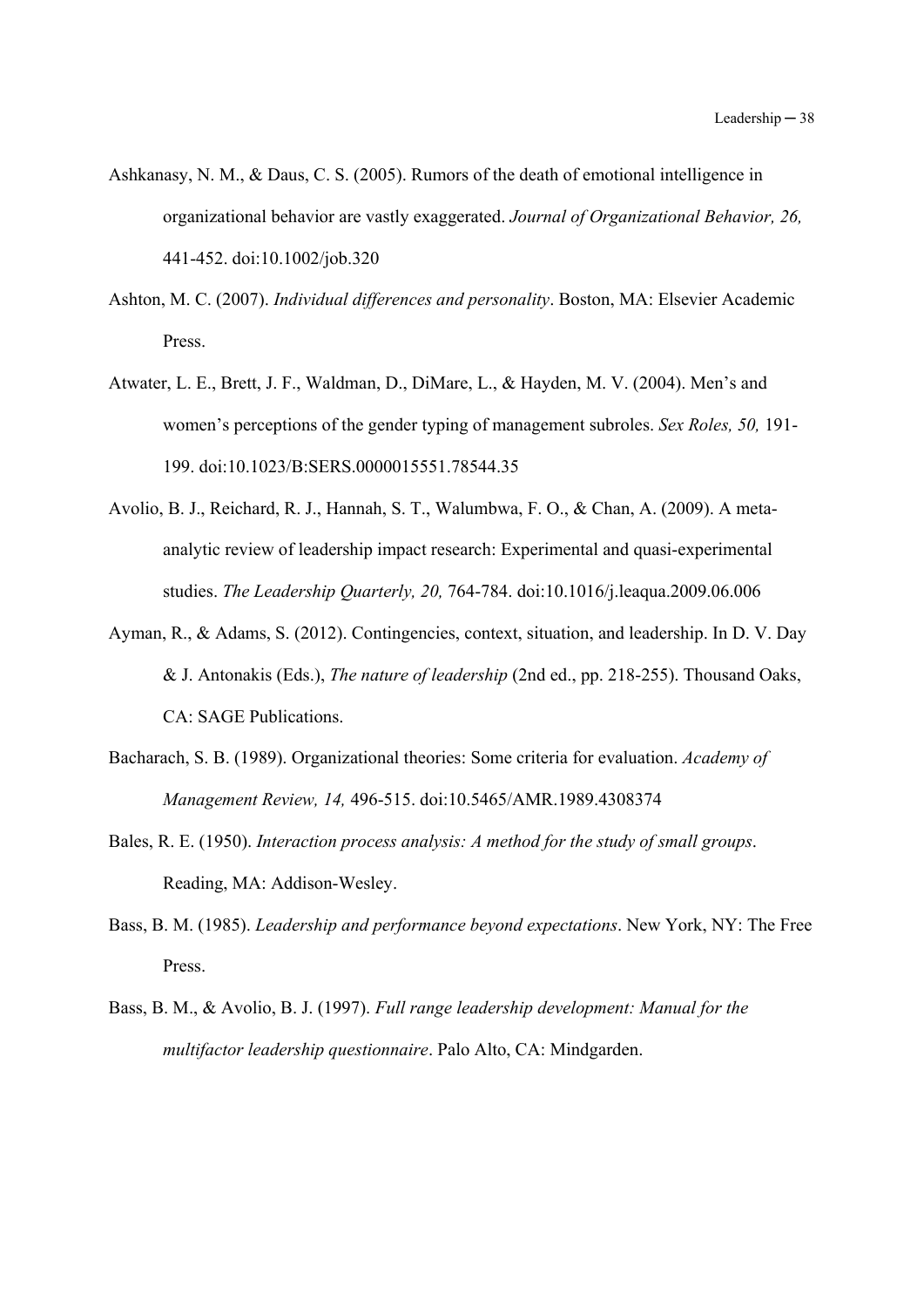Ashkanasy, N. M., & Daus, C. S. (2005). Rumors of the death of emotional intelligence in organizational behavior are vastly exaggerated. *Journal of Organizational Behavior, 26,* 441-452. doi:10.1002/job.320

Ashton, M. C. (2007). *Individual differences and personality*. Boston, MA: Elsevier Academic Press.

Atwater, L. E., Brett, J. F., Waldman, D., DiMare, L., & Hayden, M. V. (2004). Men's and women's perceptions of the gender typing of management subroles. *Sex Roles, 50,* 191-199. doi:10.1023/B:SERS.0000015551.78544.35

Avolio, B. J., Reichard, R. J., Hannah, S. T., Walumbwa, F. O., & Chan, A. (2009). A meta-analytic review of leadership impact research: Experimental and quasi-experimental studies. *The Leadership Quarterly, 20,* 764-784. doi:10.1016/j.leaqua.2009.06.006

Ayman, R., & Adams, S. (2012). Contingencies, context, situation, and leadership. In D. V. Day & J. Antonakis (Eds.), *The nature of leadership* (2nd ed., pp. 218-255). Thousand Oaks, CA: SAGE Publications.

Bacharach, S. B. (1989). Organizational theories: Some criteria for evaluation. *Academy of Management Review, 14,* 496-515. doi:10.5465/AMR.1989.4308374

Bales, R. E. (1950). *Interaction process analysis: A method for the study of small groups*. Reading, MA: Addison-Wesley.

Bass, B. M. (1985). *Leadership and performance beyond expectations*. New York, NY: The Free Press.

Bass, B. M., & Avolio, B. J. (1997). *Full range leadership development: Manual for the multifactor leadership questionnaire*. Palo Alto, CA: Mindgarden.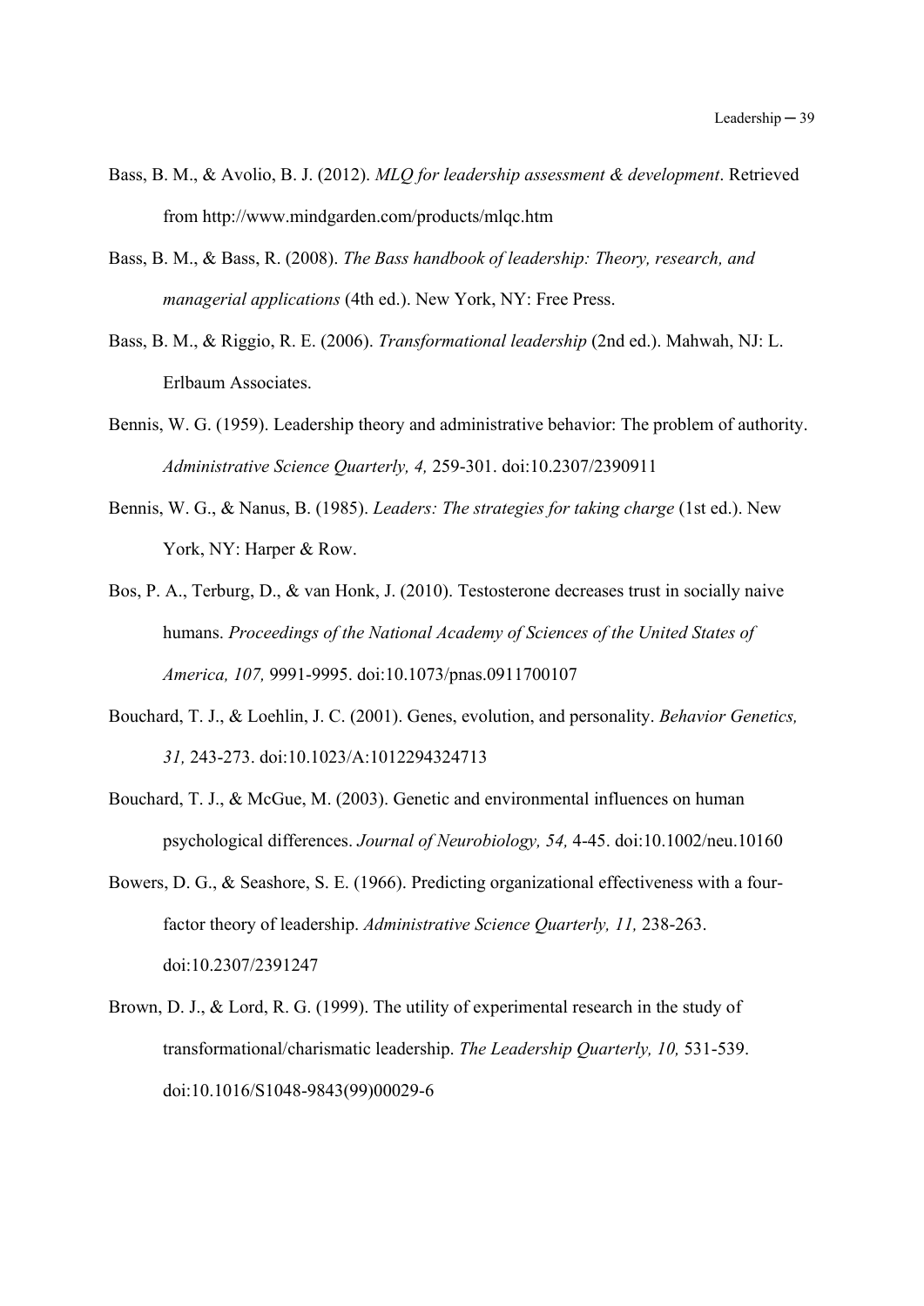Bass, B. M., & Avolio, B. J. (2012). *MLQ for leadership assessment & development*. Retrieved from http://www.mindgarden.com/products/mlqc.htm

Bass, B. M., & Bass, R. (2008). *The Bass handbook of leadership: Theory, research, and managerial applications* (4th ed.). New York, NY: Free Press.

Bass, B. M., & Riggio, R. E. (2006). *Transformational leadership* (2nd ed.). Mahwah, NJ: L. Erlbaum Associates.

Bennis, W. G. (1959). Leadership theory and administrative behavior: The problem of authority. *Administrative Science Quarterly, 4,* 259-301. doi:10.2307/2390911

Bennis, W. G., & Nanus, B. (1985). *Leaders: The strategies for taking charge* (1st ed.). New York, NY: Harper & Row.

Bos, P. A., Terburg, D., & van Honk, J. (2010). Testosterone decreases trust in socially naive humans. *Proceedings of the National Academy of Sciences of the United States of America, 107,* 9991-9995. doi:10.1073/pnas.0911700107

Bouchard, T. J., & Loehlin, J. C. (2001). Genes, evolution, and personality. *Behavior Genetics, 31,* 243-273. doi:10.1023/A:1012294324713

Bouchard, T. J., & McGue, M. (2003). Genetic and environmental influences on human psychological differences. *Journal of Neurobiology, 54,* 4-45. doi:10.1002/neu.10160

Bowers, D. G., & Seashore, S. E. (1966). Predicting organizational effectiveness with a four-factor theory of leadership. *Administrative Science Quarterly, 11,* 238-263. doi:10.2307/2391247

Brown, D. J., & Lord, R. G. (1999). The utility of experimental research in the study of transformational/charismatic leadership. *The Leadership Quarterly, 10,* 531-539. doi:10.1016/S1048-9843(99)00029-6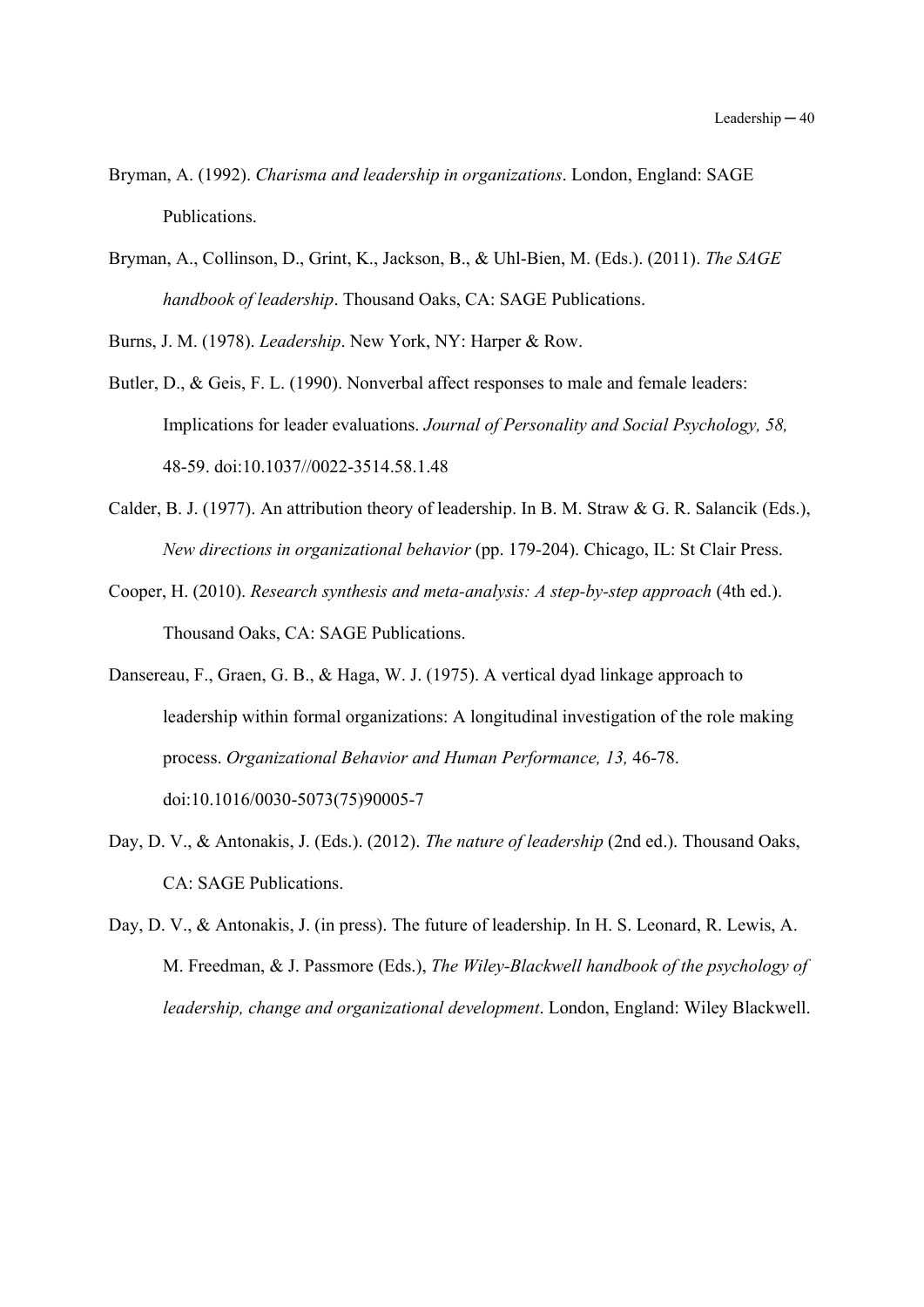Bryman, A. (1992). *Charisma and leadership in organizations*. London, England: SAGE Publications.

Bryman, A., Collinson, D., Grint, K., Jackson, B., & Uhl-Bien, M. (Eds.). (2011). *The SAGE handbook of leadership*. Thousand Oaks, CA: SAGE Publications.

Burns, J. M. (1978). *Leadership*. New York, NY: Harper & Row.

Butler, D., & Geis, F. L. (1990). Nonverbal affect responses to male and female leaders: Implications for leader evaluations. *Journal of Personality and Social Psychology, 58,* 48-59. doi:10.1037//0022-3514.58.1.48

Calder, B. J. (1977). An attribution theory of leadership. In B. M. Straw & G. R. Salancik (Eds.), *New directions in organizational behavior* (pp. 179-204). Chicago, IL: St Clair Press.

Cooper, H. (2010). *Research synthesis and meta-analysis: A step-by-step approach* (4th ed.). Thousand Oaks, CA: SAGE Publications.

Dansereau, F., Graen, G. B., & Haga, W. J. (1975). A vertical dyad linkage approach to leadership within formal organizations: A longitudinal investigation of the role making process. *Organizational Behavior and Human Performance, 13,* 46-78. doi:10.1016/0030-5073(75)90005-7

Day, D. V., & Antonakis, J. (Eds.). (2012). *The nature of leadership* (2nd ed.). Thousand Oaks, CA: SAGE Publications.

Day, D. V., & Antonakis, J. (in press). The future of leadership. In H. S. Leonard, R. Lewis, A. M. Freedman, & J. Passmore (Eds.), *The Wiley-Blackwell handbook of the psychology of leadership, change and organizational development*. London, England: Wiley Blackwell.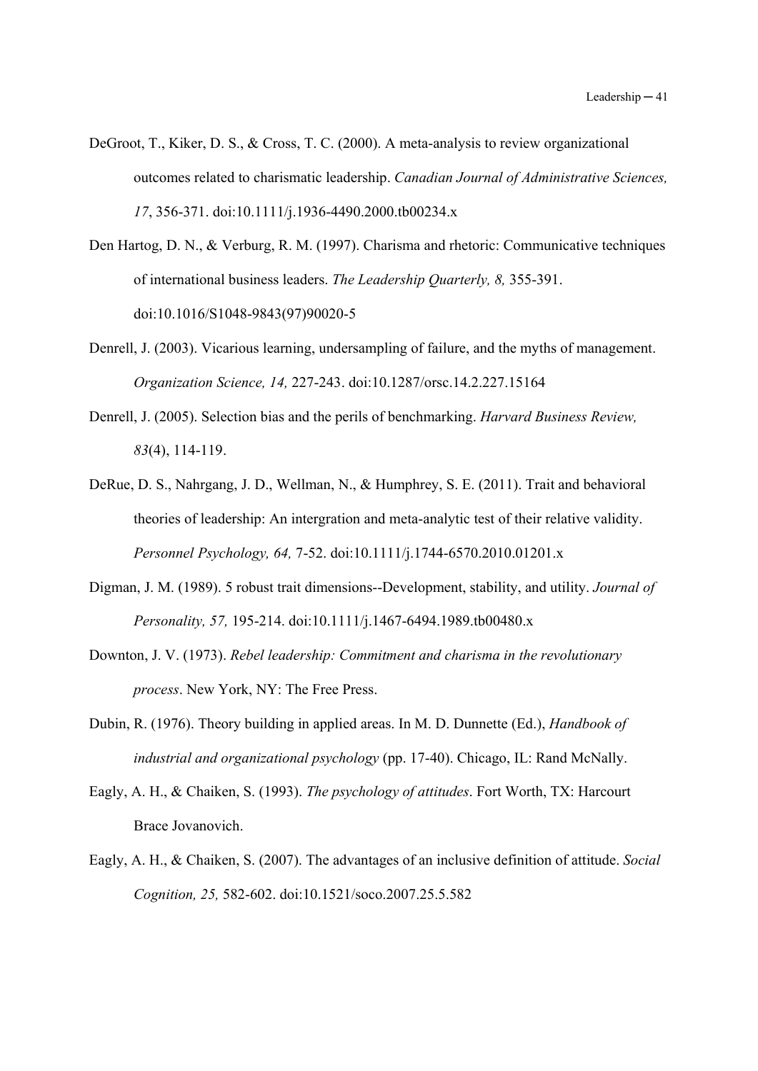DeGroot, T., Kiker, D. S., & Cross, T. C. (2000). A meta-analysis to review organizational outcomes related to charismatic leadership. *Canadian Journal of Administrative Sciences, 17*, 356-371. doi:10.1111/j.1936-4490.2000.tb00234.x

Den Hartog, D. N., & Verburg, R. M. (1997). Charisma and rhetoric: Communicative techniques of international business leaders. *The Leadership Quarterly, 8,* 355-391. doi:10.1016/S1048-9843(97)90020-5

Denrell, J. (2003). Vicarious learning, undersampling of failure, and the myths of management. *Organization Science, 14,* 227-243. doi:10.1287/orsc.14.2.227.15164

Denrell, J. (2005). Selection bias and the perils of benchmarking. *Harvard Business Review, 83*(4), 114-119.

DeRue, D. S., Nahrgang, J. D., Wellman, N., & Humphrey, S. E. (2011). Trait and behavioral theories of leadership: An intergration and meta-analytic test of their relative validity. *Personnel Psychology, 64,* 7-52. doi:10.1111/j.1744-6570.2010.01201.x

Digman, J. M. (1989). 5 robust trait dimensions--Development, stability, and utility. *Journal of Personality, 57,* 195-214. doi:10.1111/j.1467-6494.1989.tb00480.x

Downton, J. V. (1973). *Rebel leadership: Commitment and charisma in the revolutionary process*. New York, NY: The Free Press.

Dubin, R. (1976). Theory building in applied areas. In M. D. Dunnette (Ed.), *Handbook of industrial and organizational psychology* (pp. 17-40). Chicago, IL: Rand McNally.

Eagly, A. H., & Chaiken, S. (1993). *The psychology of attitudes*. Fort Worth, TX: Harcourt Brace Jovanovich.

Eagly, A. H., & Chaiken, S. (2007). The advantages of an inclusive definition of attitude. *Social Cognition, 25,* 582-602. doi:10.1521/soco.2007.25.5.582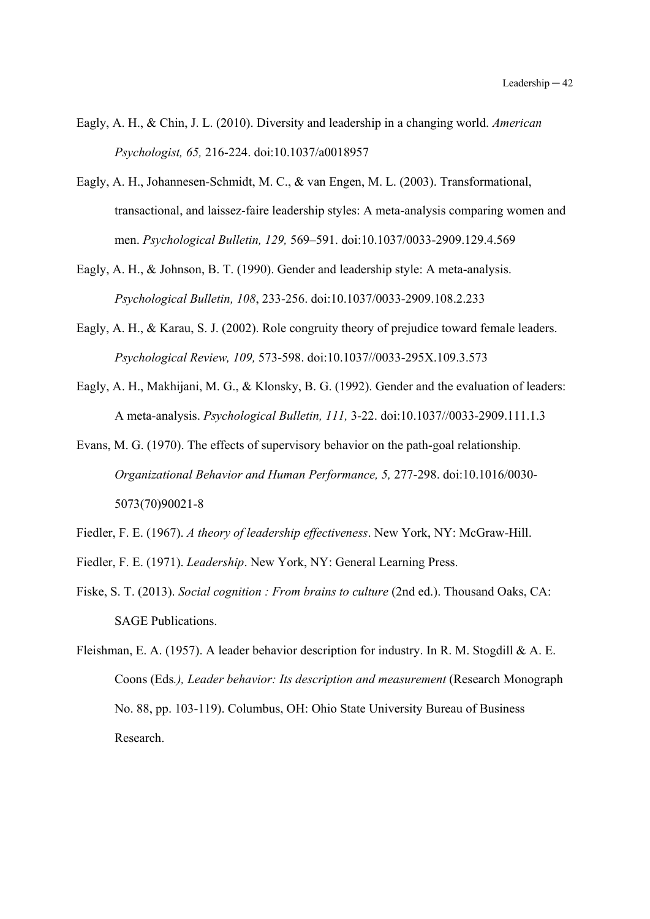Eagly, A. H., & Chin, J. L. (2010). Diversity and leadership in a changing world. *American Psychologist, 65,* 216-224. doi:10.1037/a0018957

Eagly, A. H., Johannesen-Schmidt, M. C., & van Engen, M. L. (2003). Transformational, transactional, and laissez-faire leadership styles: A meta-analysis comparing women and men. *Psychological Bulletin, 129,* 569–591. doi:10.1037/0033-2909.129.4.569

Eagly, A. H., & Johnson, B. T. (1990). Gender and leadership style: A meta-analysis. *Psychological Bulletin, 108*, 233-256. doi:10.1037/0033-2909.108.2.233

Eagly, A. H., & Karau, S. J. (2002). Role congruity theory of prejudice toward female leaders. *Psychological Review, 109,* 573-598. doi:10.1037//0033-295X.109.3.573

Eagly, A. H., Makhijani, M. G., & Klonsky, B. G. (1992). Gender and the evaluation of leaders: A meta-analysis. *Psychological Bulletin, 111,* 3-22. doi:10.1037//0033-2909.111.1.3

Evans, M. G. (1970). The effects of supervisory behavior on the path-goal relationship. *Organizational Behavior and Human Performance, 5,* 277-298. doi:10.1016/0030-5073(70)90021-8

Fiedler, F. E. (1967). *A theory of leadership effectiveness*. New York, NY: McGraw-Hill.

Fiedler, F. E. (1971). *Leadership*. New York, NY: General Learning Press.

Fiske, S. T. (2013). *Social cognition : From brains to culture* (2nd ed.). Thousand Oaks, CA: SAGE Publications.

Fleishman, E. A. (1957). A leader behavior description for industry. In R. M. Stogdill & A. E. Coons (Eds*.), Leader behavior: Its description and measurement* (Research Monograph No. 88, pp. 103-119). Columbus, OH: Ohio State University Bureau of Business Research.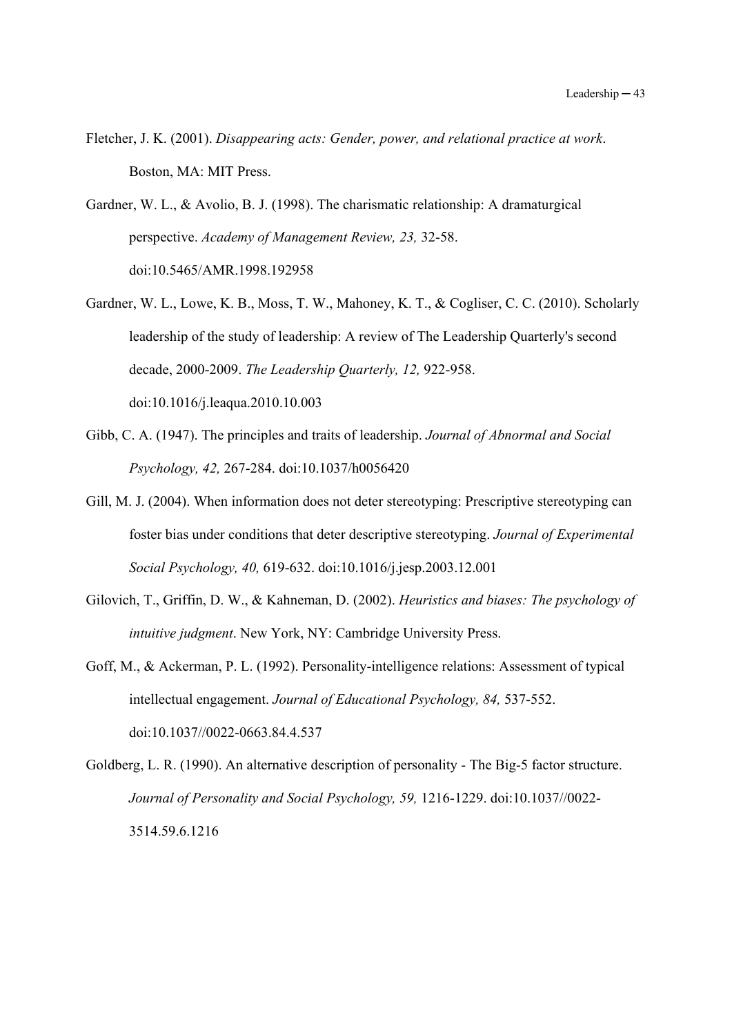Fletcher, J. K. (2001). *Disappearing acts: Gender, power, and relational practice at work*. Boston, MA: MIT Press.

Gardner, W. L., & Avolio, B. J. (1998). The charismatic relationship: A dramaturgical perspective. *Academy of Management Review, 23,* 32-58. doi:10.5465/AMR.1998.192958

Gardner, W. L., Lowe, K. B., Moss, T. W., Mahoney, K. T., & Cogliser, C. C. (2010). Scholarly leadership of the study of leadership: A review of The Leadership Quarterly's second decade, 2000-2009. *The Leadership Quarterly, 12,* 922-958. doi:10.1016/j.leaqua.2010.10.003

Gibb, C. A. (1947). The principles and traits of leadership. *Journal of Abnormal and Social Psychology, 42,* 267-284. doi:10.1037/h0056420

Gill, M. J. (2004). When information does not deter stereotyping: Prescriptive stereotyping can foster bias under conditions that deter descriptive stereotyping. *Journal of Experimental Social Psychology, 40,* 619-632. doi:10.1016/j.jesp.2003.12.001

Gilovich, T., Griffin, D. W., & Kahneman, D. (2002). *Heuristics and biases: The psychology of intuitive judgment*. New York, NY: Cambridge University Press.

Goff, M., & Ackerman, P. L. (1992). Personality-intelligence relations: Assessment of typical intellectual engagement. *Journal of Educational Psychology, 84,* 537-552. doi:10.1037//0022-0663.84.4.537

Goldberg, L. R. (1990). An alternative description of personality - The Big-5 factor structure. *Journal of Personality and Social Psychology, 59,* 1216-1229. doi:10.1037//0022-3514.59.6.1216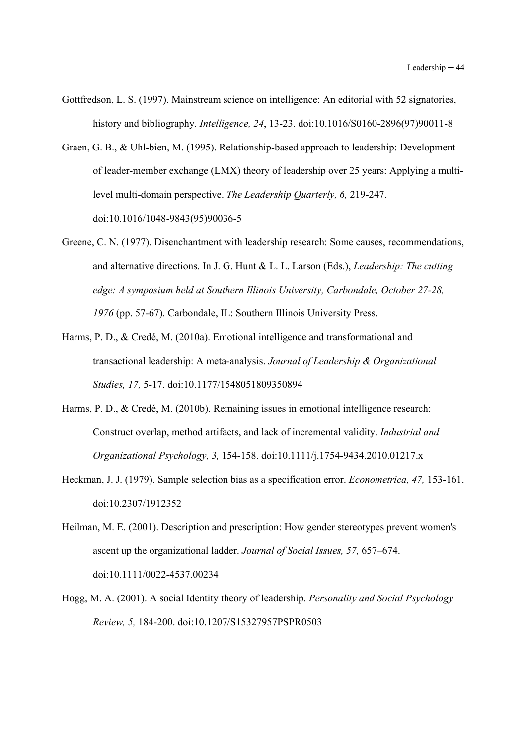Gottfredson, L. S. (1997). Mainstream science on intelligence: An editorial with 52 signatories, history and bibliography. *Intelligence, 24*, 13-23. doi:10.1016/S0160-2896(97)90011-8

Graen, G. B., & Uhl-bien, M. (1995). Relationship-based approach to leadership: Development of leader-member exchange (LMX) theory of leadership over 25 years: Applying a multi-level multi-domain perspective. *The Leadership Quarterly, 6,* 219-247. doi:10.1016/1048-9843(95)90036-5

Greene, C. N. (1977). Disenchantment with leadership research: Some causes, recommendations, and alternative directions. In J. G. Hunt & L. L. Larson (Eds.), *Leadership: The cutting edge: A symposium held at Southern Illinois University, Carbondale, October 27-28, 1976* (pp. 57-67). Carbondale, IL: Southern Illinois University Press.

Harms, P. D., & Credé, M. (2010a). Emotional intelligence and transformational and transactional leadership: A meta-analysis. *Journal of Leadership & Organizational Studies, 17,* 5-17. doi:10.1177/1548051809350894

Harms, P. D., & Credé, M. (2010b). Remaining issues in emotional intelligence research: Construct overlap, method artifacts, and lack of incremental validity. *Industrial and Organizational Psychology, 3,* 154-158. doi:10.1111/j.1754-9434.2010.01217.x

Heckman, J. J. (1979). Sample selection bias as a specification error. *Econometrica, 47,* 153-161. doi:10.2307/1912352

Heilman, M. E. (2001). Description and prescription: How gender stereotypes prevent women's ascent up the organizational ladder. *Journal of Social Issues, 57,* 657–674. doi:10.1111/0022-4537.00234

Hogg, M. A. (2001). A social Identity theory of leadership. *Personality and Social Psychology Review, 5,* 184-200. doi:10.1207/S15327957PSPR0503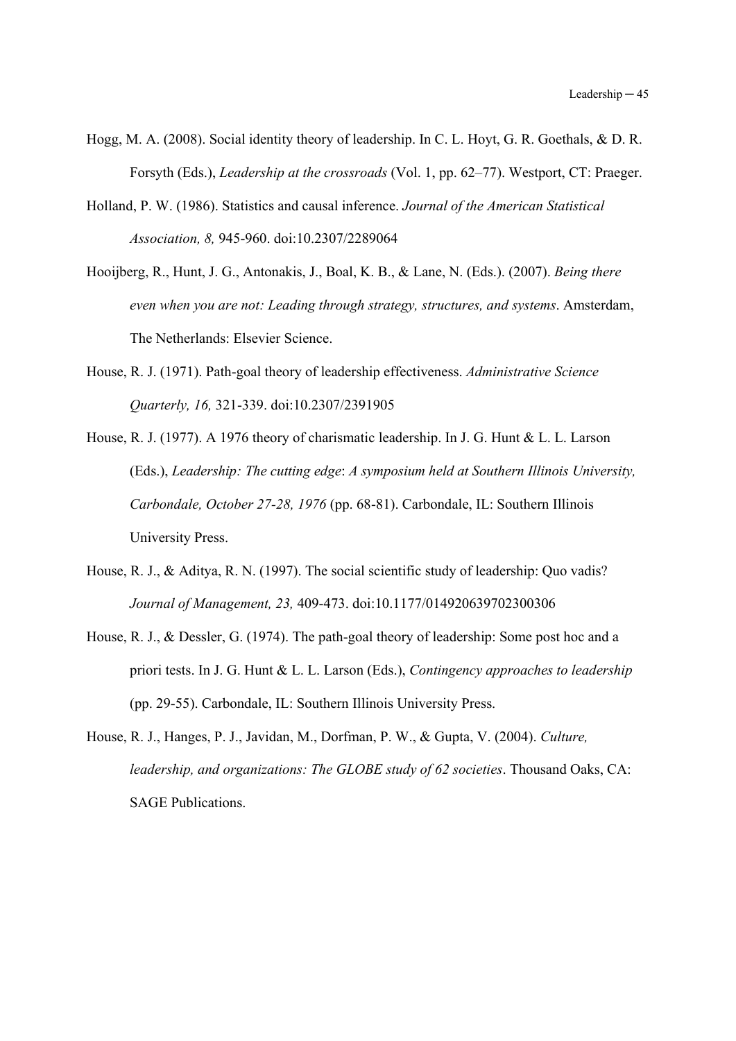Hogg, M. A. (2008). Social identity theory of leadership. In C. L. Hoyt, G. R. Goethals, & D. R. Forsyth (Eds.), *Leadership at the crossroads* (Vol. 1, pp. 62–77). Westport, CT: Praeger.

Holland, P. W. (1986). Statistics and causal inference. *Journal of the American Statistical Association, 8,* 945-960. doi:10.2307/2289064

Hooijberg, R., Hunt, J. G., Antonakis, J., Boal, K. B., & Lane, N. (Eds.). (2007). *Being there even when you are not: Leading through strategy, structures, and systems*. Amsterdam, The Netherlands: Elsevier Science.

House, R. J. (1971). Path-goal theory of leadership effectiveness. *Administrative Science Quarterly, 16,* 321-339. doi:10.2307/2391905

House, R. J. (1977). A 1976 theory of charismatic leadership. In J. G. Hunt & L. L. Larson (Eds.), *Leadership: The cutting edge*: *A symposium held at Southern Illinois University, Carbondale, October 27-28, 1976* (pp. 68-81). Carbondale, IL: Southern Illinois University Press.

House, R. J., & Aditya, R. N. (1997). The social scientific study of leadership: Quo vadis? *Journal of Management, 23,* 409-473. doi:10.1177/014920639702300306

House, R. J., & Dessler, G. (1974). The path-goal theory of leadership: Some post hoc and a priori tests. In J. G. Hunt & L. L. Larson (Eds.), *Contingency approaches to leadership* (pp. 29-55). Carbondale, IL: Southern Illinois University Press.

House, R. J., Hanges, P. J., Javidan, M., Dorfman, P. W., & Gupta, V. (2004). *Culture, leadership, and organizations: The GLOBE study of 62 societies*. Thousand Oaks, CA: SAGE Publications.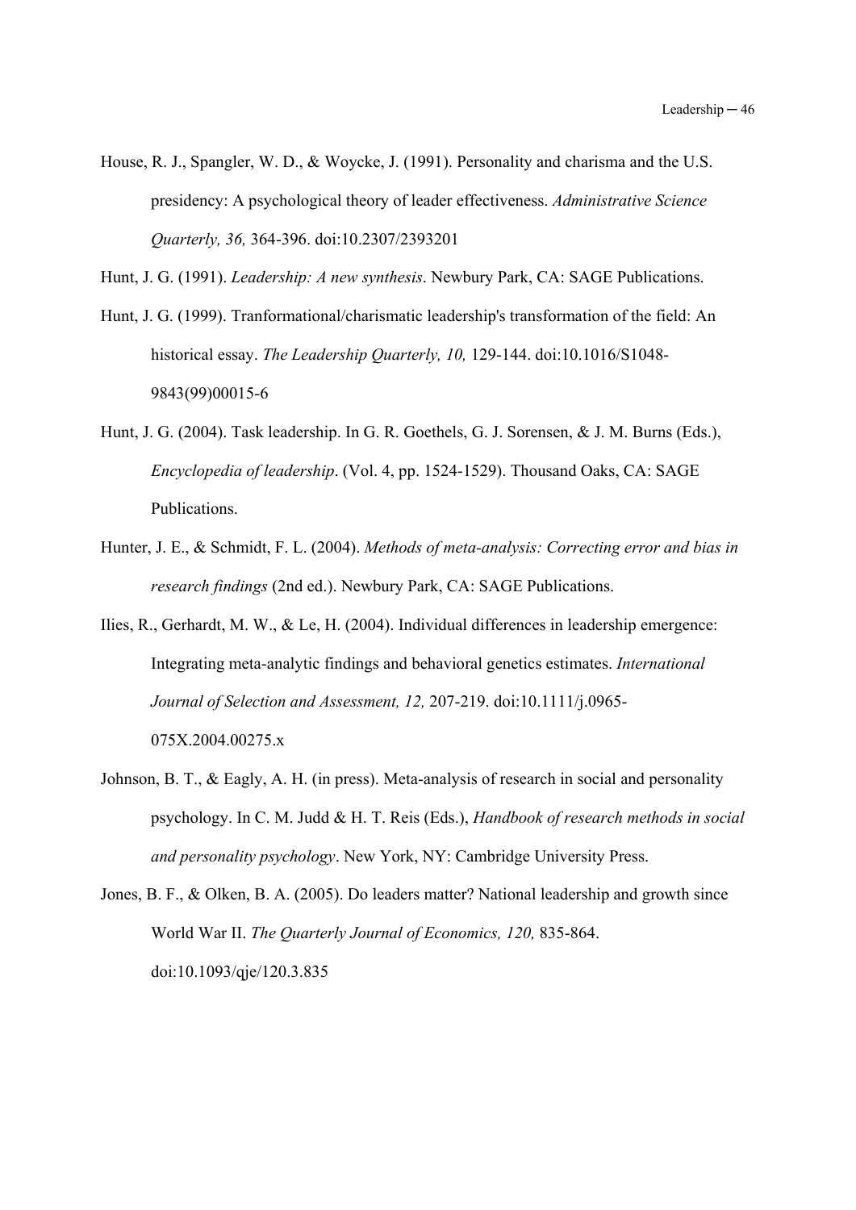House, R. J., Spangler, W. D., & Woycke, J. (1991). Personality and charisma and the U.S. presidency: A psychological theory of leader effectiveness. *Administrative Science Quarterly, 36,* 364-396. doi:10.2307/2393201

Hunt, J. G. (1991). *Leadership: A new synthesis*. Newbury Park, CA: SAGE Publications.

Hunt, J. G. (1999). Tranformational/charismatic leadership's transformation of the field: An historical essay. *The Leadership Quarterly, 10,* 129-144. doi:10.1016/S1048-9843(99)00015-6

Hunt, J. G. (2004). Task leadership. In G. R. Goethels, G. J. Sorensen, & J. M. Burns (Eds.), *Encyclopedia of leadership*. (Vol. 4, pp. 1524-1529). Thousand Oaks, CA: SAGE Publications.

Hunter, J. E., & Schmidt, F. L. (2004). *Methods of meta-analysis: Correcting error and bias in research findings* (2nd ed.). Newbury Park, CA: SAGE Publications.

Ilies, R., Gerhardt, M. W., & Le, H. (2004). Individual differences in leadership emergence: Integrating meta-analytic findings and behavioral genetics estimates. *International Journal of Selection and Assessment, 12,* 207-219. doi:10.1111/j.0965-075X.2004.00275.x

Johnson, B. T., & Eagly, A. H. (in press). Meta-analysis of research in social and personality psychology. In C. M. Judd & H. T. Reis (Eds.), *Handbook of research methods in social and personality psychology*. New York, NY: Cambridge University Press.

Jones, B. F., & Olken, B. A. (2005). Do leaders matter? National leadership and growth since World War II. *The Quarterly Journal of Economics, 120,* 835-864. doi:10.1093/qje/120.3.835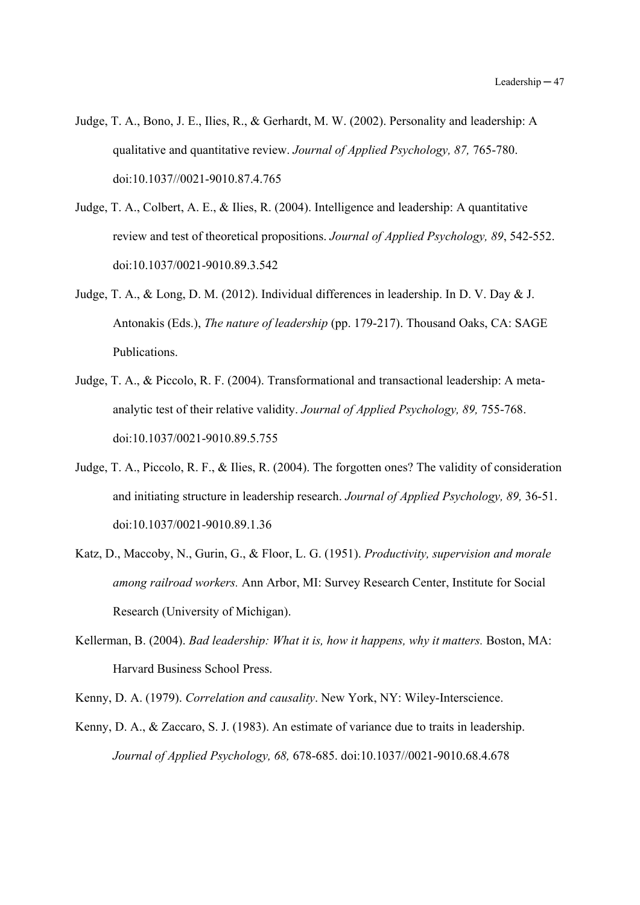Judge, T. A., Bono, J. E., Ilies, R., & Gerhardt, M. W. (2002). Personality and leadership: A qualitative and quantitative review. *Journal of Applied Psychology, 87,* 765-780. doi:10.1037//0021-9010.87.4.765

Judge, T. A., Colbert, A. E., & Ilies, R. (2004). Intelligence and leadership: A quantitative review and test of theoretical propositions. *Journal of Applied Psychology, 89*, 542-552. doi:10.1037/0021-9010.89.3.542

Judge, T. A., & Long, D. M. (2012). Individual differences in leadership. In D. V. Day & J. Antonakis (Eds.), *The nature of leadership* (pp. 179-217). Thousand Oaks, CA: SAGE Publications.

Judge, T. A., & Piccolo, R. F. (2004). Transformational and transactional leadership: A meta-analytic test of their relative validity. *Journal of Applied Psychology, 89,* 755-768. doi:10.1037/0021-9010.89.5.755

Judge, T. A., Piccolo, R. F., & Ilies, R. (2004). The forgotten ones? The validity of consideration and initiating structure in leadership research. *Journal of Applied Psychology, 89,* 36-51. doi:10.1037/0021-9010.89.1.36

Katz, D., Maccoby, N., Gurin, G., & Floor, L. G. (1951). *Productivity, supervision and morale among railroad workers.* Ann Arbor, MI: Survey Research Center, Institute for Social Research (University of Michigan).

Kellerman, B. (2004). *Bad leadership: What it is, how it happens, why it matters.* Boston, MA: Harvard Business School Press.

Kenny, D. A. (1979). *Correlation and causality*. New York, NY: Wiley-Interscience.

Kenny, D. A., & Zaccaro, S. J. (1983). An estimate of variance due to traits in leadership. *Journal of Applied Psychology, 68,* 678-685. doi:10.1037//0021-9010.68.4.678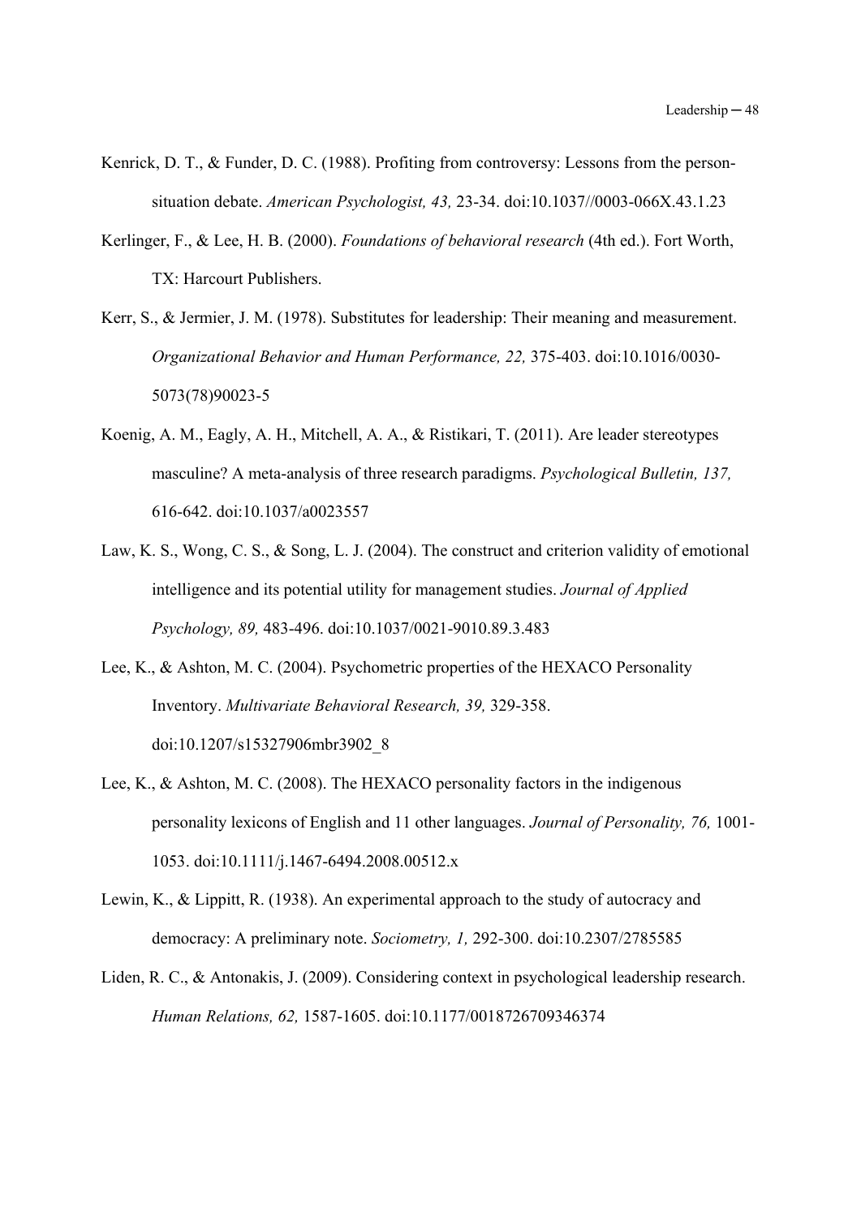Kenrick, D. T., & Funder, D. C. (1988). Profiting from controversy: Lessons from the person-situation debate. *American Psychologist, 43,* 23-34. doi:10.1037//0003-066X.43.1.23

Kerlinger, F., & Lee, H. B. (2000). *Foundations of behavioral research* (4th ed.). Fort Worth, TX: Harcourt Publishers.

Kerr, S., & Jermier, J. M. (1978). Substitutes for leadership: Their meaning and measurement. *Organizational Behavior and Human Performance, 22,* 375-403. doi:10.1016/0030-5073(78)90023-5

Koenig, A. M., Eagly, A. H., Mitchell, A. A., & Ristikari, T. (2011). Are leader stereotypes masculine? A meta-analysis of three research paradigms. *Psychological Bulletin, 137,* 616-642. doi:10.1037/a0023557

Law, K. S., Wong, C. S., & Song, L. J. (2004). The construct and criterion validity of emotional intelligence and its potential utility for management studies. *Journal of Applied Psychology, 89,* 483-496. doi:10.1037/0021-9010.89.3.483

Lee, K., & Ashton, M. C. (2004). Psychometric properties of the HEXACO Personality Inventory. *Multivariate Behavioral Research, 39,* 329-358. doi:10.1207/s15327906mbr3902_8

Lee, K., & Ashton, M. C. (2008). The HEXACO personality factors in the indigenous personality lexicons of English and 11 other languages. *Journal of Personality, 76,* 1001-1053. doi:10.1111/j.1467-6494.2008.00512.x

Lewin, K., & Lippitt, R. (1938). An experimental approach to the study of autocracy and democracy: A preliminary note. *Sociometry, 1,* 292-300. doi:10.2307/2785585

Liden, R. C., & Antonakis, J. (2009). Considering context in psychological leadership research. *Human Relations, 62,* 1587-1605. doi:10.1177/0018726709346374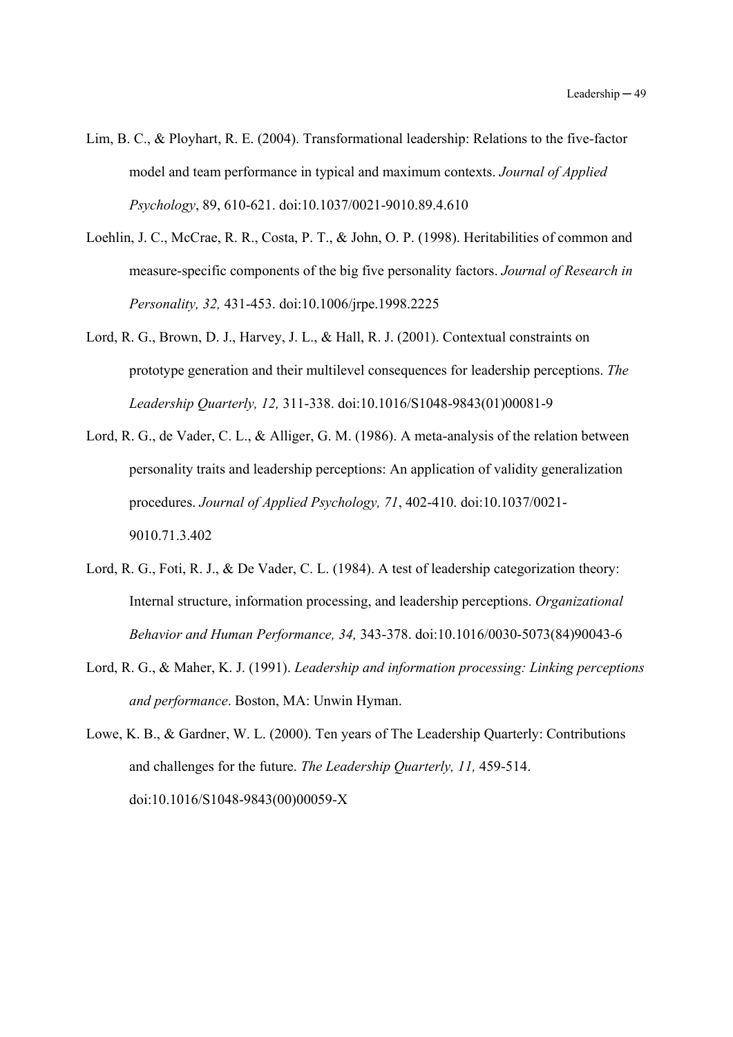Lim, B. C., & Ployhart, R. E. (2004). Transformational leadership: Relations to the five-factor model and team performance in typical and maximum contexts. *Journal of Applied Psychology*, 89, 610-621. doi:10.1037/0021-9010.89.4.610

Loehlin, J. C., McCrae, R. R., Costa, P. T., & John, O. P. (1998). Heritabilities of common and measure-specific components of the big five personality factors. *Journal of Research in Personality, 32,* 431-453. doi:10.1006/jrpe.1998.2225

Lord, R. G., Brown, D. J., Harvey, J. L., & Hall, R. J. (2001). Contextual constraints on prototype generation and their multilevel consequences for leadership perceptions. *The Leadership Quarterly, 12,* 311-338. doi:10.1016/S1048-9843(01)00081-9

Lord, R. G., de Vader, C. L., & Alliger, G. M. (1986). A meta-analysis of the relation between personality traits and leadership perceptions: An application of validity generalization procedures. *Journal of Applied Psychology, 71*, 402-410. doi:10.1037/0021-9010.71.3.402

Lord, R. G., Foti, R. J., & De Vader, C. L. (1984). A test of leadership categorization theory: Internal structure, information processing, and leadership perceptions. *Organizational Behavior and Human Performance, 34,* 343-378. doi:10.1016/0030-5073(84)90043-6

Lord, R. G., & Maher, K. J. (1991). *Leadership and information processing: Linking perceptions and performance*. Boston, MA: Unwin Hyman.

Lowe, K. B., & Gardner, W. L. (2000). Ten years of The Leadership Quarterly: Contributions and challenges for the future. *The Leadership Quarterly, 11,* 459-514. doi:10.1016/S1048-9843(00)00059-X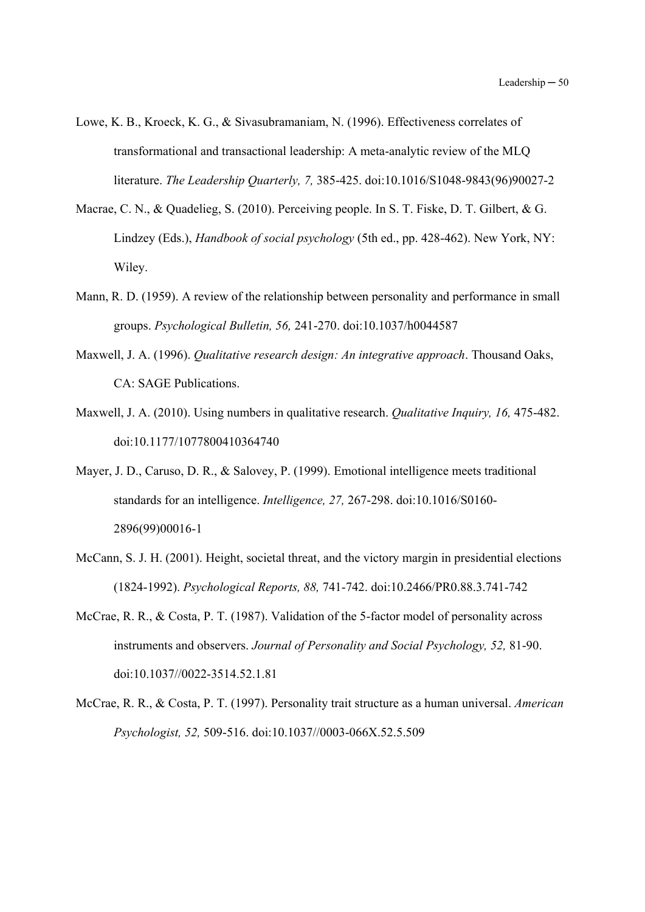Lowe, K. B., Kroeck, K. G., & Sivasubramaniam, N. (1996). Effectiveness correlates of transformational and transactional leadership: A meta-analytic review of the MLQ literature. *The Leadership Quarterly, 7,* 385-425. doi:10.1016/S1048-9843(96)90027-2

Macrae, C. N., & Quadelieg, S. (2010). Perceiving people. In S. T. Fiske, D. T. Gilbert, & G. Lindzey (Eds.), *Handbook of social psychology* (5th ed., pp. 428-462). New York, NY: Wiley.

Mann, R. D. (1959). A review of the relationship between personality and performance in small groups. *Psychological Bulletin, 56,* 241-270. doi:10.1037/h0044587

Maxwell, J. A. (1996). *Qualitative research design: An integrative approach*. Thousand Oaks, CA: SAGE Publications.

Maxwell, J. A. (2010). Using numbers in qualitative research. *Qualitative Inquiry, 16,* 475-482. doi:10.1177/1077800410364740

Mayer, J. D., Caruso, D. R., & Salovey, P. (1999). Emotional intelligence meets traditional standards for an intelligence. *Intelligence, 27,* 267-298. doi:10.1016/S0160-2896(99)00016-1

McCann, S. J. H. (2001). Height, societal threat, and the victory margin in presidential elections (1824-1992). *Psychological Reports, 88,* 741-742. doi:10.2466/PR0.88.3.741-742

McCrae, R. R., & Costa, P. T. (1987). Validation of the 5-factor model of personality across instruments and observers. *Journal of Personality and Social Psychology, 52,* 81-90. doi:10.1037//0022-3514.52.1.81

McCrae, R. R., & Costa, P. T. (1997). Personality trait structure as a human universal. *American Psychologist, 52,* 509-516. doi:10.1037//0003-066X.52.5.509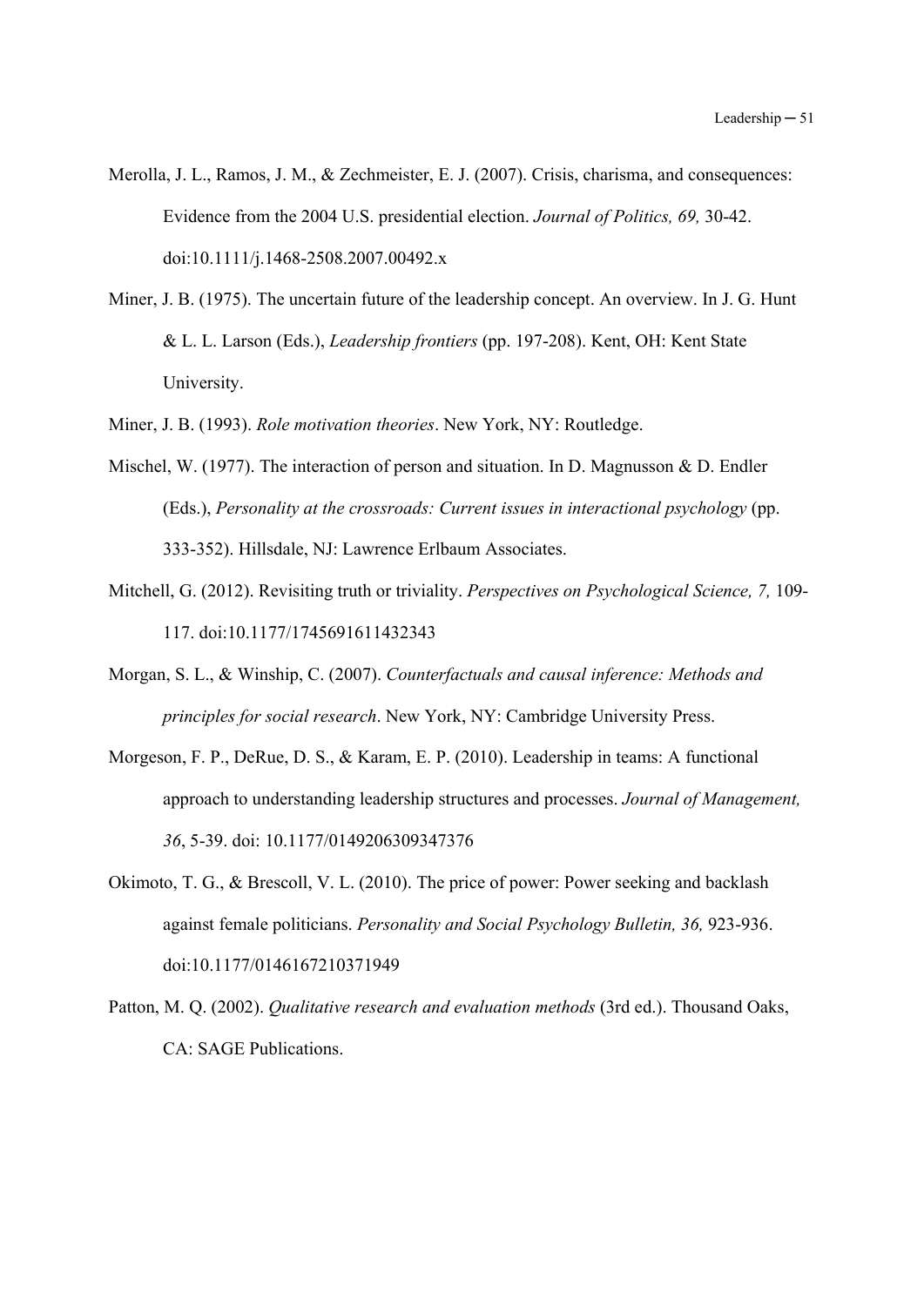Merolla, J. L., Ramos, J. M., & Zechmeister, E. J. (2007). Crisis, charisma, and consequences: Evidence from the 2004 U.S. presidential election. *Journal of Politics, 69,* 30-42. doi:10.1111/j.1468-2508.2007.00492.x

Miner, J. B. (1975). The uncertain future of the leadership concept. An overview. In J. G. Hunt & L. L. Larson (Eds.), *Leadership frontiers* (pp. 197-208). Kent, OH: Kent State University.

Miner, J. B. (1993). *Role motivation theories*. New York, NY: Routledge.

Mischel, W. (1977). The interaction of person and situation. In D. Magnusson & D. Endler (Eds.), *Personality at the crossroads: Current issues in interactional psychology* (pp. 333-352). Hillsdale, NJ: Lawrence Erlbaum Associates.

Mitchell, G. (2012). Revisiting truth or triviality. *Perspectives on Psychological Science, 7,* 109-117. doi:10.1177/1745691611432343

Morgan, S. L., & Winship, C. (2007). *Counterfactuals and causal inference: Methods and principles for social research*. New York, NY: Cambridge University Press.

Morgeson, F. P., DeRue, D. S., & Karam, E. P. (2010). Leadership in teams: A functional approach to understanding leadership structures and processes. *Journal of Management, 36*, 5-39. doi: 10.1177/0149206309347376

Okimoto, T. G., & Brescoll, V. L. (2010). The price of power: Power seeking and backlash against female politicians. *Personality and Social Psychology Bulletin, 36,* 923-936. doi:10.1177/0146167210371949

Patton, M. Q. (2002). *Qualitative research and evaluation methods* (3rd ed.). Thousand Oaks, CA: SAGE Publications.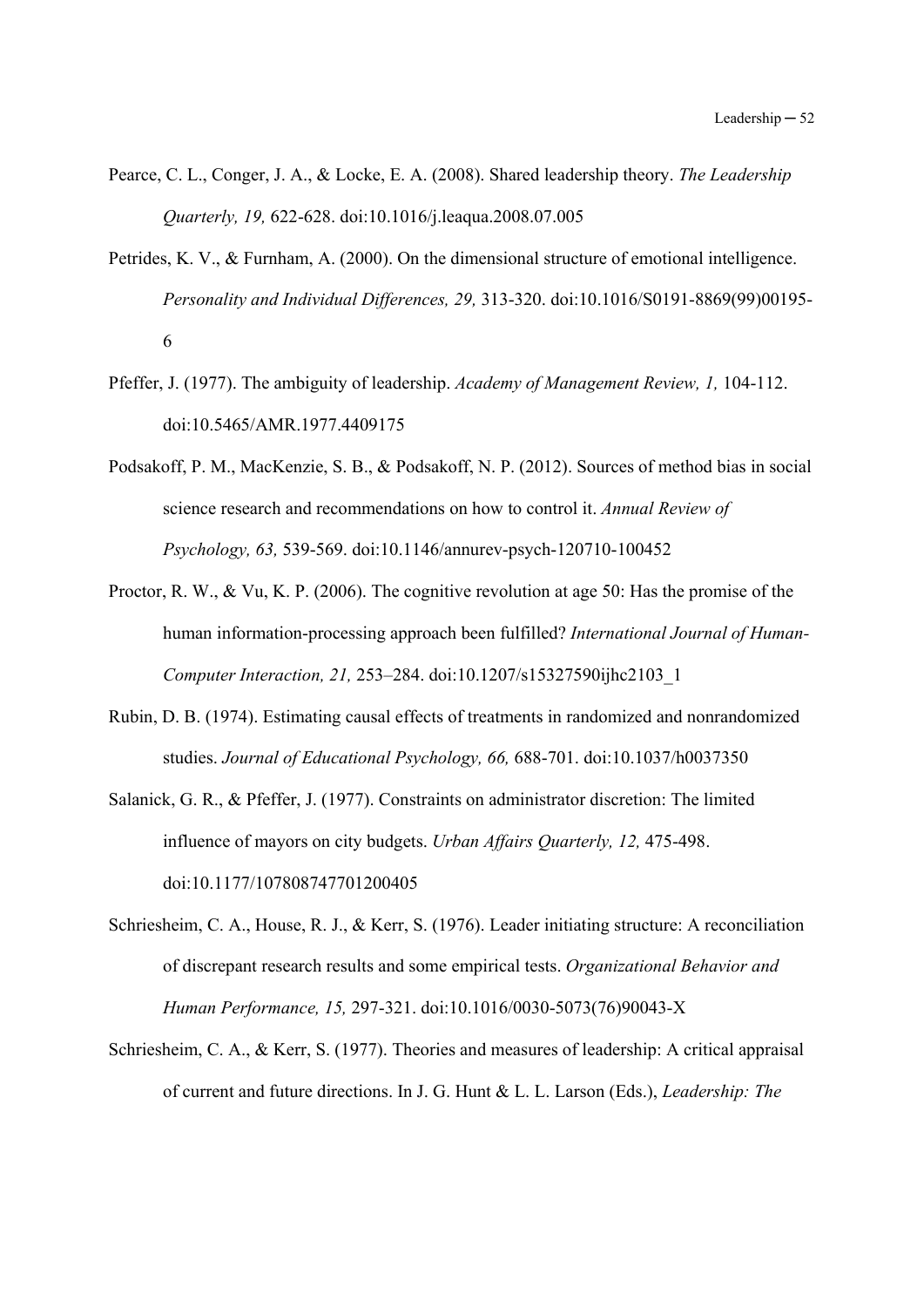Pearce, C. L., Conger, J. A., & Locke, E. A. (2008). Shared leadership theory. *The Leadership Quarterly, 19,* 622-628. doi:10.1016/j.leaqua.2008.07.005

Petrides, K. V., & Furnham, A. (2000). On the dimensional structure of emotional intelligence. *Personality and Individual Differences, 29,* 313-320. doi:10.1016/S0191-8869(99)00195-6

Pfeffer, J. (1977). The ambiguity of leadership. *Academy of Management Review, 1,* 104-112. doi:10.5465/AMR.1977.4409175

Podsakoff, P. M., MacKenzie, S. B., & Podsakoff, N. P. (2012). Sources of method bias in social science research and recommendations on how to control it. *Annual Review of Psychology, 63,* 539-569. doi:10.1146/annurev-psych-120710-100452

Proctor, R. W., & Vu, K. P. (2006). The cognitive revolution at age 50: Has the promise of the human information-processing approach been fulfilled? *International Journal of Human-Computer Interaction, 21,* 253–284. doi:10.1207/s15327590ijhc2103_1

Rubin, D. B. (1974). Estimating causal effects of treatments in randomized and nonrandomized studies. *Journal of Educational Psychology, 66,* 688-701. doi:10.1037/h0037350

Salanick, G. R., & Pfeffer, J. (1977). Constraints on administrator discretion: The limited influence of mayors on city budgets. *Urban Affairs Quarterly, 12,* 475-498. doi:10.1177/107808747701200405

Schriesheim, C. A., House, R. J., & Kerr, S. (1976). Leader initiating structure: A reconciliation of discrepant research results and some empirical tests. *Organizational Behavior and Human Performance, 15,* 297-321. doi:10.1016/0030-5073(76)90043-X

Schriesheim, C. A., & Kerr, S. (1977). Theories and measures of leadership: A critical appraisal of current and future directions. In J. G. Hunt & L. L. Larson (Eds.), *Leadership: The*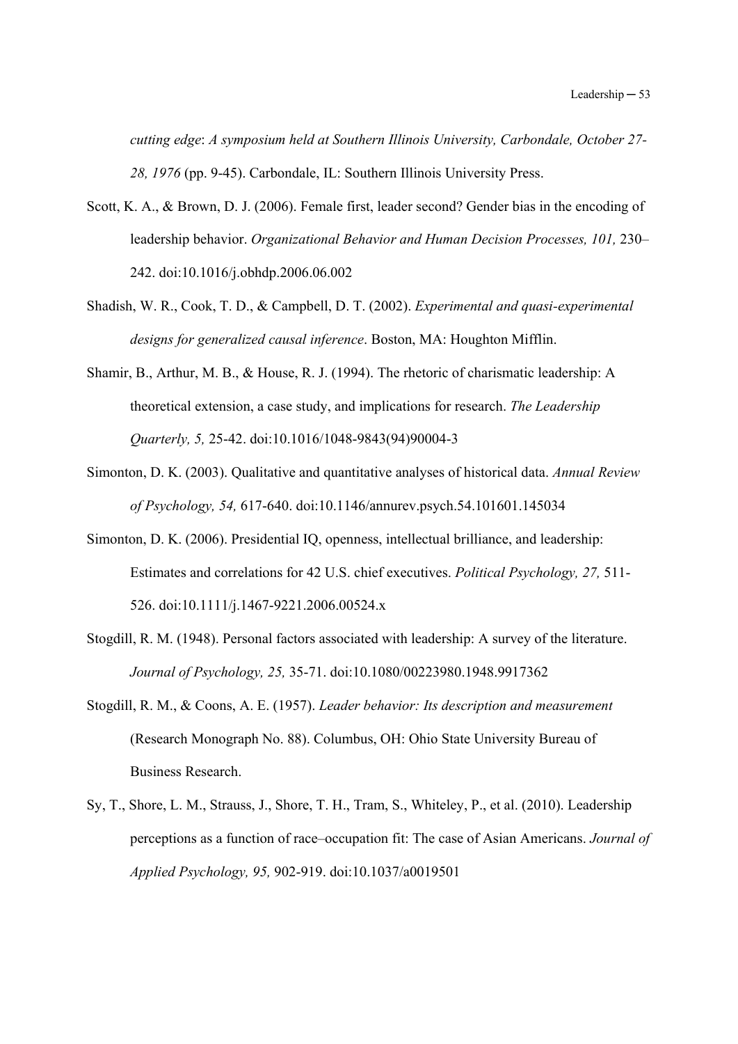*cutting edge*: *A symposium held at Southern Illinois University, Carbondale, October 27-28, 1976* (pp. 9-45). Carbondale, IL: Southern Illinois University Press.

Scott, K. A., & Brown, D. J. (2006). Female first, leader second? Gender bias in the encoding of leadership behavior. *Organizational Behavior and Human Decision Processes, 101,* 230–242. doi:10.1016/j.obhdp.2006.06.002

Shadish, W. R., Cook, T. D., & Campbell, D. T. (2002). *Experimental and quasi-experimental designs for generalized causal inference*. Boston, MA: Houghton Mifflin.

Shamir, B., Arthur, M. B., & House, R. J. (1994). The rhetoric of charismatic leadership: A theoretical extension, a case study, and implications for research. *The Leadership Quarterly, 5,* 25-42. doi:10.1016/1048-9843(94)90004-3

Simonton, D. K. (2003). Qualitative and quantitative analyses of historical data. *Annual Review of Psychology, 54,* 617-640. doi:10.1146/annurev.psych.54.101601.145034

Simonton, D. K. (2006). Presidential IQ, openness, intellectual brilliance, and leadership: Estimates and correlations for 42 U.S. chief executives. *Political Psychology, 27,* 511-526. doi:10.1111/j.1467-9221.2006.00524.x

Stogdill, R. M. (1948). Personal factors associated with leadership: A survey of the literature. *Journal of Psychology, 25,* 35-71. doi:10.1080/00223980.1948.9917362

Stogdill, R. M., & Coons, A. E. (1957). *Leader behavior: Its description and measurement* (Research Monograph No. 88). Columbus, OH: Ohio State University Bureau of Business Research.

Sy, T., Shore, L. M., Strauss, J., Shore, T. H., Tram, S., Whiteley, P., et al. (2010). Leadership perceptions as a function of race–occupation fit: The case of Asian Americans. *Journal of Applied Psychology, 95,* 902-919. doi:10.1037/a0019501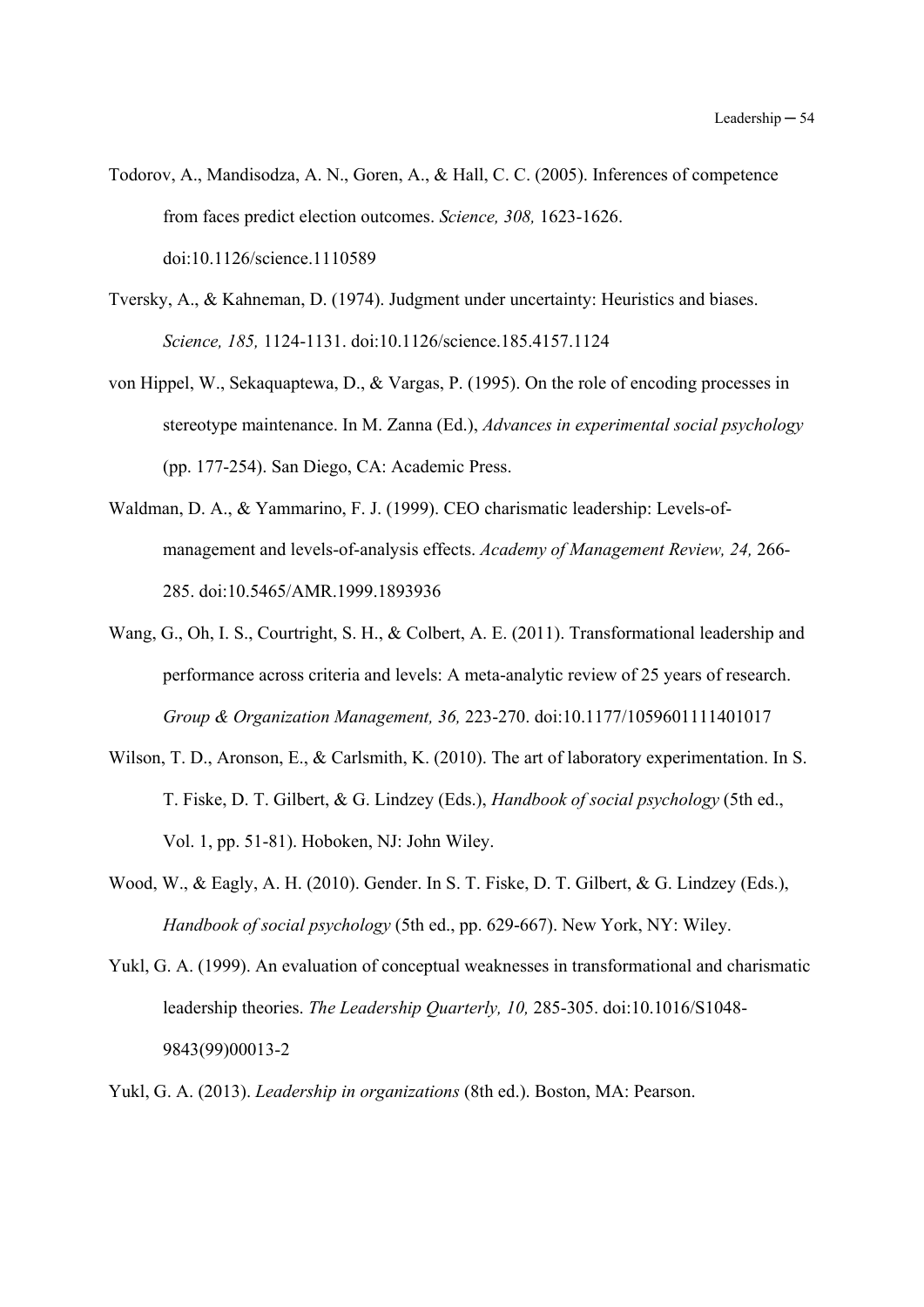Todorov, A., Mandisodza, A. N., Goren, A., & Hall, C. C. (2005). Inferences of competence from faces predict election outcomes. *Science, 308,* 1623-1626. doi:10.1126/science.1110589

Tversky, A., & Kahneman, D. (1974). Judgment under uncertainty: Heuristics and biases. *Science, 185,* 1124-1131. doi:10.1126/science.185.4157.1124

von Hippel, W., Sekaquaptewa, D., & Vargas, P. (1995). On the role of encoding processes in stereotype maintenance. In M. Zanna (Ed.), *Advances in experimental social psychology* (pp. 177-254). San Diego, CA: Academic Press.

Waldman, D. A., & Yammarino, F. J. (1999). CEO charismatic leadership: Levels-of-management and levels-of-analysis effects. *Academy of Management Review, 24,* 266-285. doi:10.5465/AMR.1999.1893936

Wang, G., Oh, I. S., Courtright, S. H., & Colbert, A. E. (2011). Transformational leadership and performance across criteria and levels: A meta-analytic review of 25 years of research. *Group & Organization Management, 36,* 223-270. doi:10.1177/1059601111401017

Wilson, T. D., Aronson, E., & Carlsmith, K. (2010). The art of laboratory experimentation. In S. T. Fiske, D. T. Gilbert, & G. Lindzey (Eds.), *Handbook of social psychology* (5th ed., Vol. 1, pp. 51-81). Hoboken, NJ: John Wiley.

Wood, W., & Eagly, A. H. (2010). Gender. In S. T. Fiske, D. T. Gilbert, & G. Lindzey (Eds.), *Handbook of social psychology* (5th ed., pp. 629-667). New York, NY: Wiley.

Yukl, G. A. (1999). An evaluation of conceptual weaknesses in transformational and charismatic leadership theories. *The Leadership Quarterly, 10,* 285-305. doi:10.1016/S1048-9843(99)00013-2

Yukl, G. A. (2013). *Leadership in organizations* (8th ed.). Boston, MA: Pearson.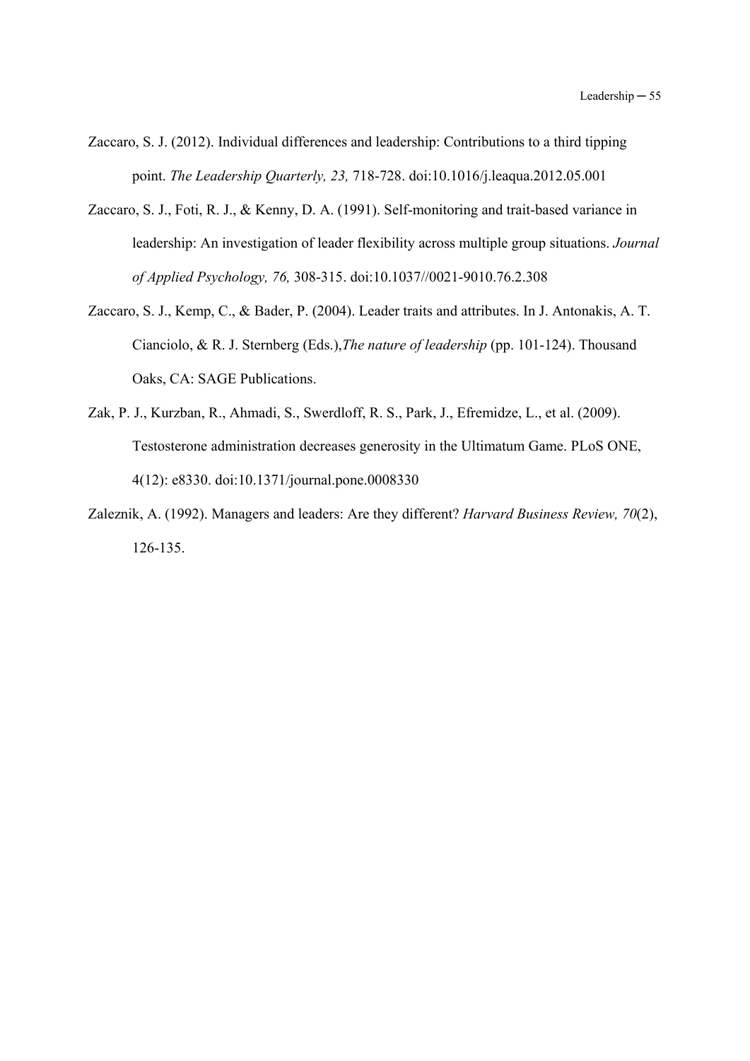Zaccaro, S. J. (2012). Individual differences and leadership: Contributions to a third tipping point. *The Leadership Quarterly, 23,* 718-728. doi:10.1016/j.leaqua.2012.05.001

Zaccaro, S. J., Foti, R. J., & Kenny, D. A. (1991). Self-monitoring and trait-based variance in leadership: An investigation of leader flexibility across multiple group situations. *Journal of Applied Psychology, 76,* 308-315. doi:10.1037//0021-9010.76.2.308

Zaccaro, S. J., Kemp, C., & Bader, P. (2004). Leader traits and attributes. In J. Antonakis, A. T. Cianciolo, & R. J. Sternberg (Eds.),*The nature of leadership* (pp. 101-124). Thousand Oaks, CA: SAGE Publications.

Zak, P. J., Kurzban, R., Ahmadi, S., Swerdloff, R. S., Park, J., Efremidze, L., et al. (2009). Testosterone administration decreases generosity in the Ultimatum Game. PLoS ONE, 4(12): e8330. doi:10.1371/journal.pone.0008330

Zaleznik, A. (1992). Managers and leaders: Are they different? *Harvard Business Review, 70*(2), 126-135.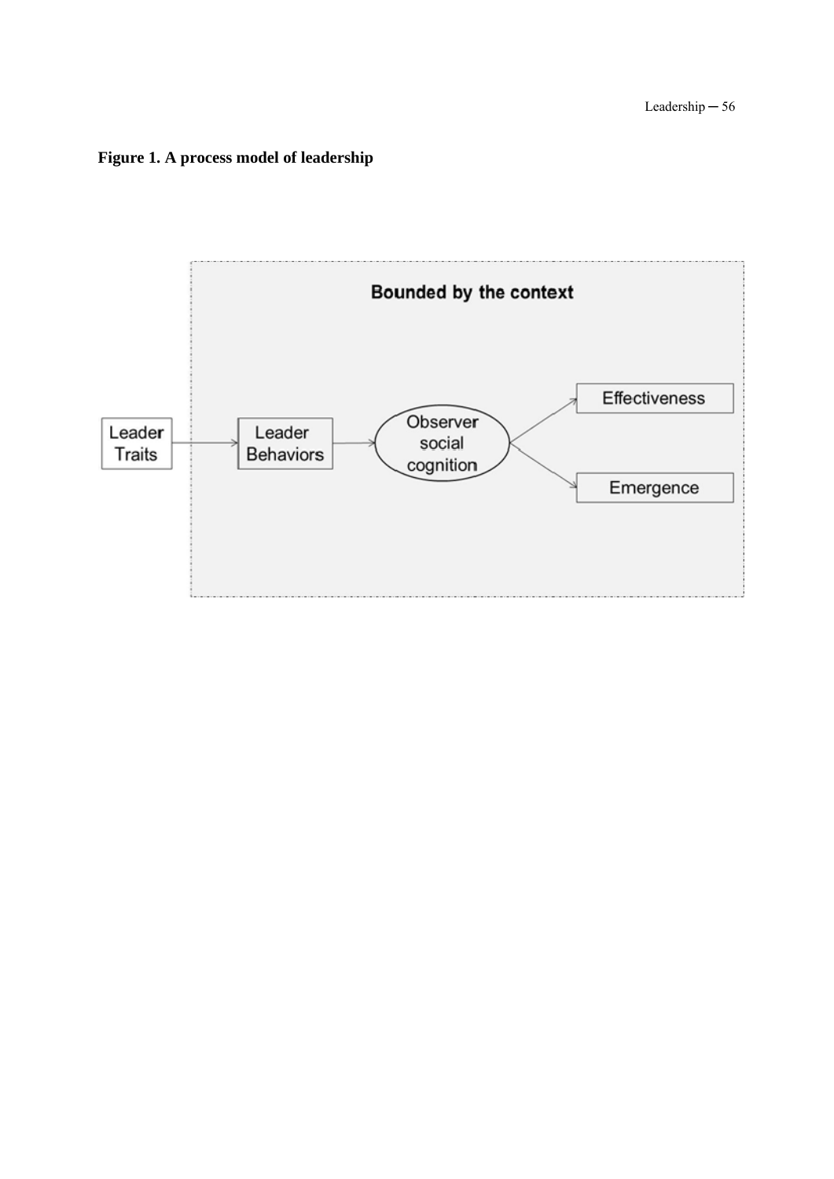**Figure 1. A process model of leadership**

Bounded by the context

Leader Traits

Leader Behaviors

Observer social cognition

Effectiveness

Emergence